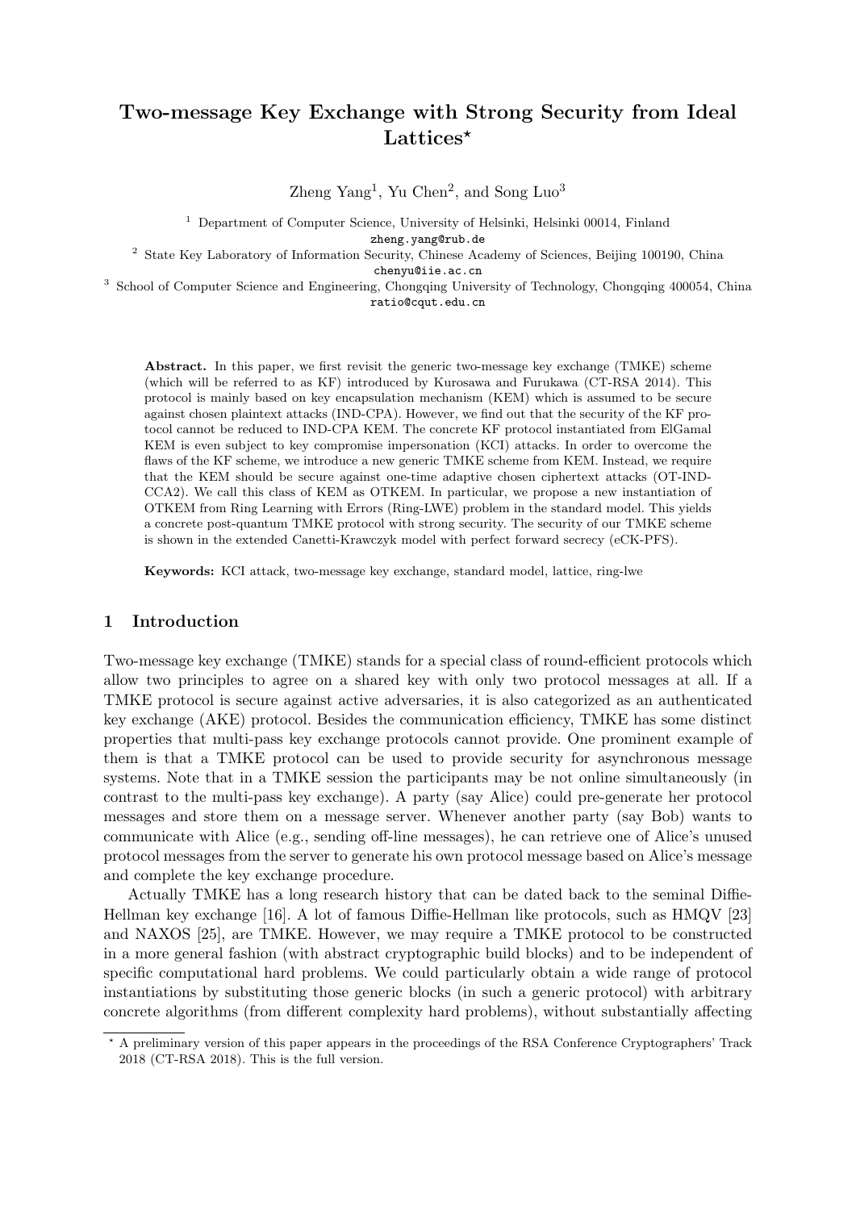# Two-message Key Exchange with Strong Security from Ideal Lattices*

Zheng Yang[1], Yu Chen[2], and Song Luo[3]

[1] Department of Computer Science, University of Helsinki, Helsinki 00014, Finland
zheng.yang@rub.de

[2] State Key Laboratory of Information Security, Chinese Academy of Sciences, Beijing 100190, China
chenyu@iie.ac.cn

[3] School of Computer Science and Engineering, Chongqing University of Technology, Chongqing 400054, China
ratio@cqut.edu.cn

**Abstract.** In this paper, we first revisit the generic two-message key exchange (TMKE) scheme (which will be referred to as KF) introduced by Kurosawa and Furukawa (CT-RSA 2014). This protocol is mainly based on key encapsulation mechanism (KEM) which is assumed to be secure against chosen plaintext attacks (IND-CPA). However, we find out that the security of the KF protocol cannot be reduced to IND-CPA KEM. The concrete KF protocol instantiated from ElGamal KEM is even subject to key compromise impersonation (KCI) attacks. In order to overcome the flaws of the KF scheme, we introduce a new generic TMKE scheme from KEM. Instead, we require that the KEM should be secure against one-time adaptive chosen ciphertext attacks (OT-IND-CCA2). We call this class of KEM as OTKEM. In particular, we propose a new instantiation of OTKEM from Ring Learning with Errors (Ring-LWE) problem in the standard model. This yields a concrete post-quantum TMKE protocol with strong security. The security of our TMKE scheme is shown in the extended Canetti-Krawczyk model with perfect forward secrecy (eCK-PFS).

**Keywords:** KCI attack, two-message key exchange, standard model, lattice, ring-lwe

## 1 Introduction

Two-message key exchange (TMKE) stands for a special class of round-efficient protocols which allow two principles to agree on a shared key with only two protocol messages at all. If a TMKE protocol is secure against active adversaries, it is also categorized as an authenticated key exchange (AKE) protocol. Besides the communication efficiency, TMKE has some distinct properties that multi-pass key exchange protocols cannot provide. One prominent example of them is that a TMKE protocol can be used to provide security for asynchronous message systems. Note that in a TMKE session the participants may be not online simultaneously (in contrast to the multi-pass key exchange). A party (say Alice) could pre-generate her protocol messages and store them on a message server. Whenever another party (say Bob) wants to communicate with Alice (e.g., sending off-line messages), he can retrieve one of Alice's unused protocol messages from the server to generate his own protocol message based on Alice's message and complete the key exchange procedure.

Actually TMKE has a long research history that can be dated back to the seminal Diffie-Hellman key exchange [16]. A lot of famous Diffie-Hellman like protocols, such as HMQV [23] and NAXOS [25], are TMKE. However, we may require a TMKE protocol to be constructed in a more general fashion (with abstract cryptographic build blocks) and to be independent of specific computational hard problems. We could particularly obtain a wide range of protocol instantiations by substituting those generic blocks (in such a generic protocol) with arbitrary concrete algorithms (from different complexity hard problems), without substantially affecting

* A preliminary version of this paper appears in the proceedings of the RSA Conference Cryptographers' Track 2018 (CT-RSA 2018). This is the full version.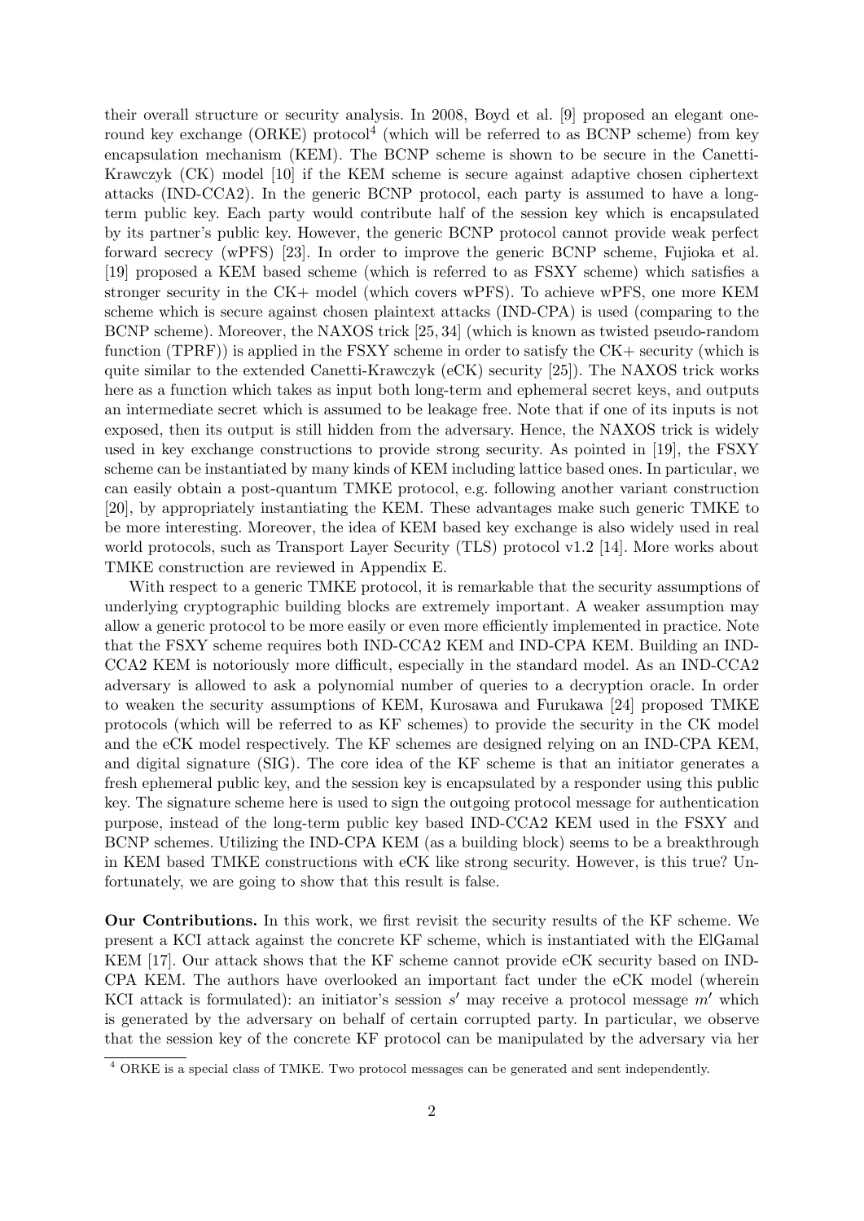their overall structure or security analysis. In 2008, Boyd et al. [9] proposed an elegant one-round key exchange (ORKE) protocol[4] (which will be referred to as BCNP scheme) from key encapsulation mechanism (KEM). The BCNP scheme is shown to be secure in the Canetti-Krawczyk (CK) model [10] if the KEM scheme is secure against adaptive chosen ciphertext attacks (IND-CCA2). In the generic BCNP protocol, each party is assumed to have a long-term public key. Each party would contribute half of the session key which is encapsulated by its partner's public key. However, the generic BCNP protocol cannot provide weak perfect forward secrecy (wPFS) [23]. In order to improve the generic BCNP scheme, Fujioka et al. [19] proposed a KEM based scheme (which is referred to as FSXY scheme) which satisfies a stronger security in the CK+ model (which covers wPFS). To achieve wPFS, one more KEM scheme which is secure against chosen plaintext attacks (IND-CPA) is used (comparing to the BCNP scheme). Moreover, the NAXOS trick [25, 34] (which is known as twisted pseudo-random function (TPRF)) is applied in the FSXY scheme in order to satisfy the CK+ security (which is quite similar to the extended Canetti-Krawczyk (eCK) security [25]). The NAXOS trick works here as a function which takes as input both long-term and ephemeral secret keys, and outputs an intermediate secret which is assumed to be leakage free. Note that if one of its inputs is not exposed, then its output is still hidden from the adversary. Hence, the NAXOS trick is widely used in key exchange constructions to provide strong security. As pointed in [19], the FSXY scheme can be instantiated by many kinds of KEM including lattice based ones. In particular, we can easily obtain a post-quantum TMKE protocol, e.g. following another variant construction [20], by appropriately instantiating the KEM. These advantages make such generic TMKE to be more interesting. Moreover, the idea of KEM based key exchange is also widely used in real world protocols, such as Transport Layer Security (TLS) protocol v1.2 [14]. More works about TMKE construction are reviewed in Appendix E.

With respect to a generic TMKE protocol, it is remarkable that the security assumptions of underlying cryptographic building blocks are extremely important. A weaker assumption may allow a generic protocol to be more easily or even more efficiently implemented in practice. Note that the FSXY scheme requires both IND-CCA2 KEM and IND-CPA KEM. Building an IND-CCA2 KEM is notoriously more difficult, especially in the standard model. As an IND-CCA2 adversary is allowed to ask a polynomial number of queries to a decryption oracle. In order to weaken the security assumptions of KEM, Kurosawa and Furukawa [24] proposed TMKE protocols (which will be referred to as KF schemes) to provide the security in the CK model and the eCK model respectively. The KF schemes are designed relying on an IND-CPA KEM, and digital signature (SIG). The core idea of the KF scheme is that an initiator generates a fresh ephemeral public key, and the session key is encapsulated by a responder using this public key. The signature scheme here is used to sign the outgoing protocol message for authentication purpose, instead of the long-term public key based IND-CCA2 KEM used in the FSXY and BCNP schemes. Utilizing the IND-CPA KEM (as a building block) seems to be a breakthrough in KEM based TMKE constructions with eCK like strong security. However, is this true? Unfortunately, we are going to show that this result is false.

**Our Contributions.** In this work, we first revisit the security results of the KF scheme. We present a KCI attack against the concrete KF scheme, which is instantiated with the ElGamal KEM [17]. Our attack shows that the KF scheme cannot provide eCK security based on IND-CPA KEM. The authors have overlooked an important fact under the eCK model (wherein KCI attack is formulated): an initiator's session $s'$ may receive a protocol message $m'$ which is generated by the adversary on behalf of certain corrupted party. In particular, we observe that the session key of the concrete KF protocol can be manipulated by the adversary via her

[4] ORKE is a special class of TMKE. Two protocol messages can be generated and sent independently.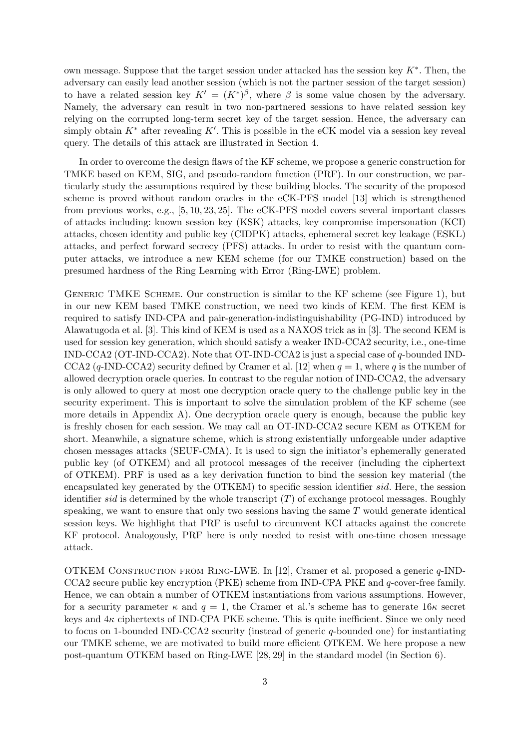own message. Suppose that the target session under attacked has the session key $K^*$. Then, the adversary can easily lead another session (which is not the partner session of the target session) to have a related session key $K' = (K^*)^\beta$, where $\beta$ is some value chosen by the adversary. Namely, the adversary can result in two non-partnered sessions to have related session key relying on the corrupted long-term secret key of the target session. Hence, the adversary can simply obtain $K^*$ after revealing $K'$. This is possible in the eCK model via a session key reveal query. The details of this attack are illustrated in Section 4.

In order to overcome the design flaws of the KF scheme, we propose a generic construction for TMKE based on KEM, SIG, and pseudo-random function (PRF). In our construction, we particularly study the assumptions required by these building blocks. The security of the proposed scheme is proved without random oracles in the eCK-PFS model [13] which is strengthened from previous works, e.g., [5, 10, 23, 25]. The eCK-PFS model covers several important classes of attacks including: known session key (KSK) attacks, key compromise impersonation (KCI) attacks, chosen identity and public key (CIDPK) attacks, ephemeral secret key leakage (ESKL) attacks, and perfect forward secrecy (PFS) attacks. In order to resist with the quantum computer attacks, we introduce a new KEM scheme (for our TMKE construction) based on the presumed hardness of the Ring Learning with Error (Ring-LWE) problem.

Generic TMKE Scheme. Our construction is similar to the KF scheme (see Figure 1), but in our new KEM based TMKE construction, we need two kinds of KEM. The first KEM is required to satisfy IND-CPA and pair-generation-indistinguishability (PG-IND) introduced by Alawatugoda et al. [3]. This kind of KEM is used as a NAXOS trick as in [3]. The second KEM is used for session key generation, which should satisfy a weaker IND-CCA2 security, i.e., one-time IND-CCA2 (OT-IND-CCA2). Note that OT-IND-CCA2 is just a special case of $q$-bounded IND-CCA2 ($q$-IND-CCA2) security defined by Cramer et al. [12] when $q = 1$, where $q$ is the number of allowed decryption oracle queries. In contrast to the regular notion of IND-CCA2, the adversary is only allowed to query at most one decryption oracle query to the challenge public key in the security experiment. This is important to solve the simulation problem of the KF scheme (see more details in Appendix A). One decryption oracle query is enough, because the public key is freshly chosen for each session. We may call an OT-IND-CCA2 secure KEM as OTKEM for short. Meanwhile, a signature scheme, which is strong existentially unforgeable under adaptive chosen messages attacks (SEUF-CMA). It is used to sign the initiator's ephemerally generated public key (of OTKEM) and all protocol messages of the receiver (including the ciphertext of OTKEM). PRF is used as a key derivation function to bind the session key material (the encapsulated key generated by the OTKEM) to specific session identifier *sid*. Here, the session identifier *sid* is determined by the whole transcript ($T$) of exchange protocol messages. Roughly speaking, we want to ensure that only two sessions having the same $T$ would generate identical session keys. We highlight that PRF is useful to circumvent KCI attacks against the concrete KF protocol. Analogously, PRF here is only needed to resist with one-time chosen message attack.

OTKEM Construction from Ring-LWE. In [12], Cramer et al. proposed a generic $q$-IND-CCA2 secure public key encryption (PKE) scheme from IND-CPA PKE and $q$-cover-free family. Hence, we can obtain a number of OTKEM instantiations from various assumptions. However, for a security parameter $\kappa$ and $q = 1$, the Cramer et al.'s scheme has to generate $16\kappa$ secret keys and $4\kappa$ ciphertexts of IND-CPA PKE scheme. This is quite inefficient. Since we only need to focus on 1-bounded IND-CCA2 security (instead of generic $q$-bounded one) for instantiating our TMKE scheme, we are motivated to build more efficient OTKEM. We here propose a new post-quantum OTKEM based on Ring-LWE [28, 29] in the standard model (in Section 6).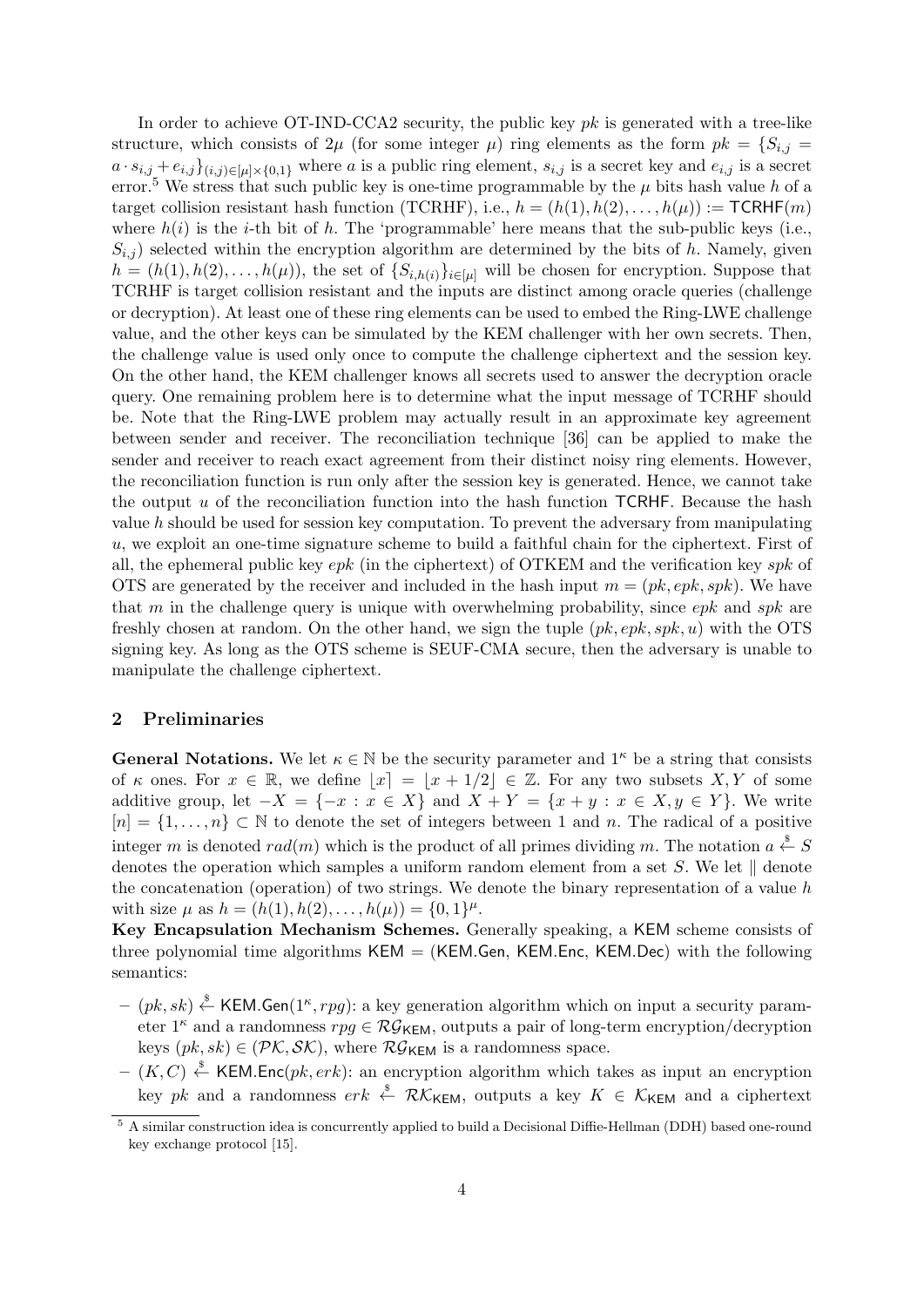In order to achieve OT-IND-CCA2 security, the public key $pk$ is generated with a tree-like structure, which consists of $2\mu$ (for some integer $\mu$) ring elements as the form $pk = \{S_{i,j} = a \cdot s_{i,j} + e_{i,j}\}_{(i,j) \in [\mu] \times \{0,1\}}$ where $a$ is a public ring element, $s_{i,j}$ is a secret key and $e_{i,j}$ is a secret error.[5] We stress that such public key is one-time programmable by the $\mu$ bits hash value $h$ of a target collision resistant hash function (TCRHF), i.e., $h = (h(1), h(2), \ldots, h(\mu)) := \mathsf{TCRHF}(m)$ where $h(i)$ is the $i$-th bit of $h$. The 'programmable' here means that the sub-public keys (i.e., $S_{i,j}$) selected within the encryption algorithm are determined by the bits of $h$. Namely, given $h = (h(1), h(2), \ldots, h(\mu))$, the set of $\{S_{i,h(i)}\}_{i \in [\mu]}$ will be chosen for encryption. Suppose that TCRHF is target collision resistant and the inputs are distinct among oracle queries (challenge or decryption). At least one of these ring elements can be used to embed the Ring-LWE challenge value, and the other keys can be simulated by the KEM challenger with her own secrets. Then, the challenge value is used only once to compute the challenge ciphertext and the session key. On the other hand, the KEM challenger knows all secrets used to answer the decryption oracle query. One remaining problem here is to determine what the input message of TCRHF should be. Note that the Ring-LWE problem may actually result in an approximate key agreement between sender and receiver. The reconciliation technique [36] can be applied to make the sender and receiver to reach exact agreement from their distinct noisy ring elements. However, the reconciliation function is run only after the session key is generated. Hence, we cannot take the output $u$ of the reconciliation function into the hash function $\mathsf{TCRHF}$. Because the hash value $h$ should be used for session key computation. To prevent the adversary from manipulating $u$, we exploit an one-time signature scheme to build a faithful chain for the ciphertext. First of all, the ephemeral public key $epk$ (in the ciphertext) of OTKEM and the verification key $spk$ of OTS are generated by the receiver and included in the hash input $m = (pk, epk, spk)$. We have that $m$ in the challenge query is unique with overwhelming probability, since $epk$ and $spk$ are freshly chosen at random. On the other hand, we sign the tuple $(pk, epk, spk, u)$ with the OTS signing key. As long as the OTS scheme is SEUF-CMA secure, then the adversary is unable to manipulate the challenge ciphertext.

## 2 Preliminaries

**General Notations.** We let $\kappa \in \mathbb{N}$ be the security parameter and $1^\kappa$ be a string that consists of $\kappa$ ones. For $x \in \mathbb{R}$, we define $\lfloor x \rceil = \lfloor x + 1/2 \rfloor \in \mathbb{Z}$. For any two subsets $X, Y$ of some additive group, let $-X = \{-x : x \in X\}$ and $X + Y = \{x + y : x \in X, y \in Y\}$. We write $[n] = \{1, \ldots, n\} \subset \mathbb{N}$ to denote the set of integers between 1 and $n$. The radical of a positive integer $m$ is denoted $rad(m)$ which is the product of all primes dividing $m$. The notation $a \stackrel{\$}{\leftarrow} S$ denotes the operation which samples a uniform random element from a set $S$. We let $\|$ denote the concatenation (operation) of two strings. We denote the binary representation of a value $h$ with size $\mu$ as $h = (h(1), h(2), \ldots, h(\mu)) = \{0,1\}^\mu$.

**Key Encapsulation Mechanism Schemes.** Generally speaking, a $\mathsf{KEM}$ scheme consists of three polynomial time algorithms $\mathsf{KEM} = (\mathsf{KEM.Gen}, \mathsf{KEM.Enc}, \mathsf{KEM.Dec})$ with the following semantics:

- $(pk, sk) \stackrel{\$}{\leftarrow} \mathsf{KEM.Gen}(1^\kappa, rpg)$: a key generation algorithm which on input a security parameter $1^\kappa$ and a randomness $rpg \in \mathcal{RG}_{\mathsf{KEM}}$, outputs a pair of long-term encryption/decryption keys $(pk, sk) \in (\mathcal{PK}, \mathcal{SK})$, where $\mathcal{RG}_{\mathsf{KEM}}$ is a randomness space.
- $(K, C) \stackrel{\$}{\leftarrow} \mathsf{KEM.Enc}(pk, erk)$: an encryption algorithm which takes as input an encryption key $pk$ and a randomness $erk \stackrel{\$}{\leftarrow} \mathcal{RK}_{\mathsf{KEM}}$, outputs a key $K \in \mathcal{K}_{\mathsf{KEM}}$ and a ciphertext

[5] A similar construction idea is concurrently applied to build a Decisional Diffie-Hellman (DDH) based one-round key exchange protocol [15].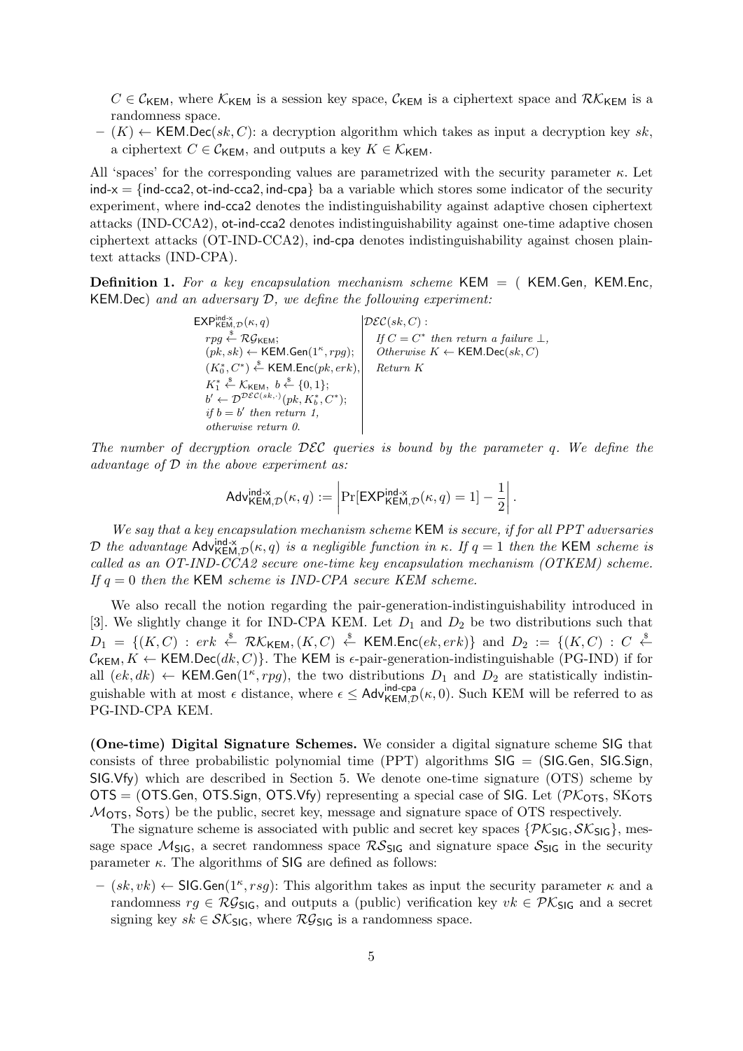$C \in \mathcal{C}_{\mathsf{KEM}}$, where $\mathcal{K}_{\mathsf{KEM}}$ is a session key space, $\mathcal{C}_{\mathsf{KEM}}$ is a ciphertext space and $\mathcal{RK}_{\mathsf{KEM}}$ is a randomness space.

– $(K) \leftarrow \mathsf{KEM.Dec}(sk, C)$: a decryption algorithm which takes as input a decryption key $sk$, a ciphertext $C \in \mathcal{C}_{\mathsf{KEM}}$, and outputs a key $K \in \mathcal{K}_{\mathsf{KEM}}$.

All 'spaces' for the corresponding values are parametrized with the security parameter $\kappa$. Let $\mathsf{ind\text{-}x} = \{\mathsf{ind\text{-}cca2}, \mathsf{ot\text{-}ind\text{-}cca2}, \mathsf{ind\text{-}cpa}\}$ ba a variable which stores some indicator of the security experiment, where $\mathsf{ind\text{-}cca2}$ denotes the indistinguishability against adaptive chosen ciphertext attacks (IND-CCA2), $\mathsf{ot\text{-}ind\text{-}cca2}$ denotes indistinguishability against one-time adaptive chosen ciphertext attacks (OT-IND-CCA2), $\mathsf{ind\text{-}cpa}$ denotes indistinguishability against chosen plaintext attacks (IND-CPA).

**Definition 1.** *For a key encapsulation mechanism scheme* $\mathsf{KEM}$ = ( $\mathsf{KEM.Gen}$, $\mathsf{KEM.Enc}$, $\mathsf{KEM.Dec}$) *and an adversary* $\mathcal{D}$*, we define the following experiment:*

| $\mathsf{EXP}^{\mathsf{ind\text{-}x}}_{\mathsf{KEM},\mathcal{D}}(\kappa, q)$ | $\mathcal{DEC}(sk, C)$ : |
|---|---|
| $rpg \xleftarrow{\$} \mathcal{RG}_{\mathsf{KEM}}$; | *If* $C = C^*$ *then return a failure* $\perp$, |
| $(pk, sk) \leftarrow \mathsf{KEM.Gen}(1^\kappa, rpg)$; | *Otherwise* $K \leftarrow \mathsf{KEM.Dec}(sk, C)$ |
| $(K_0^*, C^*) \xleftarrow{\$} \mathsf{KEM.Enc}(pk, erk)$, | *Return* $K$ |
| $K_1^* \xleftarrow{\$} \mathcal{K}_{\mathsf{KEM}},\ b \xleftarrow{\$} \{0, 1\}$; | |
| $b' \leftarrow \mathcal{D}^{\mathcal{DEC}(sk,\cdot)}(pk, K_b^*, C^*)$; | |
| *if* $b = b'$ *then return 1,* | |
| *otherwise return 0.* | |

*The number of decryption oracle* $\mathcal{DEC}$ *queries is bound by the parameter* $q$*. We define the advantage of* $\mathcal{D}$ *in the above experiment as:*

$$\mathsf{Adv}^{\mathsf{ind\text{-}x}}_{\mathsf{KEM},\mathcal{D}}(\kappa, q) := \left| \Pr[\mathsf{EXP}^{\mathsf{ind\text{-}x}}_{\mathsf{KEM},\mathcal{D}}(\kappa, q) = 1] - \frac{1}{2} \right|.$$

*We say that a key encapsulation mechanism scheme* $\mathsf{KEM}$ *is secure, if for all PPT adversaries* $\mathcal{D}$ *the advantage* $\mathsf{Adv}^{\mathsf{ind\text{-}x}}_{\mathsf{KEM},\mathcal{D}}(\kappa, q)$ *is a negligible function in* $\kappa$*. If* $q = 1$ *then the* $\mathsf{KEM}$ *scheme is called as an OT-IND-CCA2 secure one-time key encapsulation mechanism (OTKEM) scheme. If* $q = 0$ *then the* $\mathsf{KEM}$ *scheme is IND-CPA secure KEM scheme.*

We also recall the notion regarding the pair-generation-indistinguishability introduced in [3]. We slightly change it for IND-CPA KEM. Let $D_1$ and $D_2$ be two distributions such that $D_1 = \{(K, C) : erk \xleftarrow{\$} \mathcal{RK}_{\mathsf{KEM}}, (K, C) \xleftarrow{\$} \mathsf{KEM.Enc}(ek, erk)\}$ and $D_2 := \{(K, C) : C \xleftarrow{\$} \mathcal{C}_{\mathsf{KEM}}, K \leftarrow \mathsf{KEM.Dec}(dk, C)\}$. The $\mathsf{KEM}$ is $\epsilon$-pair-generation-indistinguishable (PG-IND) if for all $(ek, dk) \leftarrow \mathsf{KEM.Gen}(1^\kappa, rpg)$, the two distributions $D_1$ and $D_2$ are statistically indistinguishable with at most $\epsilon$ distance, where $\epsilon \leq \mathsf{Adv}^{\mathsf{ind\text{-}cpa}}_{\mathsf{KEM},\mathcal{D}}(\kappa, 0)$. Such KEM will be referred to as PG-IND-CPA KEM.

**(One-time) Digital Signature Schemes.** We consider a digital signature scheme $\mathsf{SIG}$ that consists of three probabilistic polynomial time (PPT) algorithms $\mathsf{SIG}$ = ($\mathsf{SIG.Gen}$, $\mathsf{SIG.Sign}$, $\mathsf{SIG.Vfy}$) which are described in Section 5. We denote one-time signature (OTS) scheme by $\mathsf{OTS}$ = ($\mathsf{OTS.Gen}$, $\mathsf{OTS.Sign}$, $\mathsf{OTS.Vfy}$) representing a special case of $\mathsf{SIG}$. Let ($\mathcal{PK}_{\mathsf{OTS}}$, $\mathrm{SK}_{\mathsf{OTS}}$ $\mathcal{M}_{\mathsf{OTS}}$, $\mathrm{S}_{\mathsf{OTS}}$) be the public, secret key, message and signature space of OTS respectively.

The signature scheme is associated with public and secret key spaces $\{\mathcal{PK}_{\mathsf{SIG}}, \mathcal{SK}_{\mathsf{SIG}}\}$, message space $\mathcal{M}_{\mathsf{SIG}}$, a secret randomness space $\mathcal{RS}_{\mathsf{SIG}}$ and signature space $\mathcal{S}_{\mathsf{SIG}}$ in the security parameter $\kappa$. The algorithms of $\mathsf{SIG}$ are defined as follows:

– $(sk, vk) \leftarrow \mathsf{SIG.Gen}(1^\kappa, rsg)$: This algorithm takes as input the security parameter $\kappa$ and a randomness $rg \in \mathcal{RG}_{\mathsf{SIG}}$, and outputs a (public) verification key $vk \in \mathcal{PK}_{\mathsf{SIG}}$ and a secret signing key $sk \in \mathcal{SK}_{\mathsf{SIG}}$, where $\mathcal{RG}_{\mathsf{SIG}}$ is a randomness space.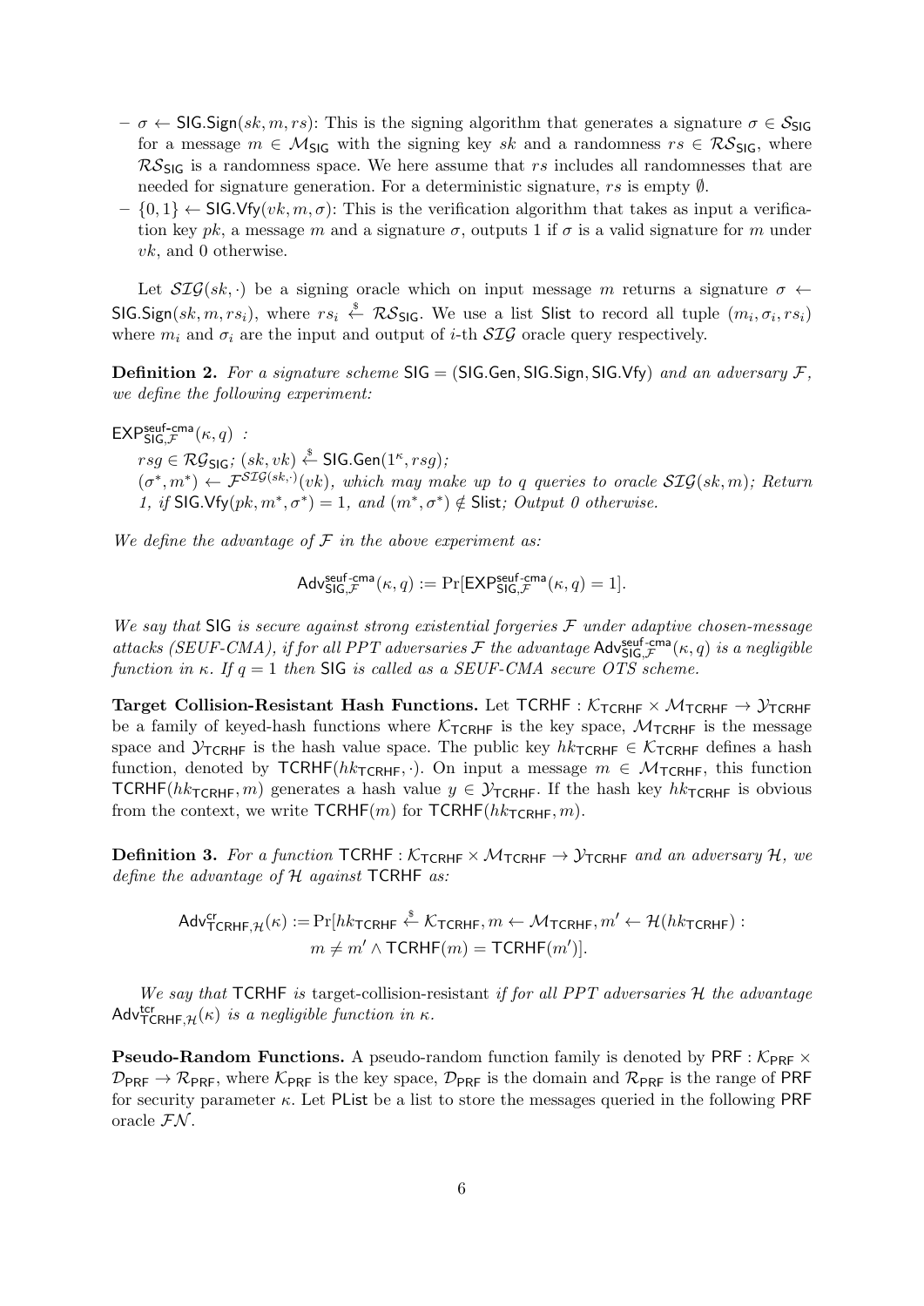– $\sigma \leftarrow \mathsf{SIG.Sign}(sk, m, rs)$: This is the signing algorithm that generates a signature $\sigma \in \mathcal{S}_{\mathsf{SIG}}$ for a message $m \in \mathcal{M}_{\mathsf{SIG}}$ with the signing key $sk$ and a randomness $rs \in \mathcal{RS}_{\mathsf{SIG}}$, where $\mathcal{RS}_{\mathsf{SIG}}$ is a randomness space. We here assume that $rs$ includes all randomnesses that are needed for signature generation. For a deterministic signature, $rs$ is empty $\emptyset$.

– $\{0,1\} \leftarrow \mathsf{SIG.Vfy}(vk, m, \sigma)$: This is the verification algorithm that takes as input a verification key $pk$, a message $m$ and a signature $\sigma$, outputs 1 if $\sigma$ is a valid signature for $m$ under $vk$, and 0 otherwise.

Let $\mathcal{SIG}(sk, \cdot)$ be a signing oracle which on input message $m$ returns a signature $\sigma \leftarrow \mathsf{SIG.Sign}(sk, m, rs_i)$, where $rs_i \xleftarrow{\$} \mathcal{RS}_{\mathsf{SIG}}$. We use a list Slist to record all tuple $(m_i, \sigma_i, rs_i)$ where $m_i$ and $\sigma_i$ are the input and output of $i$-th $\mathcal{SIG}$ oracle query respectively.

**Definition 2.** *For a signature scheme* $\mathsf{SIG} = (\mathsf{SIG.Gen}, \mathsf{SIG.Sign}, \mathsf{SIG.Vfy})$ *and an adversary* $\mathcal{F}$*, we define the following experiment:*

$\mathsf{EXP}^{\mathsf{seuf\text{-}cma}}_{\mathsf{SIG},\mathcal{F}}(\kappa, q)$ *:*

$rsg \in \mathcal{RG}_{\mathsf{SIG}}$*;* $(sk, vk) \xleftarrow{\$} \mathsf{SIG.Gen}(1^\kappa, rsg)$*;*
$(\sigma^*, m^*) \leftarrow \mathcal{F}^{\mathcal{SIG}(sk,\cdot)}(vk)$*, which may make up to* $q$ *queries to oracle* $\mathcal{SIG}(sk, m)$*; Return 1, if* $\mathsf{SIG.Vfy}(pk, m^*, \sigma^*) = 1$*, and* $(m^*, \sigma^*) \notin$ Slist*; Output 0 otherwise.*

*We define the advantage of* $\mathcal{F}$ *in the above experiment as:*

$$\mathsf{Adv}^{\mathsf{seuf\text{-}cma}}_{\mathsf{SIG},\mathcal{F}}(\kappa, q) := \Pr[\mathsf{EXP}^{\mathsf{seuf\text{-}cma}}_{\mathsf{SIG},\mathcal{F}}(\kappa, q) = 1].$$

*We say that* SIG *is secure against strong existential forgeries* $\mathcal{F}$ *under adaptive chosen-message attacks (SEUF-CMA), if for all PPT adversaries* $\mathcal{F}$ *the advantage* $\mathsf{Adv}^{\mathsf{seuf\text{-}cma}}_{\mathsf{SIG},\mathcal{F}}(\kappa, q)$ *is a negligible function in* $\kappa$*. If* $q = 1$ *then* SIG *is called as a SEUF-CMA secure OTS scheme.*

**Target Collision-Resistant Hash Functions.** Let $\mathsf{TCRHF} : \mathcal{K}_{\mathsf{TCRHF}} \times \mathcal{M}_{\mathsf{TCRHF}} \rightarrow \mathcal{Y}_{\mathsf{TCRHF}}$ be a family of keyed-hash functions where $\mathcal{K}_{\mathsf{TCRHF}}$ is the key space, $\mathcal{M}_{\mathsf{TCRHF}}$ is the message space and $\mathcal{Y}_{\mathsf{TCRHF}}$ is the hash value space. The public key $hk_{\mathsf{TCRHF}} \in \mathcal{K}_{\mathsf{TCRHF}}$ defines a hash function, denoted by $\mathsf{TCRHF}(hk_{\mathsf{TCRHF}}, \cdot)$. On input a message $m \in \mathcal{M}_{\mathsf{TCRHF}}$, this function $\mathsf{TCRHF}(hk_{\mathsf{TCRHF}}, m)$ generates a hash value $y \in \mathcal{Y}_{\mathsf{TCRHF}}$. If the hash key $hk_{\mathsf{TCRHF}}$ is obvious from the context, we write $\mathsf{TCRHF}(m)$ for $\mathsf{TCRHF}(hk_{\mathsf{TCRHF}}, m)$.

**Definition 3.** *For a function* $\mathsf{TCRHF} : \mathcal{K}_{\mathsf{TCRHF}} \times \mathcal{M}_{\mathsf{TCRHF}} \rightarrow \mathcal{Y}_{\mathsf{TCRHF}}$ *and an adversary* $\mathcal{H}$*, we define the advantage of* $\mathcal{H}$ *against* TCRHF *as:*

$$\mathsf{Adv}^{\mathsf{cr}}_{\mathsf{TCRHF},\mathcal{H}}(\kappa) := \Pr[hk_{\mathsf{TCRHF}} \xleftarrow{\$} \mathcal{K}_{\mathsf{TCRHF}}, m \leftarrow \mathcal{M}_{\mathsf{TCRHF}}, m' \leftarrow \mathcal{H}(hk_{\mathsf{TCRHF}}) : m \neq m' \wedge \mathsf{TCRHF}(m) = \mathsf{TCRHF}(m')].$$

*We say that* TCRHF *is* target-collision-resistant *if for all PPT adversaries* $\mathcal{H}$ *the advantage* $\mathsf{Adv}^{\mathsf{tcr}}_{\mathsf{TCRHF},\mathcal{H}}(\kappa)$ *is a negligible function in* $\kappa$*.*

**Pseudo-Random Functions.** A pseudo-random function family is denoted by $\mathsf{PRF} : \mathcal{K}_{\mathsf{PRF}} \times \mathcal{D}_{\mathsf{PRF}} \rightarrow \mathcal{R}_{\mathsf{PRF}}$, where $\mathcal{K}_{\mathsf{PRF}}$ is the key space, $\mathcal{D}_{\mathsf{PRF}}$ is the domain and $\mathcal{R}_{\mathsf{PRF}}$ is the range of PRF for security parameter $\kappa$. Let PList be a list to store the messages queried in the following PRF oracle $\mathcal{FN}$.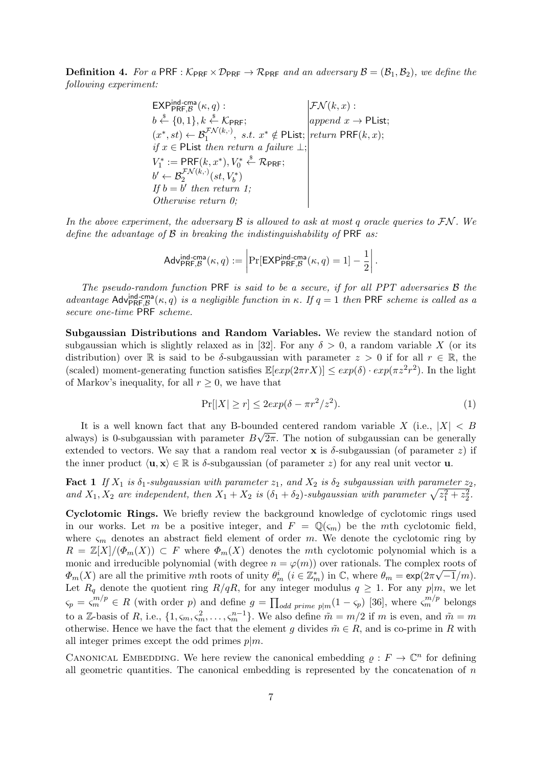**Definition 4.** *For a* $\mathsf{PRF} : \mathcal{K}_{\mathsf{PRF}} \times \mathcal{D}_{\mathsf{PRF}} \to \mathcal{R}_{\mathsf{PRF}}$ *and an adversary* $\mathcal{B} = (\mathcal{B}_1, \mathcal{B}_2)$*, we define the following experiment:*

| $\mathsf{EXP}^{\mathsf{ind\text{-}cma}}_{\mathsf{PRF},\mathcal{B}}(\kappa, q)$ : | $\mathcal{FN}(k, x)$ : |
|---|---|
| $b \xleftarrow{\$} \{0,1\}, k \xleftarrow{\$} \mathcal{K}_{\mathsf{PRF}}$; | *append* $x \to \mathsf{PList}$; |
| $(x^*, st) \leftarrow \mathcal{B}_1^{\mathcal{FN}(k,\cdot)}$, *s.t.* $x^* \notin \mathsf{PList}$; | *return* $\mathsf{PRF}(k, x)$; |
| *if* $x \in \mathsf{PList}$ *then return a failure* $\perp$; | |
| $V_1^* := \mathsf{PRF}(k, x^*), V_0^* \xleftarrow{\$} \mathcal{R}_{\mathsf{PRF}}$; | |
| $b' \leftarrow \mathcal{B}_2^{\mathcal{FN}(k,\cdot)}(st, V_b^*)$ | |
| *If* $b = b'$ *then return 1;* | |
| *Otherwise return 0;* | |

*In the above experiment, the adversary* $\mathcal{B}$ *is allowed to ask at most q oracle queries to* $\mathcal{FN}$*. We define the advantage of* $\mathcal{B}$ *in breaking the indistinguishability of* $\mathsf{PRF}$ *as:*

$$\mathsf{Adv}^{\mathsf{ind\text{-}cma}}_{\mathsf{PRF},\mathcal{B}}(\kappa, q) := \left| \Pr[\mathsf{EXP}^{\mathsf{ind\text{-}cma}}_{\mathsf{PRF},\mathcal{B}}(\kappa, q) = 1] - \frac{1}{2} \right|.$$

*The pseudo-random function* $\mathsf{PRF}$ *is said to be a secure, if for all PPT adversaries* $\mathcal{B}$ *the advantage* $\mathsf{Adv}^{\mathsf{ind\text{-}cma}}_{\mathsf{PRF},\mathcal{B}}(\kappa, q)$ *is a negligible function in* $\kappa$*. If* $q = 1$ *then* $\mathsf{PRF}$ *scheme is called as a secure one-time* $\mathsf{PRF}$ *scheme.*

**Subgaussian Distributions and Random Variables.** We review the standard notion of subgaussian which is slightly relaxed as in [32]. For any $\delta > 0$, a random variable $X$ (or its distribution) over $\mathbb{R}$ is said to be $\delta$-subgaussian with parameter $z > 0$ if for all $r \in \mathbb{R}$, the (scaled) moment-generating function satisfies $\mathbb{E}[exp(2\pi r X)] \leq exp(\delta) \cdot exp(\pi z^2 r^2)$. In the light of Markov's inequality, for all $r \geq 0$, we have that

$$\Pr[|X| \geq r] \leq 2exp(\delta - \pi r^2/z^2). \tag{1}$$

It is a well known fact that any B-bounded centered random variable $X$ (i.e., $|X| < B$ always) is 0-subgaussian with parameter $B\sqrt{2\pi}$. The notion of subgaussian can be generally extended to vectors. We say that a random real vector $\mathbf{x}$ is $\delta$-subgaussian (of parameter $z$) if the inner product $\langle \mathbf{u}, \mathbf{x} \rangle \in \mathbb{R}$ is $\delta$-subgaussian (of parameter $z$) for any real unit vector $\mathbf{u}$.

**Fact 1** *If* $X_1$ *is* $\delta_1$*-subgaussian with parameter* $z_1$*, and* $X_2$ *is* $\delta_2$ *subgaussian with parameter* $z_2$*, and* $X_1, X_2$ *are independent, then* $X_1 + X_2$ *is* $(\delta_1 + \delta_2)$*-subgaussian with parameter* $\sqrt{z_1^2 + z_2^2}$*.*

**Cyclotomic Rings.** We briefly review the background knowledge of cyclotomic rings used in our works. Let $m$ be a positive integer, and $F = \mathbb{Q}(\varsigma_m)$ be the $m$th cyclotomic field, where $\varsigma_m$ denotes an abstract field element of order $m$. We denote the cyclotomic ring by $R = \mathbb{Z}[X]/(\Phi_m(X)) \subset F$ where $\Phi_m(X)$ denotes the $m$th cyclotomic polynomial which is a monic and irreducible polynomial (with degree $n = \varphi(m)$) over rationals. The complex roots of $\Phi_m(X)$ are all the primitive $m$th roots of unity $\theta_m^i$ ($i \in \mathbb{Z}_m^*$) in $\mathbb{C}$, where $\theta_m = \mathsf{exp}(2\pi\sqrt{-1}/m)$. Let $R_q$ denote the quotient ring $R/qR$, for any integer modulus $q \geq 1$. For any $p|m$, we let $\varsigma_p = \varsigma_m^{m/p} \in R$ (with order $p$) and define $g = \prod_{odd\ prime\ p|m}(1 - \varsigma_p)$ [36], where $\varsigma_m^{m/p}$ belongs to a $\mathbb{Z}$-basis of $R$, i.e., $\{1, \varsigma_m, \varsigma_m^2, \ldots, \varsigma_m^{n-1}\}$. We also define $\tilde{m} = m/2$ if $m$ is even, and $\tilde{m} = m$ otherwise. Hence we have the fact that the element $g$ divides $\tilde{m} \in R$, and is co-prime in $R$ with all integer primes except the odd primes $p|m$.

Canonical Embedding. We here review the canonical embedding $\varrho : F \to \mathbb{C}^n$ for defining all geometric quantities. The canonical embedding is represented by the concatenation of $n$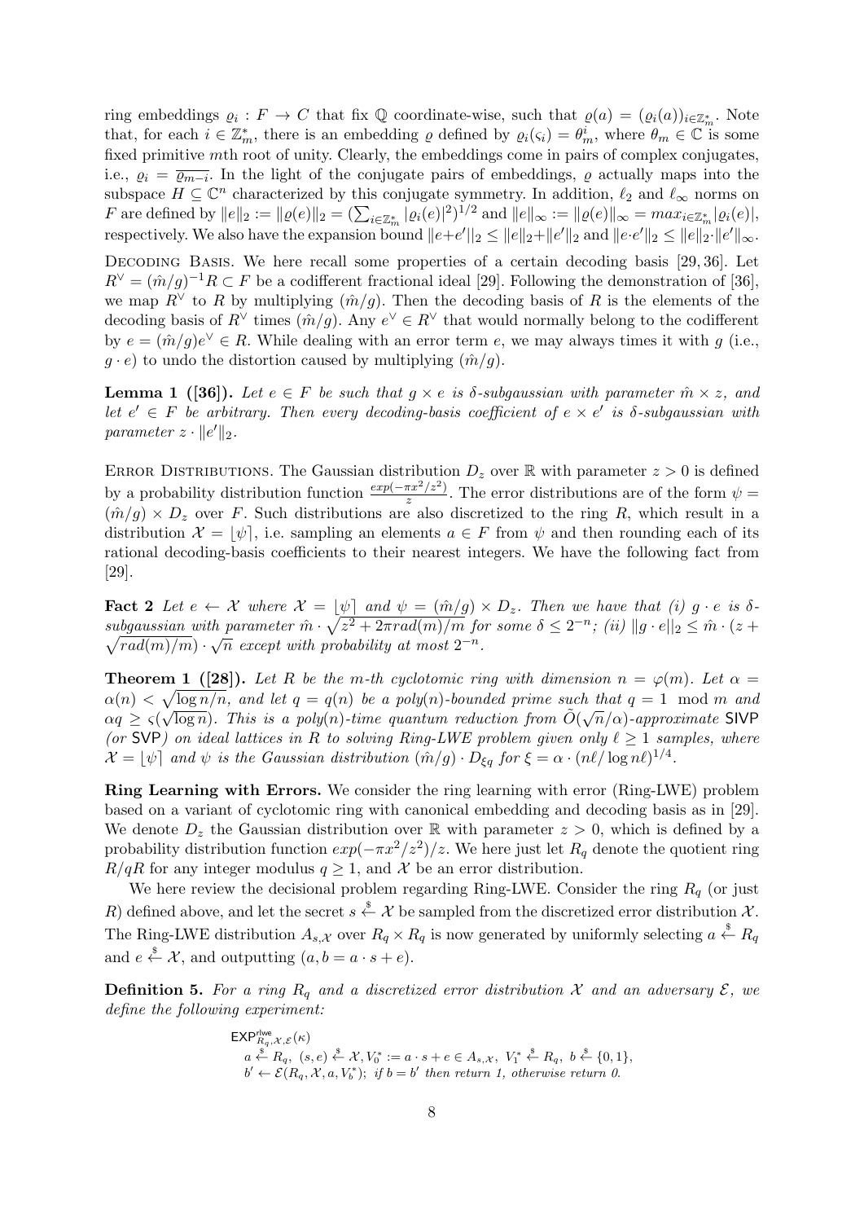ring embeddings $\varrho_i : F \to C$ that fix $\mathbb{Q}$ coordinate-wise, such that $\varrho(a) = (\varrho_i(a))_{i\in\mathbb{Z}_m^*}$. Note that, for each $i \in \mathbb{Z}_m^*$, there is an embedding $\varrho$ defined by $\varrho_i(\varsigma_i) = \theta_m^i$, where $\theta_m \in \mathbb{C}$ is some fixed primitive $m$th root of unity. Clearly, the embeddings come in pairs of complex conjugates, i.e., $\varrho_i = \overline{\varrho_{m-i}}$. In the light of the conjugate pairs of embeddings, $\varrho$ actually maps into the subspace $H \subseteq \mathbb{C}^n$ characterized by this conjugate symmetry. In addition, $\ell_2$ and $\ell_\infty$ norms on $F$ are defined by $\|e\|_2 := \|\varrho(e)\|_2 = (\sum_{i\in\mathbb{Z}_m^*} |\varrho_i(e)|^2)^{1/2}$ and $\|e\|_\infty := \|\varrho(e)\|_\infty = max_{i\in\mathbb{Z}_m^*}|\varrho_i(e)|$, respectively. We also have the expansion bound $\|e+e'\|_2 \le \|e\|_2+\|e'\|_2$ and $\|e\cdot e'\|_2 \le \|e\|_2\cdot\|e'\|_\infty$.

Decoding Basis. We here recall some properties of a certain decoding basis [29, 36]. Let $R^\vee = (\hat{m}/g)^{-1}R \subset F$ be a codifferent fractional ideal [29]. Following the demonstration of [36], we map $R^\vee$ to $R$ by multiplying $(\hat{m}/g)$. Then the decoding basis of $R$ is the elements of the decoding basis of $R^\vee$ times $(\hat{m}/g)$. Any $e^\vee \in R^\vee$ that would normally belong to the codifferent by $e = (\hat{m}/g)e^\vee \in R$. While dealing with an error term $e$, we may always times it with $g$ (i.e., $g \cdot e$) to undo the distortion caused by multiplying $(\hat{m}/g)$.

**Lemma 1 ([36]).** *Let $e \in F$ be such that $g \times e$ is $\delta$-subgaussian with parameter $\hat{m} \times z$, and let $e' \in F$ be arbitrary. Then every decoding-basis coefficient of $e \times e'$ is $\delta$-subgaussian with parameter $z \cdot \|e'\|_2$.*

Error Distributions. The Gaussian distribution $D_z$ over $\mathbb{R}$ with parameter $z > 0$ is defined by a probability distribution function $\frac{exp(-\pi x^2/z^2)}{z}$. The error distributions are of the form $\psi = (\hat{m}/g) \times D_z$ over $F$. Such distributions are also discretized to the ring $R$, which result in a distribution $\mathcal{X} = \lfloor\psi\rceil$, i.e. sampling an elements $a \in F$ from $\psi$ and then rounding each of its rational decoding-basis coefficients to their nearest integers. We have the following fact from [29].

**Fact 2** *Let $e \leftarrow \mathcal{X}$ where $\mathcal{X} = \lfloor\psi\rceil$ and $\psi = (\hat{m}/g) \times D_z$. Then we have that (i) $g \cdot e$ is $\delta$-subgaussian with parameter $\hat{m} \cdot \sqrt{z^2 + 2\pi rad(m)/m}$ for some $\delta \le 2^{-n}$; (ii) $\|g \cdot e\|_2 \le \hat{m} \cdot (z + \sqrt{rad(m)/m}) \cdot \sqrt{n}$ except with probability at most $2^{-n}$.*

**Theorem 1 ([28]).** *Let $R$ be the $m$-th cyclotomic ring with dimension $n = \varphi(m)$. Let $\alpha = \alpha(n) < \sqrt{\log n/n}$, and let $q = q(n)$ be a poly$(n)$-bounded prime such that $q = 1 \mod m$ and $\alpha q \ge \varsigma(\sqrt{\log n})$. This is a poly$(n)$-time quantum reduction from $\tilde{O}(\sqrt{n}/\alpha)$-approximate* SIVP *(or* SVP*) on ideal lattices in $R$ to solving Ring-LWE problem given only $\ell \ge 1$ samples, where $\mathcal{X} = \lfloor\psi\rceil$ and $\psi$ is the Gaussian distribution $(\hat{m}/g) \cdot D_{\xi q}$ for $\xi = \alpha \cdot (n\ell/\log n\ell)^{1/4}$.*

**Ring Learning with Errors.** We consider the ring learning with error (Ring-LWE) problem based on a variant of cyclotomic ring with canonical embedding and decoding basis as in [29]. We denote $D_z$ the Gaussian distribution over $\mathbb{R}$ with parameter $z > 0$, which is defined by a probability distribution function $exp(-\pi x^2/z^2)/z$. We here just let $R_q$ denote the quotient ring $R/qR$ for any integer modulus $q \ge 1$, and $\mathcal{X}$ be an error distribution.

We here review the decisional problem regarding Ring-LWE. Consider the ring $R_q$ (or just $R$) defined above, and let the secret $s \xleftarrow{\$} \mathcal{X}$ be sampled from the discretized error distribution $\mathcal{X}$. The Ring-LWE distribution $A_{s,\mathcal{X}}$ over $R_q \times R_q$ is now generated by uniformly selecting $a \xleftarrow{\$} R_q$ and $e \xleftarrow{\$} \mathcal{X}$, and outputting $(a, b = a \cdot s + e)$.

**Definition 5.** *For a ring $R_q$ and a discretized error distribution $\mathcal{X}$ and an adversary $\mathcal{E}$, we define the following experiment:*

$\mathsf{EXP}^{\mathsf{rlwe}}_{R_q,\mathcal{X},\mathcal{E}}(\kappa)$
$a \xleftarrow{\$} R_q,\ (s, e) \xleftarrow{\$} \mathcal{X},\ V_0^* := a \cdot s + e \in A_{s,\mathcal{X}},\ V_1^* \xleftarrow{\$} R_q,\ b \xleftarrow{\$} \{0, 1\},$
$b' \leftarrow \mathcal{E}(R_q, \mathcal{X}, a, V_b^*)$*; if $b = b'$ then return 1, otherwise return 0.*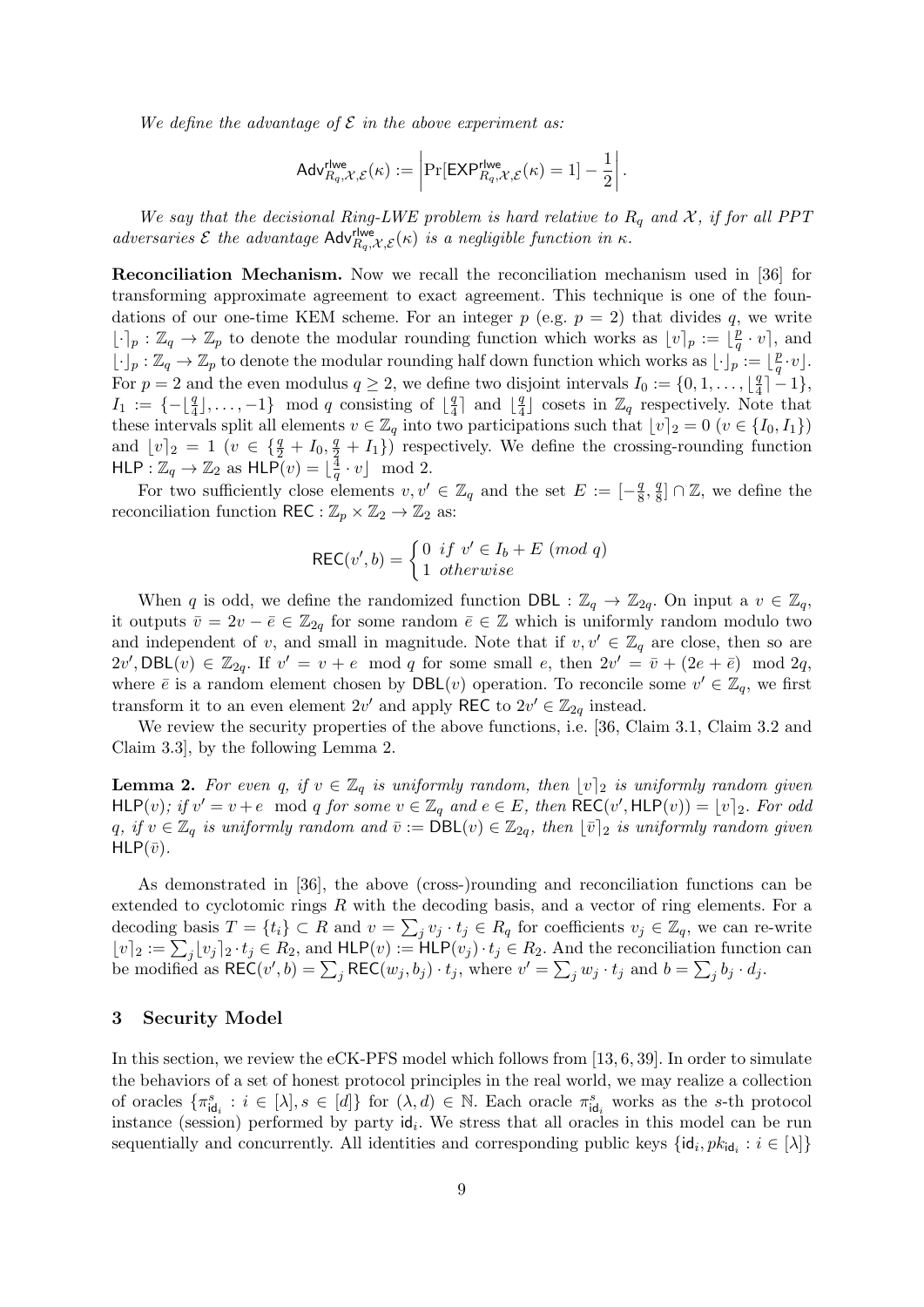*We define the advantage of $\mathcal{E}$ in the above experiment as:*

$$\mathsf{Adv}^{\mathsf{rlwe}}_{R_q,\mathcal{X},\mathcal{E}}(\kappa) := \left| \Pr[\mathsf{EXP}^{\mathsf{rlwe}}_{R_q,\mathcal{X},\mathcal{E}}(\kappa) = 1] - \frac{1}{2} \right|.$$

*We say that the decisional Ring-LWE problem is hard relative to $R_q$ and $\mathcal{X}$, if for all PPT adversaries $\mathcal{E}$ the advantage $\mathsf{Adv}^{\mathsf{rlwe}}_{R_q,\mathcal{X},\mathcal{E}}(\kappa)$ is a negligible function in $\kappa$.*

**Reconciliation Mechanism.** Now we recall the reconciliation mechanism used in [36] for transforming approximate agreement to exact agreement. This technique is one of the foundations of our one-time KEM scheme. For an integer $p$ (e.g. $p = 2$) that divides $q$, we write $\lfloor \cdot \rceil_p : \mathbb{Z}_q \to \mathbb{Z}_p$ to denote the modular rounding function which works as $\lfloor v \rceil_p := \lfloor \frac{p}{q} \cdot v \rceil$, and $\lfloor \cdot \rfloor_p : \mathbb{Z}_q \to \mathbb{Z}_p$ to denote the modular rounding half down function which works as $\lfloor \cdot \rfloor_p := \lfloor \frac{p}{q} \cdot v \rfloor$. For $p = 2$ and the even modulus $q \geq 2$, we define two disjoint intervals $I_0 := \{0, 1, \ldots, \lfloor \frac{q}{4} \rceil - 1\}$, $I_1 := \{-\lfloor \frac{q}{4} \rfloor, \ldots, -1\} \mod q$ consisting of $\lfloor \frac{q}{4} \rceil$ and $\lfloor \frac{q}{4} \rfloor$ cosets in $\mathbb{Z}_q$ respectively. Note that these intervals split all elements $v \in \mathbb{Z}_q$ into two participations such that $\lfloor v \rceil_2 = 0$ $(v \in \{I_0, I_1\})$ and $\lfloor v \rceil_2 = 1$ $(v \in \{\frac{q}{2} + I_0, \frac{q}{2} + I_1\})$ respectively. We define the crossing-rounding function $\mathsf{HLP} : \mathbb{Z}_q \to \mathbb{Z}_2$ as $\mathsf{HLP}(v) = \lfloor \frac{4}{q} \cdot v \rfloor \mod 2$.

For two sufficiently close elements $v, v' \in \mathbb{Z}_q$ and the set $E := [-\frac{q}{8}, \frac{q}{8}] \cap \mathbb{Z}$, we define the reconciliation function $\mathsf{REC} : \mathbb{Z}_p \times \mathbb{Z}_2 \to \mathbb{Z}_2$ as:

$$\mathsf{REC}(v', b) = \begin{cases} 0 & if\ v' \in I_b + E\ (mod\ q) \\ 1 & otherwise \end{cases}$$

When $q$ is odd, we define the randomized function $\mathsf{DBL} : \mathbb{Z}_q \to \mathbb{Z}_{2q}$. On input a $v \in \mathbb{Z}_q$, it outputs $\bar{v} = 2v - \bar{e} \in \mathbb{Z}_{2q}$ for some random $\bar{e} \in \mathbb{Z}$ which is uniformly random modulo two and independent of $v$, and small in magnitude. Note that if $v, v' \in \mathbb{Z}_q$ are close, then so are $2v', \mathsf{DBL}(v) \in \mathbb{Z}_{2q}$. If $v' = v + e \mod q$ for some small $e$, then $2v' = \bar{v} + (2e + \bar{e}) \mod 2q$, where $\bar{e}$ is a random element chosen by $\mathsf{DBL}(v)$ operation. To reconcile some $v' \in \mathbb{Z}_q$, we first transform it to an even element $2v'$ and apply $\mathsf{REC}$ to $2v' \in \mathbb{Z}_{2q}$ instead.

We review the security properties of the above functions, i.e. [36, Claim 3.1, Claim 3.2 and Claim 3.3], by the following Lemma 2.

**Lemma 2.** *For even $q$, if $v \in \mathbb{Z}_q$ is uniformly random, then $\lfloor v \rceil_2$ is uniformly random given $\mathsf{HLP}(v)$; if $v' = v + e \mod q$ for some $v \in \mathbb{Z}_q$ and $e \in E$, then $\mathsf{REC}(v', \mathsf{HLP}(v)) = \lfloor v \rceil_2$. For odd $q$, if $v \in \mathbb{Z}_q$ is uniformly random and $\bar{v} := \mathsf{DBL}(v) \in \mathbb{Z}_{2q}$, then $\lfloor \bar{v} \rceil_2$ is uniformly random given $\mathsf{HLP}(\bar{v})$.*

As demonstrated in [36], the above (cross-)rounding and reconciliation functions can be extended to cyclotomic rings $R$ with the decoding basis, and a vector of ring elements. For a decoding basis $T = \{t_i\} \subset R$ and $v = \sum_j v_j \cdot t_j \in R_q$ for coefficients $v_j \in \mathbb{Z}_q$, we can re-write $\lfloor v \rceil_2 := \sum_j \lfloor v_j \rceil_2 \cdot t_j \in R_2$, and $\mathsf{HLP}(v) := \mathsf{HLP}(v_j) \cdot t_j \in R_2$. And the reconciliation function can be modified as $\mathsf{REC}(v', b) = \sum_j \mathsf{REC}(w_j, b_j) \cdot t_j$, where $v' = \sum_j w_j \cdot t_j$ and $b = \sum_j b_j \cdot d_j$.

## 3 Security Model

In this section, we review the eCK-PFS model which follows from [13, 6, 39]. In order to simulate the behaviors of a set of honest protocol principles in the real world, we may realize a collection of oracles $\{\pi^s_{\mathsf{id}_i} : i \in [\lambda], s \in [d]\}$ for $(\lambda, d) \in \mathbb{N}$. Each oracle $\pi^s_{\mathsf{id}_i}$ works as the $s$-th protocol instance (session) performed by party $\mathsf{id}_i$. We stress that all oracles in this model can be run sequentially and concurrently. All identities and corresponding public keys $\{\mathsf{id}_i, pk_{\mathsf{id}_i} : i \in [\lambda]\}$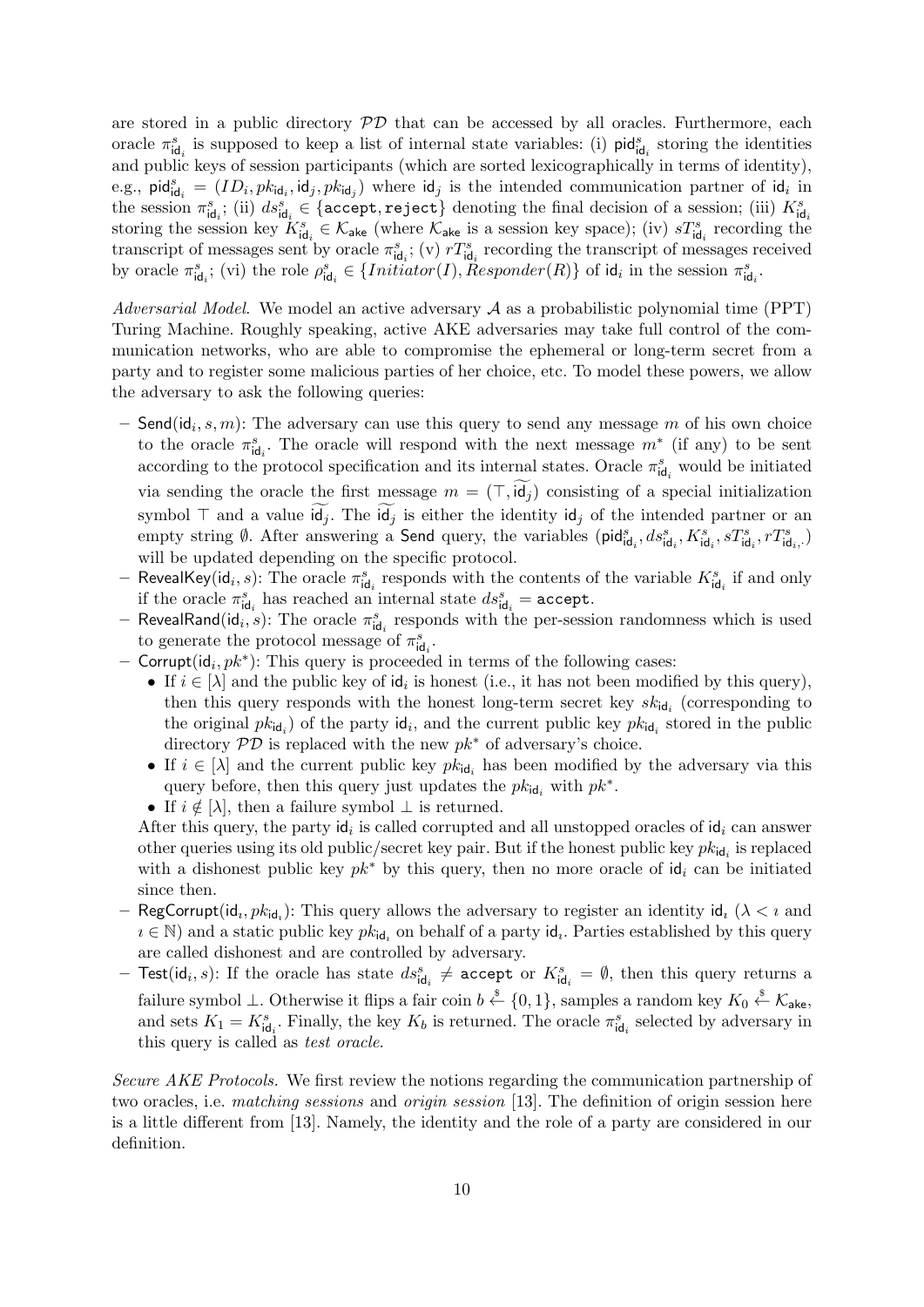are stored in a public directory $\mathcal{PD}$ that can be accessed by all oracles. Furthermore, each oracle $\pi^s_{\mathsf{id}_i}$ is supposed to keep a list of internal state variables: (i) $\mathsf{pid}^s_{\mathsf{id}_i}$ storing the identities and public keys of session participants (which are sorted lexicographically in terms of identity), e.g., $\mathsf{pid}^s_{\mathsf{id}_i} = (ID_i, pk_{\mathsf{id}_i}, \mathsf{id}_j, pk_{\mathsf{id}_j})$ where $\mathsf{id}_j$ is the intended communication partner of $\mathsf{id}_i$ in the session $\pi^s_{\mathsf{id}_i}$; (ii) $ds^s_{\mathsf{id}_i} \in \{\mathtt{accept}, \mathtt{reject}\}$ denoting the final decision of a session; (iii) $K^s_{\mathsf{id}_i}$ storing the session key $K^s_{\mathsf{id}_i} \in \mathcal{K}_{\mathsf{ake}}$ (where $\mathcal{K}_{\mathsf{ake}}$ is a session key space); (iv) $sT^s_{\mathsf{id}_i}$ recording the transcript of messages sent by oracle $\pi^s_{\mathsf{id}_i}$; (v) $rT^s_{\mathsf{id}_i}$ recording the transcript of messages received by oracle $\pi^s_{\mathsf{id}_i}$; (vi) the role $\rho^s_{\mathsf{id}_i} \in \{Initiator(I), Responder(R)\}$ of $\mathsf{id}_i$ in the session $\pi^s_{\mathsf{id}_i}$.

*Adversarial Model.* We model an active adversary $\mathcal{A}$ as a probabilistic polynomial time (PPT) Turing Machine. Roughly speaking, active AKE adversaries may take full control of the communication networks, who are able to compromise the ephemeral or long-term secret from a party and to register some malicious parties of her choice, etc. To model these powers, we allow the adversary to ask the following queries:

- $\mathsf{Send}(\mathsf{id}_i, s, m)$: The adversary can use this query to send any message $m$ of his own choice to the oracle $\pi^s_{\mathsf{id}_i}$. The oracle will respond with the next message $m^*$ (if any) to be sent according to the protocol specification and its internal states. Oracle $\pi^s_{\mathsf{id}_i}$ would be initiated via sending the oracle the first message $m = (\top, \widetilde{\mathsf{id}_j})$ consisting of a special initialization symbol $\top$ and a value $\widetilde{\mathsf{id}_j}$. The $\widetilde{\mathsf{id}_j}$ is either the identity $\mathsf{id}_j$ of the intended partner or an empty string $\emptyset$. After answering a $\mathsf{Send}$ query, the variables $(\mathsf{pid}^s_{\mathsf{id}_i}, ds^s_{\mathsf{id}_i}, K^s_{\mathsf{id}_i}, sT^s_{\mathsf{id}_i}, rT^s_{\mathsf{id}_i,})$ will be updated depending on the specific protocol.
- $\mathsf{RevealKey}(\mathsf{id}_i, s)$: The oracle $\pi^s_{\mathsf{id}_i}$ responds with the contents of the variable $K^s_{\mathsf{id}_i}$ if and only if the oracle $\pi^s_{\mathsf{id}_i}$ has reached an internal state $ds^s_{\mathsf{id}_i} = \mathtt{accept}$.
- $\mathsf{RevealRand}(\mathsf{id}_i, s)$: The oracle $\pi^s_{\mathsf{id}_i}$ responds with the per-session randomness which is used to generate the protocol message of $\pi^s_{\mathsf{id}_i}$.
- $\mathsf{Corrupt}(\mathsf{id}_i, pk^*)$: This query is proceeded in terms of the following cases:
  - If $i \in [\lambda]$ and the public key of $\mathsf{id}_i$ is honest (i.e., it has not been modified by this query), then this query responds with the honest long-term secret key $sk_{\mathsf{id}_i}$ (corresponding to the original $pk_{\mathsf{id}_i}$) of the party $\mathsf{id}_i$, and the current public key $pk_{\mathsf{id}_i}$ stored in the public directory $\mathcal{PD}$ is replaced with the new $pk^*$ of adversary's choice.
  - If $i \in [\lambda]$ and the current public key $pk_{\mathsf{id}_i}$ has been modified by the adversary via this query before, then this query just updates the $pk_{\mathsf{id}_i}$ with $pk^*$.
  - If $i \notin [\lambda]$, then a failure symbol $\perp$ is returned.

  After this query, the party $\mathsf{id}_i$ is called corrupted and all unstopped oracles of $\mathsf{id}_i$ can answer other queries using its old public/secret key pair. But if the honest public key $pk_{\mathsf{id}_i}$ is replaced with a dishonest public key $pk^*$ by this query, then no more oracle of $\mathsf{id}_i$ can be initiated since then.
- $\mathsf{RegCorrupt}(\mathsf{id}_\imath, pk_{\mathsf{id}_\imath})$: This query allows the adversary to register an identity $\mathsf{id}_\imath$ ($\lambda < \imath$ and $\imath \in \mathbb{N}$) and a static public key $pk_{\mathsf{id}_\imath}$ on behalf of a party $\mathsf{id}_\imath$. Parties established by this query are called dishonest and are controlled by adversary.
- $\mathsf{Test}(\mathsf{id}_i, s)$: If the oracle has state $ds^s_{\mathsf{id}_i} \neq \mathtt{accept}$ or $K^s_{\mathsf{id}_i} = \emptyset$, then this query returns a failure symbol $\perp$. Otherwise it flips a fair coin $b \xleftarrow{\$} \{0,1\}$, samples a random key $K_0 \xleftarrow{\$} \mathcal{K}_{\mathsf{ake}}$, and sets $K_1 = K^s_{\mathsf{id}_i}$. Finally, the key $K_b$ is returned. The oracle $\pi^s_{\mathsf{id}_i}$ selected by adversary in this query is called as *test oracle*.

*Secure AKE Protocols.* We first review the notions regarding the communication partnership of two oracles, i.e. *matching sessions* and *origin session* [13]. The definition of origin session here is a little different from [13]. Namely, the identity and the role of a party are considered in our definition.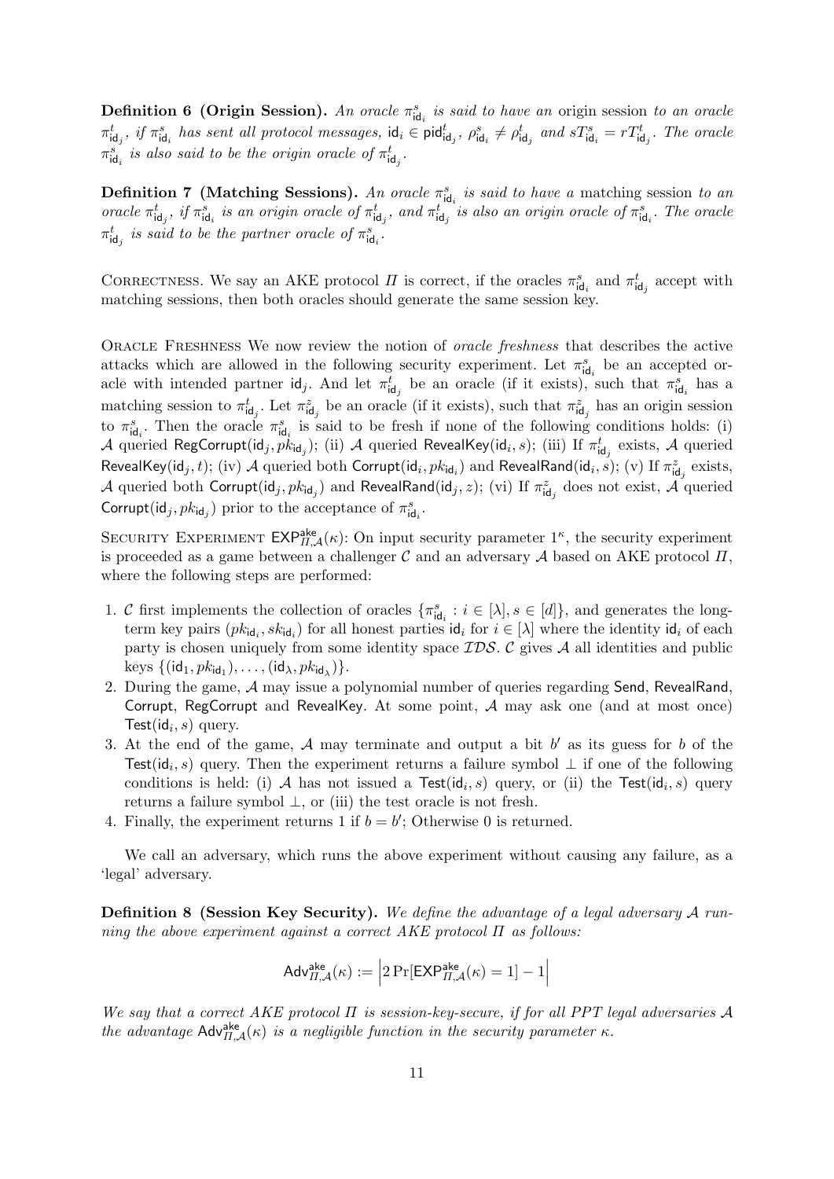**Definition 6 (Origin Session).** *An oracle $\pi^s_{\mathsf{id}_i}$ is said to have an* origin session *to an oracle $\pi^t_{\mathsf{id}_j}$, if $\pi^s_{\mathsf{id}_i}$ has sent all protocol messages, $\mathsf{id}_i \in \mathsf{pid}^t_{\mathsf{id}_j}$, $\rho^s_{\mathsf{id}_i} \neq \rho^t_{\mathsf{id}_j}$ and $sT^s_{\mathsf{id}_i} = rT^t_{\mathsf{id}_j}$. The oracle $\pi^s_{\mathsf{id}_i}$ is also said to be the origin oracle of $\pi^t_{\mathsf{id}_j}$.*

**Definition 7 (Matching Sessions).** *An oracle $\pi^s_{\mathsf{id}_i}$ is said to have a* matching session *to an oracle $\pi^t_{\mathsf{id}_j}$, if $\pi^s_{\mathsf{id}_i}$ is an origin oracle of $\pi^t_{\mathsf{id}_j}$, and $\pi^t_{\mathsf{id}_j}$ is also an origin oracle of $\pi^s_{\mathsf{id}_i}$. The oracle $\pi^t_{\mathsf{id}_j}$ is said to be the partner oracle of $\pi^s_{\mathsf{id}_i}$.*

Correctness. We say an AKE protocol $\Pi$ is correct, if the oracles $\pi^s_{\mathsf{id}_i}$ and $\pi^t_{\mathsf{id}_j}$ accept with matching sessions, then both oracles should generate the same session key.

Oracle Freshness We now review the notion of *oracle freshness* that describes the active attacks which are allowed in the following security experiment. Let $\pi^s_{\mathsf{id}_i}$ be an accepted oracle with intended partner $\mathsf{id}_j$. And let $\pi^t_{\mathsf{id}_j}$ be an oracle (if it exists), such that $\pi^s_{\mathsf{id}_i}$ has a matching session to $\pi^t_{\mathsf{id}_j}$. Let $\pi^z_{\mathsf{id}_j}$ be an oracle (if it exists), such that $\pi^z_{\mathsf{id}_j}$ has an origin session to $\pi^s_{\mathsf{id}_i}$. Then the oracle $\pi^s_{\mathsf{id}_i}$ is said to be fresh if none of the following conditions holds: (i) $\mathcal{A}$ queried $\mathsf{RegCorrupt}(\mathsf{id}_j, pk_{\mathsf{id}_j})$; (ii) $\mathcal{A}$ queried $\mathsf{RevealKey}(\mathsf{id}_i, s)$; (iii) If $\pi^t_{\mathsf{id}_j}$ exists, $\mathcal{A}$ queried $\mathsf{RevealKey}(\mathsf{id}_j, t)$; (iv) $\mathcal{A}$ queried both $\mathsf{Corrupt}(\mathsf{id}_i, pk_{\mathsf{id}_i})$ and $\mathsf{RevealRand}(\mathsf{id}_i, s)$; (v) If $\pi^z_{\mathsf{id}_j}$ exists, $\mathcal{A}$ queried both $\mathsf{Corrupt}(\mathsf{id}_j, pk_{\mathsf{id}_j})$ and $\mathsf{RevealRand}(\mathsf{id}_j, z)$; (vi) If $\pi^z_{\mathsf{id}_j}$ does not exist, $\mathcal{A}$ queried $\mathsf{Corrupt}(\mathsf{id}_j, pk_{\mathsf{id}_j})$ prior to the acceptance of $\pi^s_{\mathsf{id}_i}$.

Security Experiment $\mathsf{EXP}^{\mathsf{ake}}_{\Pi,\mathcal{A}}(\kappa)$: On input security parameter $1^\kappa$, the security experiment is proceeded as a game between a challenger $\mathcal{C}$ and an adversary $\mathcal{A}$ based on AKE protocol $\Pi$, where the following steps are performed:

1. $\mathcal{C}$ first implements the collection of oracles $\{\pi^s_{\mathsf{id}_i} : i \in [\lambda], s \in [d]\}$, and generates the long-term key pairs $(pk_{\mathsf{id}_i}, sk_{\mathsf{id}_i})$ for all honest parties $\mathsf{id}_i$ for $i \in [\lambda]$ where the identity $\mathsf{id}_i$ of each party is chosen uniquely from some identity space $\mathcal{IDS}$. $\mathcal{C}$ gives $\mathcal{A}$ all identities and public keys $\{(\mathsf{id}_1, pk_{\mathsf{id}_1}), \ldots, (\mathsf{id}_\lambda, pk_{\mathsf{id}_\lambda})\}$.
2. During the game, $\mathcal{A}$ may issue a polynomial number of queries regarding $\mathsf{Send}$, $\mathsf{RevealRand}$, $\mathsf{Corrupt}$, $\mathsf{RegCorrupt}$ and $\mathsf{RevealKey}$. At some point, $\mathcal{A}$ may ask one (and at most once) $\mathsf{Test}(\mathsf{id}_i, s)$ query.
3. At the end of the game, $\mathcal{A}$ may terminate and output a bit $b'$ as its guess for $b$ of the $\mathsf{Test}(\mathsf{id}_i, s)$ query. Then the experiment returns a failure symbol $\perp$ if one of the following conditions is held: (i) $\mathcal{A}$ has not issued a $\mathsf{Test}(\mathsf{id}_i, s)$ query, or (ii) the $\mathsf{Test}(\mathsf{id}_i, s)$ query returns a failure symbol $\perp$, or (iii) the test oracle is not fresh.
4. Finally, the experiment returns 1 if $b = b'$; Otherwise 0 is returned.

We call an adversary, which runs the above experiment without causing any failure, as a 'legal' adversary.

**Definition 8 (Session Key Security).** *We define the advantage of a legal adversary $\mathcal{A}$ running the above experiment against a correct AKE protocol $\Pi$ as follows:*

$$\mathsf{Adv}^{\mathsf{ake}}_{\Pi,\mathcal{A}}(\kappa) := \left| 2\Pr[\mathsf{EXP}^{\mathsf{ake}}_{\Pi,\mathcal{A}}(\kappa) = 1] - 1 \right|$$

*We say that a correct AKE protocol $\Pi$ is session-key-secure, if for all PPT legal adversaries $\mathcal{A}$ the advantage $\mathsf{Adv}^{\mathsf{ake}}_{\Pi,\mathcal{A}}(\kappa)$ is a negligible function in the security parameter $\kappa$.*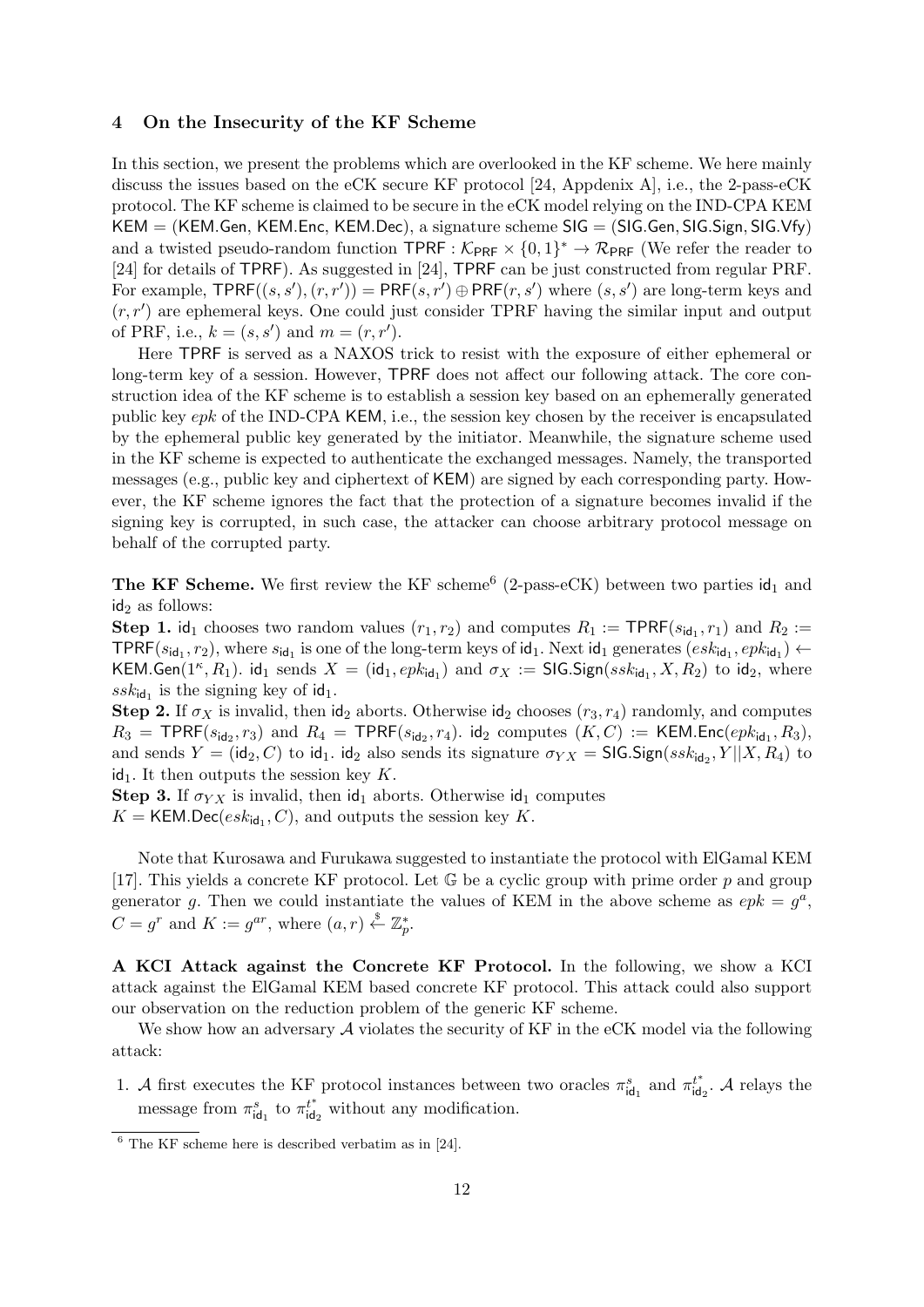## 4 On the Insecurity of the KF Scheme

In this section, we present the problems which are overlooked in the KF scheme. We here mainly discuss the issues based on the eCK secure KF protocol [24, Appdenix A], i.e., the 2-pass-eCK protocol. The KF scheme is claimed to be secure in the eCK model relying on the IND-CPA KEM $\mathsf{KEM} = (\mathsf{KEM.Gen}, \mathsf{KEM.Enc}, \mathsf{KEM.Dec})$, a signature scheme $\mathsf{SIG} = (\mathsf{SIG.Gen}, \mathsf{SIG.Sign}, \mathsf{SIG.Vfy})$ and a twisted pseudo-random function $\mathsf{TPRF} : \mathcal{K}_{\mathsf{PRF}} \times \{0,1\}^* \to \mathcal{R}_{\mathsf{PRF}}$ (We refer the reader to [24] for details of $\mathsf{TPRF}$). As suggested in [24], $\mathsf{TPRF}$ can be just constructed from regular PRF. For example, $\mathsf{TPRF}((s, s'), (r, r')) = \mathsf{PRF}(s, r') \oplus \mathsf{PRF}(r, s')$ where $(s, s')$ are long-term keys and $(r, r')$ are ephemeral keys. One could just consider TPRF having the similar input and output of PRF, i.e., $k = (s, s')$ and $m = (r, r')$.

Here $\mathsf{TPRF}$ is served as a NAXOS trick to resist with the exposure of either ephemeral or long-term key of a session. However, $\mathsf{TPRF}$ does not affect our following attack. The core construction idea of the KF scheme is to establish a session key based on an ephemerally generated public key $epk$ of the IND-CPA $\mathsf{KEM}$, i.e., the session key chosen by the receiver is encapsulated by the ephemeral public key generated by the initiator. Meanwhile, the signature scheme used in the KF scheme is expected to authenticate the exchanged messages. Namely, the transported messages (e.g., public key and ciphertext of $\mathsf{KEM}$) are signed by each corresponding party. However, the KF scheme ignores the fact that the protection of a signature becomes invalid if the signing key is corrupted, in such case, the attacker can choose arbitrary protocol message on behalf of the corrupted party.

**The KF Scheme.** We first review the KF scheme[6] (2-pass-eCK) between two parties $\mathsf{id}_1$ and $\mathsf{id}_2$ as follows:

**Step 1.** $\mathsf{id}_1$ chooses two random values $(r_1, r_2)$ and computes $R_1 := \mathsf{TPRF}(s_{\mathsf{id}_1}, r_1)$ and $R_2 := \mathsf{TPRF}(s_{\mathsf{id}_1}, r_2)$, where $s_{\mathsf{id}_1}$ is one of the long-term keys of $\mathsf{id}_1$. Next $\mathsf{id}_1$ generates $(esk_{\mathsf{id}_1}, epk_{\mathsf{id}_1}) \leftarrow \mathsf{KEM.Gen}(1^\kappa, R_1)$. $\mathsf{id}_1$ sends $X = (\mathsf{id}_1, epk_{\mathsf{id}_1})$ and $\sigma_X := \mathsf{SIG.Sign}(ssk_{\mathsf{id}_1}, X, R_2)$ to $\mathsf{id}_2$, where $ssk_{\mathsf{id}_1}$ is the signing key of $\mathsf{id}_1$.

**Step 2.** If $\sigma_X$ is invalid, then $\mathsf{id}_2$ aborts. Otherwise $\mathsf{id}_2$ chooses $(r_3, r_4)$ randomly, and computes $R_3 = \mathsf{TPRF}(s_{\mathsf{id}_2}, r_3)$ and $R_4 = \mathsf{TPRF}(s_{\mathsf{id}_2}, r_4)$. $\mathsf{id}_2$ computes $(K, C) := \mathsf{KEM.Enc}(epk_{\mathsf{id}_1}, R_3)$, and sends $Y = (\mathsf{id}_2, C)$ to $\mathsf{id}_1$. $\mathsf{id}_2$ also sends its signature $\sigma_{YX} = \mathsf{SIG.Sign}(ssk_{\mathsf{id}_2}, Y||X, R_4)$ to $\mathsf{id}_1$. It then outputs the session key $K$.

**Step 3.** If $\sigma_{YX}$ is invalid, then $\mathsf{id}_1$ aborts. Otherwise $\mathsf{id}_1$ computes $K = \mathsf{KEM.Dec}(esk_{\mathsf{id}_1}, C)$, and outputs the session key $K$.

Note that Kurosawa and Furukawa suggested to instantiate the protocol with ElGamal KEM [17]. This yields a concrete KF protocol. Let $\mathbb{G}$ be a cyclic group with prime order $p$ and group generator $g$. Then we could instantiate the values of KEM in the above scheme as $epk = g^a$, $C = g^r$ and $K := g^{ar}$, where $(a, r) \stackrel{\$}{\leftarrow} \mathbb{Z}_p^*$.

**A KCI Attack against the Concrete KF Protocol.** In the following, we show a KCI attack against the ElGamal KEM based concrete KF protocol. This attack could also support our observation on the reduction problem of the generic KF scheme.

We show how an adversary $\mathcal{A}$ violates the security of KF in the eCK model via the following attack:

1. $\mathcal{A}$ first executes the KF protocol instances between two oracles $\pi^s_{\mathsf{id}_1}$ and $\pi^{t^*}_{\mathsf{id}_2}$. $\mathcal{A}$ relays the message from $\pi^s_{\mathsf{id}_1}$ to $\pi^{t^*}_{\mathsf{id}_2}$ without any modification.

[6] The KF scheme here is described verbatim as in [24].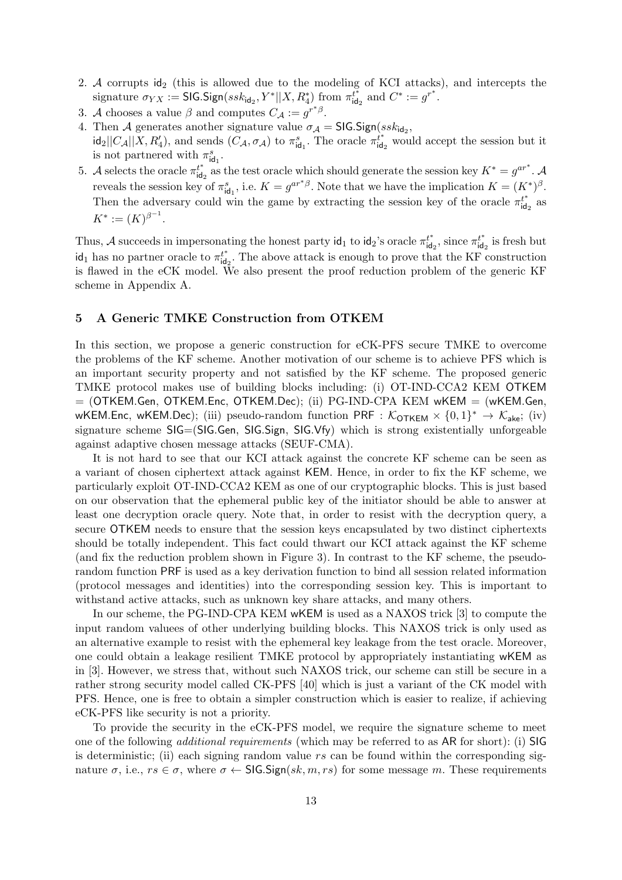2. $\mathcal{A}$ corrupts $\mathsf{id}_2$ (this is allowed due to the modeling of KCI attacks), and intercepts the signature $\sigma_{YX} := \mathsf{SIG.Sign}(ssk_{\mathsf{id}_2}, Y^*||X, R_4^*)$ from $\pi_{\mathsf{id}_2}^{t^*}$ and $C^* := g^{r^*}$.
3. $\mathcal{A}$ chooses a value $\beta$ and computes $C_{\mathcal{A}} := g^{r^*\beta}$.
4. Then $\mathcal{A}$ generates another signature value $\sigma_{\mathcal{A}} = \mathsf{SIG.Sign}(ssk_{\mathsf{id}_2}, \mathsf{id}_2||C_{\mathcal{A}}||X, R_4')$, and sends $(C_{\mathcal{A}}, \sigma_{\mathcal{A}})$ to $\pi_{\mathsf{id}_1}^s$. The oracle $\pi_{\mathsf{id}_2}^{t^*}$ would accept the session but it is not partnered with $\pi_{\mathsf{id}_1}^s$.
5. $\mathcal{A}$ selects the oracle $\pi_{\mathsf{id}_2}^{t^*}$ as the test oracle which should generate the session key $K^* = g^{ar^*}$. $\mathcal{A}$ reveals the session key of $\pi_{\mathsf{id}_1}^s$, i.e. $K = g^{ar^*\beta}$. Note that we have the implication $K = (K^*)^{\beta}$. Then the adversary could win the game by extracting the session key of the oracle $\pi_{\mathsf{id}_2}^{t^*}$ as $K^* := (K)^{\beta^{-1}}$.

Thus, $\mathcal{A}$ succeeds in impersonating the honest party $\mathsf{id}_1$ to $\mathsf{id}_2$'s oracle $\pi_{\mathsf{id}_2}^{t^*}$, since $\pi_{\mathsf{id}_2}^{t^*}$ is fresh but $\mathsf{id}_1$ has no partner oracle to $\pi_{\mathsf{id}_2}^{t^*}$. The above attack is enough to prove that the KF construction is flawed in the eCK model. We also present the proof reduction problem of the generic KF scheme in Appendix A.

## 5 A Generic TMKE Construction from OTKEM

In this section, we propose a generic construction for eCK-PFS secure TMKE to overcome the problems of the KF scheme. Another motivation of our scheme is to achieve PFS which is an important security property and not satisfied by the KF scheme. The proposed generic TMKE protocol makes use of building blocks including: (i) OT-IND-CCA2 KEM OTKEM = (OTKEM.Gen, OTKEM.Enc, OTKEM.Dec); (ii) PG-IND-CPA KEM wKEM = (wKEM.Gen, wKEM.Enc, wKEM.Dec); (iii) pseudo-random function PRF : $\mathcal{K}_{\mathsf{OTKEM}} \times \{0,1\}^* \to \mathcal{K}_{\mathsf{ake}}$; (iv) signature scheme SIG=(SIG.Gen, SIG.Sign, SIG.Vfy) which is strong existentially unforgeable against adaptive chosen message attacks (SEUF-CMA).

It is not hard to see that our KCI attack against the concrete KF scheme can be seen as a variant of chosen ciphertext attack against KEM. Hence, in order to fix the KF scheme, we particularly exploit OT-IND-CCA2 KEM as one of our cryptographic blocks. This is just based on our observation that the ephemeral public key of the initiator should be able to answer at least one decryption oracle query. Note that, in order to resist with the decryption query, a secure OTKEM needs to ensure that the session keys encapsulated by two distinct ciphertexts should be totally independent. This fact could thwart our KCI attack against the KF scheme (and fix the reduction problem shown in Figure 3). In contrast to the KF scheme, the pseudo-random function PRF is used as a key derivation function to bind all session related information (protocol messages and identities) into the corresponding session key. This is important to withstand active attacks, such as unknown key share attacks, and many others.

In our scheme, the PG-IND-CPA KEM wKEM is used as a NAXOS trick [3] to compute the input random valuees of other underlying building blocks. This NAXOS trick is only used as an alternative example to resist with the ephemeral key leakage from the test oracle. Moreover, one could obtain a leakage resilient TMKE protocol by appropriately instantiating wKEM as in [3]. However, we stress that, without such NAXOS trick, our scheme can still be secure in a rather strong security model called CK-PFS [40] which is just a variant of the CK model with PFS. Hence, one is free to obtain a simpler construction which is easier to realize, if achieving eCK-PFS like security is not a priority.

To provide the security in the eCK-PFS model, we require the signature scheme to meet one of the following *additional requirements* (which may be referred to as AR for short): (i) SIG is deterministic; (ii) each signing random value $rs$ can be found within the corresponding signature $\sigma$, i.e., $rs \in \sigma$, where $\sigma \leftarrow \mathsf{SIG.Sign}(sk, m, rs)$ for some message $m$. These requirements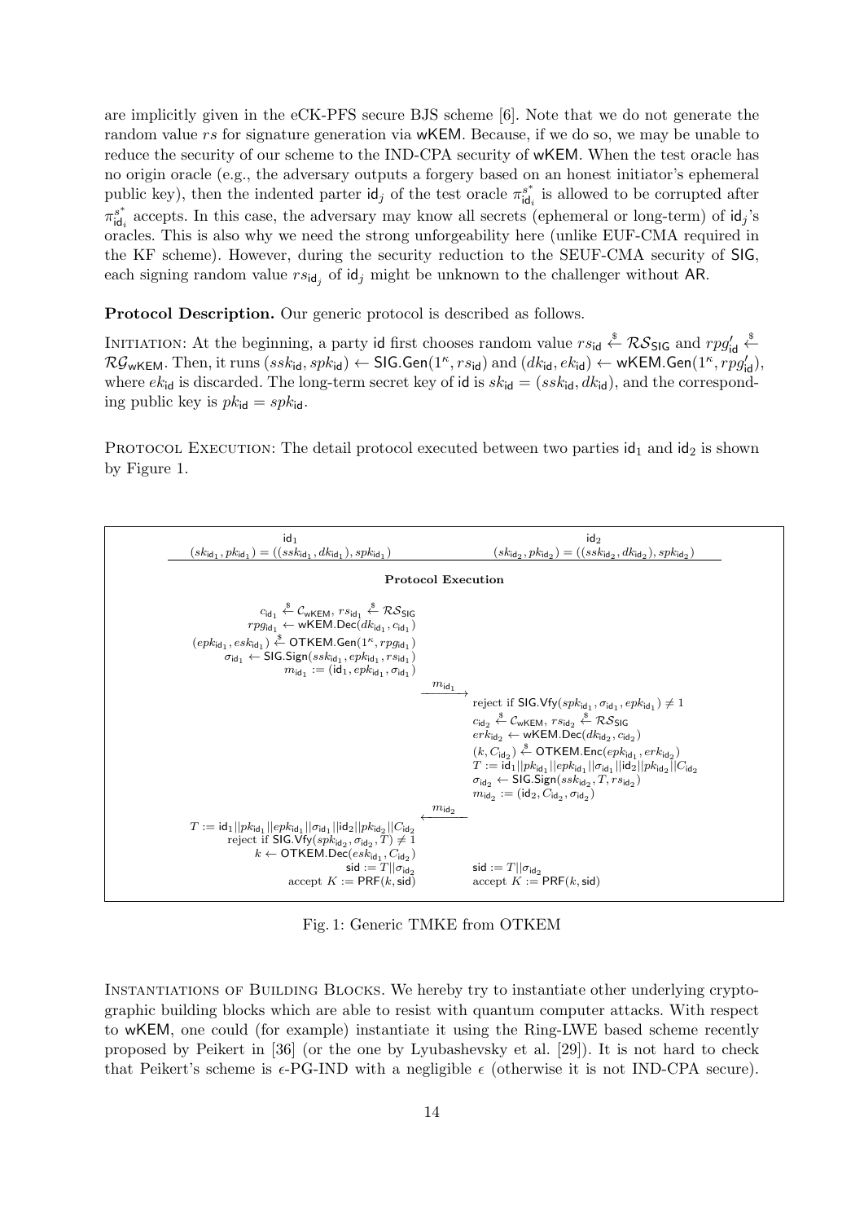are implicitly given in the eCK-PFS secure BJS scheme [6]. Note that we do not generate the random value $rs$ for signature generation via $\mathsf{wKEM}$. Because, if we do so, we may be unable to reduce the security of our scheme to the IND-CPA security of $\mathsf{wKEM}$. When the test oracle has no origin oracle (e.g., the adversary outputs a forgery based on an honest initiator's ephemeral public key), then the indented parter $\mathsf{id}_j$ of the test oracle $\pi_{\mathsf{id}_i}^{s^*}$ is allowed to be corrupted after $\pi_{\mathsf{id}_i}^{s^*}$ accepts. In this case, the adversary may know all secrets (ephemeral or long-term) of $\mathsf{id}_j$'s oracles. This is also why we need the strong unforgeability here (unlike EUF-CMA required in the KF scheme). However, during the security reduction to the SEUF-CMA security of $\mathsf{SIG}$, each signing random value $rs_{\mathsf{id}_j}$ of $\mathsf{id}_j$ might be unknown to the challenger without $\mathsf{AR}$.

**Protocol Description.** Our generic protocol is described as follows.

INITIATION: At the beginning, a party $\mathsf{id}$ first chooses random value $rs_{\mathsf{id}} \stackrel{\$}{\leftarrow} \mathcal{RS}_{\mathsf{SIG}}$ and $rpg'_{\mathsf{id}} \stackrel{\$}{\leftarrow} \mathcal{RG}_{\mathsf{wKEM}}$. Then, it runs $(ssk_{\mathsf{id}}, spk_{\mathsf{id}}) \leftarrow \mathsf{SIG.Gen}(1^\kappa, rs_{\mathsf{id}})$ and $(dk_{\mathsf{id}}, ek_{\mathsf{id}}) \leftarrow \mathsf{wKEM.Gen}(1^\kappa, rpg'_{\mathsf{id}})$, where $ek_{\mathsf{id}}$ is discarded. The long-term secret key of $\mathsf{id}$ is $sk_{\mathsf{id}} = (ssk_{\mathsf{id}}, dk_{\mathsf{id}})$, and the corresponding public key is $pk_{\mathsf{id}} = spk_{\mathsf{id}}$.

PROTOCOL EXECUTION: The detail protocol executed between two parties $\mathsf{id}_1$ and $\mathsf{id}_2$ is shown by Figure 1.

| $\mathsf{id}_1$: $(sk_{\mathsf{id}_1}, pk_{\mathsf{id}_1}) = ((ssk_{\mathsf{id}_1}, dk_{\mathsf{id}_1}), spk_{\mathsf{id}_1})$ | | $\mathsf{id}_2$: $(sk_{\mathsf{id}_2}, pk_{\mathsf{id}_2}) = ((ssk_{\mathsf{id}_2}, dk_{\mathsf{id}_2}), spk_{\mathsf{id}_2})$ |
|---|---|---|
| **Protocol Execution** | | |
| $c_{\mathsf{id}_1} \stackrel{\$}{\leftarrow} \mathcal{C}_{\mathsf{wKEM}}$, $rs_{\mathsf{id}_1} \stackrel{\$}{\leftarrow} \mathcal{RS}_{\mathsf{SIG}}$<br>$rpg_{\mathsf{id}_1} \leftarrow \mathsf{wKEM.Dec}(dk_{\mathsf{id}_1}, c_{\mathsf{id}_1})$<br>$(epk_{\mathsf{id}_1}, esk_{\mathsf{id}_1}) \stackrel{\$}{\leftarrow} \mathsf{OTKEM.Gen}(1^\kappa, rpg_{\mathsf{id}_1})$<br>$\sigma_{\mathsf{id}_1} \leftarrow \mathsf{SIG.Sign}(ssk_{\mathsf{id}_1}, epk_{\mathsf{id}_1}, rs_{\mathsf{id}_1})$<br>$m_{\mathsf{id}_1} := (\mathsf{id}_1, epk_{\mathsf{id}_1}, \sigma_{\mathsf{id}_1})$ | $\xrightarrow{m_{\mathsf{id}_1}}$ | |
| | | reject if $\mathsf{SIG.Vfy}(spk_{\mathsf{id}_1}, \sigma_{\mathsf{id}_1}, epk_{\mathsf{id}_1}) \neq 1$<br>$c_{\mathsf{id}_2} \stackrel{\$}{\leftarrow} \mathcal{C}_{\mathsf{wKEM}}$, $rs_{\mathsf{id}_2} \stackrel{\$}{\leftarrow} \mathcal{RS}_{\mathsf{SIG}}$<br>$erk_{\mathsf{id}_2} \leftarrow \mathsf{wKEM.Dec}(dk_{\mathsf{id}_2}, c_{\mathsf{id}_2})$<br>$(k, C_{\mathsf{id}_2}) \stackrel{\$}{\leftarrow} \mathsf{OTKEM.Enc}(epk_{\mathsf{id}_1}, erk_{\mathsf{id}_2})$<br>$T := \mathsf{id}_1 \| pk_{\mathsf{id}_1} \| epk_{\mathsf{id}_1} \| \sigma_{\mathsf{id}_1} \| \mathsf{id}_2 \| pk_{\mathsf{id}_2} \| C_{\mathsf{id}_2}$<br>$\sigma_{\mathsf{id}_2} \leftarrow \mathsf{SIG.Sign}(ssk_{\mathsf{id}_2}, T, rs_{\mathsf{id}_2})$<br>$m_{\mathsf{id}_2} := (\mathsf{id}_2, C_{\mathsf{id}_2}, \sigma_{\mathsf{id}_2})$ |
| | $\xleftarrow{m_{\mathsf{id}_2}}$ | |
| $T := \mathsf{id}_1 \| pk_{\mathsf{id}_1} \| epk_{\mathsf{id}_1} \| \sigma_{\mathsf{id}_1} \| \mathsf{id}_2 \| pk_{\mathsf{id}_2} \| C_{\mathsf{id}_2}$<br>reject if $\mathsf{SIG.Vfy}(spk_{\mathsf{id}_2}, \sigma_{\mathsf{id}_2}, T) \neq 1$<br>$k \leftarrow \mathsf{OTKEM.Dec}(esk_{\mathsf{id}_1}, C_{\mathsf{id}_2})$<br>$\mathsf{sid} := T \| \sigma_{\mathsf{id}_2}$<br>accept $K := \mathsf{PRF}(k, \mathsf{sid})$ | | $\mathsf{sid} := T \| \sigma_{\mathsf{id}_2}$<br>accept $K := \mathsf{PRF}(k, \mathsf{sid})$ |

Fig. 1: Generic TMKE from OTKEM

INSTANTIATIONS OF BUILDING BLOCKS. We hereby try to instantiate other underlying cryptographic building blocks which are able to resist with quantum computer attacks. With respect to $\mathsf{wKEM}$, one could (for example) instantiate it using the Ring-LWE based scheme recently proposed by Peikert in [36] (or the one by Lyubashevsky et al. [29]). It is not hard to check that Peikert's scheme is $\epsilon$-PG-IND with a negligible $\epsilon$ (otherwise it is not IND-CPA secure).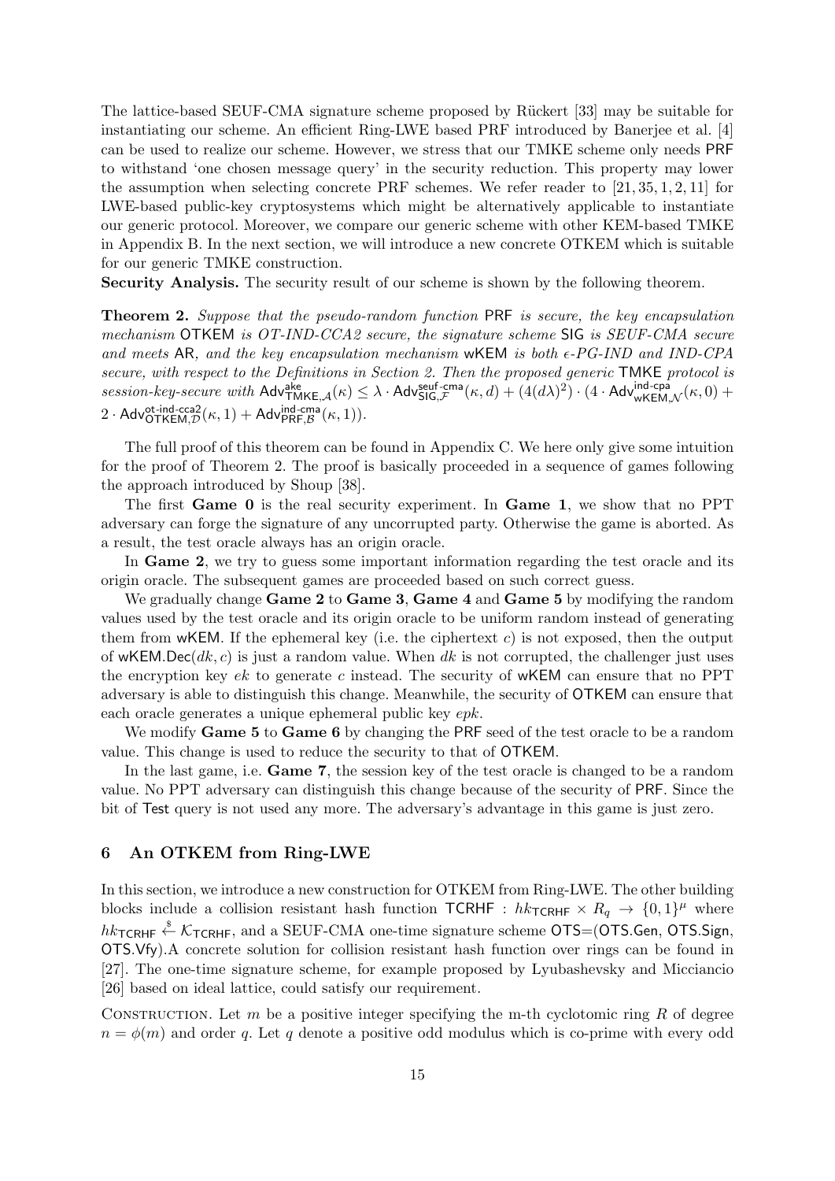The lattice-based SEUF-CMA signature scheme proposed by Rückert [33] may be suitable for instantiating our scheme. An efficient Ring-LWE based PRF introduced by Banerjee et al. [4] can be used to realize our scheme. However, we stress that our TMKE scheme only needs PRF to withstand 'one chosen message query' in the security reduction. This property may lower the assumption when selecting concrete PRF schemes. We refer reader to [21, 35, 1, 2, 11] for LWE-based public-key cryptosystems which might be alternatively applicable to instantiate our generic protocol. Moreover, we compare our generic scheme with other KEM-based TMKE in Appendix B. In the next section, we will introduce a new concrete OTKEM which is suitable for our generic TMKE construction.

**Security Analysis.** The security result of our scheme is shown by the following theorem.

**Theorem 2.** *Suppose that the pseudo-random function* PRF *is secure, the key encapsulation mechanism* OTKEM *is OT-IND-CCA2 secure, the signature scheme* SIG *is SEUF-CMA secure and meets* AR*, and the key encapsulation mechanism* wKEM *is both $\epsilon$-PG-IND and IND-CPA secure, with respect to the Definitions in Section 2. Then the proposed generic* TMKE *protocol is session-key-secure with* $\mathsf{Adv}^{\mathsf{ake}}_{\mathsf{TMKE},\mathcal{A}}(\kappa) \leq \lambda \cdot \mathsf{Adv}^{\mathsf{seuf\text{-}cma}}_{\mathsf{SIG},\mathcal{F}}(\kappa, d) + (4(d\lambda)^2) \cdot (4 \cdot \mathsf{Adv}^{\mathsf{ind\text{-}cpa}}_{\mathsf{wKEM},\mathcal{N}}(\kappa, 0) + 2 \cdot \mathsf{Adv}^{\mathsf{ot\text{-}ind\text{-}cca2}}_{\mathsf{OTKEM},\mathcal{D}}(\kappa, 1) + \mathsf{Adv}^{\mathsf{ind\text{-}cma}}_{\mathsf{PRF},\mathcal{B}}(\kappa, 1))$.

The full proof of this theorem can be found in Appendix C. We here only give some intuition for the proof of Theorem 2. The proof is basically proceeded in a sequence of games following the approach introduced by Shoup [38].

The first **Game 0** is the real security experiment. In **Game 1**, we show that no PPT adversary can forge the signature of any uncorrupted party. Otherwise the game is aborted. As a result, the test oracle always has an origin oracle.

In **Game 2**, we try to guess some important information regarding the test oracle and its origin oracle. The subsequent games are proceeded based on such correct guess.

We gradually change **Game 2** to **Game 3**, **Game 4** and **Game 5** by modifying the random values used by the test oracle and its origin oracle to be uniform random instead of generating them from wKEM. If the ephemeral key (i.e. the ciphertext $c$) is not exposed, then the output of $\mathsf{wKEM.Dec}(dk, c)$ is just a random value. When $dk$ is not corrupted, the challenger just uses the encryption key $ek$ to generate $c$ instead. The security of wKEM can ensure that no PPT adversary is able to distinguish this change. Meanwhile, the security of OTKEM can ensure that each oracle generates a unique ephemeral public key $epk$.

We modify **Game 5** to **Game 6** by changing the PRF seed of the test oracle to be a random value. This change is used to reduce the security to that of OTKEM.

In the last game, i.e. **Game 7**, the session key of the test oracle is changed to be a random value. No PPT adversary can distinguish this change because of the security of PRF. Since the bit of Test query is not used any more. The adversary's advantage in this game is just zero.

## 6 An OTKEM from Ring-LWE

In this section, we introduce a new construction for OTKEM from Ring-LWE. The other building blocks include a collision resistant hash function $\mathsf{TCRHF} : hk_{\mathsf{TCRHF}} \times R_q \rightarrow \{0,1\}^\mu$ where $hk_{\mathsf{TCRHF}} \stackrel{\$}{\leftarrow} \mathcal{K}_{\mathsf{TCRHF}}$, and a SEUF-CMA one-time signature scheme OTS=(OTS.Gen, OTS.Sign, OTS.Vfy).A concrete solution for collision resistant hash function over rings can be found in [27]. The one-time signature scheme, for example proposed by Lyubashevsky and Micciancio [26] based on ideal lattice, could satisfy our requirement.

Construction. Let $m$ be a positive integer specifying the m-th cyclotomic ring $R$ of degree $n = \phi(m)$ and order $q$. Let $q$ denote a positive odd modulus which is co-prime with every odd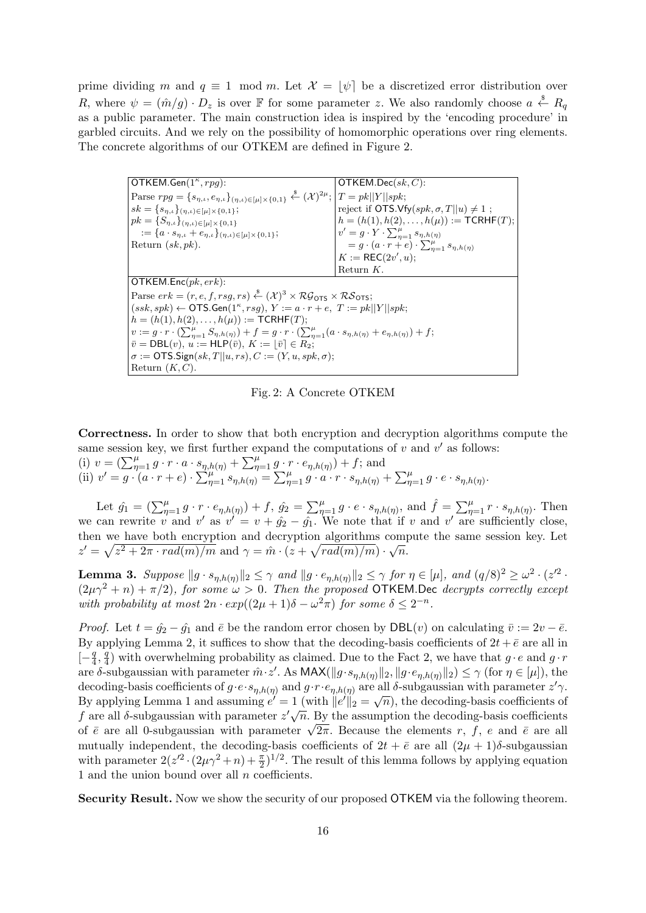prime dividing $m$ and $q \equiv 1 \mod m$. Let $\mathcal{X} = \lfloor \psi \rceil$ be a discretized error distribution over $R$, where $\psi = (\hat{m}/g) \cdot D_z$ is over $\mathbb{F}$ for some parameter $z$. We also randomly choose $a \xleftarrow{\$} R_q$ as a public parameter. The main construction idea is inspired by the 'encoding procedure' in garbled circuits. And we rely on the possibility of homomorphic operations over ring elements. The concrete algorithms of our OTKEM are defined in Figure 2.

| $\mathsf{OTKEM.Gen}(1^\kappa, rpg)$: | $\mathsf{OTKEM.Dec}(sk, C)$: |
|---|---|
| Parse $rpg = \{s_{\eta,\iota}, e_{\eta,\iota}\}_{(\eta,\iota)\in[\mu]\times\{0,1\}} \xleftarrow{\$} (\mathcal{X})^{2\mu}$; <br> $sk = \{s_{\eta,\iota}\}_{(\eta,\iota)\in[\mu]\times\{0,1\}}$; <br> $pk = \{S_{\eta,\iota}\}_{(\eta,\iota)\in[\mu]\times\{0,1\}}$ <br> $:= \{a \cdot s_{\eta,\iota} + e_{\eta,\iota}\}_{(\eta,\iota)\in[\mu]\times\{0,1\}}$; <br> Return $(sk, pk)$. | $T = pk\|Y\|spk$; <br> reject if $\mathsf{OTS.Vfy}(spk, \sigma, T\|u) \neq 1$ ; <br> $h = (h(1), h(2), \ldots, h(\mu)) := \mathsf{TCRHF}(T)$; <br> $v' = g \cdot Y \cdot \sum_{\eta=1}^{\mu} s_{\eta,h(\eta)}$ <br> $= g \cdot (a \cdot r + e) \cdot \sum_{\eta=1}^{\mu} s_{\eta,h(\eta)}$ <br> $K := \mathsf{REC}(2v', u)$; <br> Return $K$. |
| $\mathsf{OTKEM.Enc}(pk, erk)$: <br> Parse $erk = (r, e, f, rsg, rs) \xleftarrow{\$} (\mathcal{X})^3 \times \mathcal{RG}_{\mathsf{OTS}} \times \mathcal{RS}_{\mathsf{OTS}}$; <br> $(ssk, spk) \leftarrow \mathsf{OTS.Gen}(1^\kappa, rsg)$, $Y := a \cdot r + e$, $T := pk\|Y\|spk$; <br> $h = (h(1), h(2), \ldots, h(\mu)) := \mathsf{TCRHF}(T)$; <br> $v := g \cdot r \cdot (\sum_{\eta=1}^{\mu} S_{\eta,h(\eta)}) + f = g \cdot r \cdot (\sum_{\eta=1}^{\mu}(a \cdot s_{\eta,h(\eta)} + e_{\eta,h(\eta)}) + f$; <br> $\bar{v} = \mathsf{DBL}(v)$, $u := \mathsf{HLP}(\bar{v})$, $K := \lfloor \bar{v} \rceil \in R_2$; <br> $\sigma := \mathsf{OTS.Sign}(sk, T\|u, rs)$, $C := (Y, u, spk, \sigma)$; <br> Return $(K, C)$. | |

Fig. 2: A Concrete OTKEM

**Correctness.** In order to show that both encryption and decryption algorithms compute the same session key, we first further expand the computations of $v$ and $v'$ as follows:
(i) $v = (\sum_{\eta=1}^{\mu} g \cdot r \cdot a \cdot s_{\eta,h(\eta)} + \sum_{\eta=1}^{\mu} g \cdot r \cdot e_{\eta,h(\eta)}) + f$; and
(ii) $v' = g \cdot (a \cdot r + e) \cdot \sum_{\eta=1}^{\mu} s_{\eta,h(\eta)} = \sum_{\eta=1}^{\mu} g \cdot a \cdot r \cdot s_{\eta,h(\eta)} + \sum_{\eta=1}^{\mu} g \cdot e \cdot s_{\eta,h(\eta)}$.

Let $\hat{g_1} = (\sum_{\eta=1}^{\mu} g \cdot r \cdot e_{\eta,h(\eta)}) + f$, $\hat{g_2} = \sum_{\eta=1}^{\mu} g \cdot e \cdot s_{\eta,h(\eta)}$, and $\hat{f} = \sum_{\eta=1}^{\mu} r \cdot s_{\eta,h(\eta)}$. Then we can rewrite $v$ and $v'$ as $v' = v + \hat{g_2} - \hat{g_1}$. We note that if $v$ and $v'$ are sufficiently close, then we have both encryption and decryption algorithms compute the same session key. Let $z' = \sqrt{z^2 + 2\pi \cdot rad(m)/m}$ and $\gamma = \hat{m} \cdot (z + \sqrt{rad(m)/m}) \cdot \sqrt{n}$.

**Lemma 3.** *Suppose $\|g \cdot s_{\eta,h(\eta)}\|_2 \leq \gamma$ and $\|g \cdot e_{\eta,h(\eta)}\|_2 \leq \gamma$ for $\eta \in [\mu]$, and $(q/8)^2 \geq \omega^2 \cdot (z'^2 \cdot (2\mu\gamma^2 + n) + \pi/2)$, for some $\omega > 0$. Then the proposed* $\mathsf{OTKEM.Dec}$ *decrypts correctly except with probability at most $2n \cdot exp((2\mu + 1)\delta - \omega^2\pi)$ for some $\delta \leq 2^{-n}$.*

*Proof.* Let $t = \hat{g_2} - \hat{g_1}$ and $\bar{e}$ be the random error chosen by $\mathsf{DBL}(v)$ on calculating $\bar{v} := 2v - \bar{e}$. By applying Lemma 2, it suffices to show that the decoding-basis coefficients of $2t + \bar{e}$ are all in $[-\frac{q}{4}, \frac{q}{4})$ with overwhelming probability as claimed. Due to the Fact 2, we have that $g \cdot e$ and $g \cdot r$ are $\delta$-subgaussian with parameter $\hat{m} \cdot z'$. As $\mathsf{MAX}(\|g \cdot s_{\eta,h(\eta)}\|_2, \|g \cdot e_{\eta,h(\eta)}\|_2) \leq \gamma$ (for $\eta \in [\mu]$), the decoding-basis coefficients of $g \cdot e \cdot s_{\eta,h(\eta)}$ and $g \cdot r \cdot e_{\eta,h(\eta)}$ are all $\delta$-subgaussian with parameter $z'\gamma$. By applying Lemma 1 and assuming $e' = 1$ (with $\|e'\|_2 = \sqrt{n}$), the decoding-basis coefficients of $f$ are all $\delta$-subgaussian with parameter $z'\sqrt{n}$. By the assumption the decoding-basis coefficients of $\bar{e}$ are all 0-subgaussian with parameter $\sqrt{2\pi}$. Because the elements $r$, $f$, $e$ and $\bar{e}$ are all mutually independent, the decoding-basis coefficients of $2t + \bar{e}$ are all $(2\mu + 1)\delta$-subgaussian with parameter $2(z'^2 \cdot (2\mu\gamma^2 + n) + \frac{\pi}{2})^{1/2}$. The result of this lemma follows by applying equation 1 and the union bound over all $n$ coefficients.

**Security Result.** Now we show the security of our proposed $\mathsf{OTKEM}$ via the following theorem.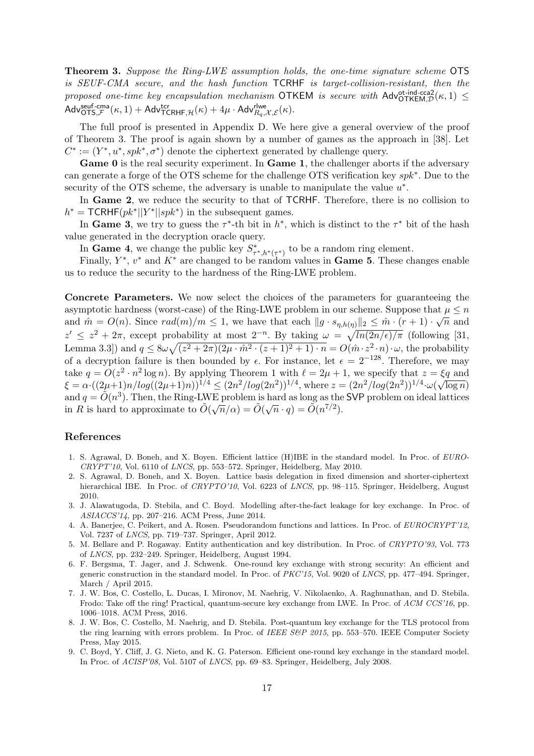**Theorem 3.** *Suppose the Ring-LWE assumption holds, the one-time signature scheme* $\mathsf{OTS}$ *is SEUF-CMA secure, and the hash function* $\mathsf{TCRHF}$ *is target-collision-resistant, then the proposed one-time key encapsulation mechanism* $\mathsf{OTKEM}$ *is secure with* $\mathsf{Adv}^{\mathsf{ot\text{-}ind\text{-}cca2}}_{\mathsf{OTKEM},\mathcal{D}}(\kappa, 1) \leq \mathsf{Adv}^{\mathsf{seuf\text{-}cma}}_{\mathsf{OTS},\mathcal{F}}(\kappa, 1) + \mathsf{Adv}^{\mathsf{tcr}}_{\mathsf{TCRHF},\mathcal{H}}(\kappa) + 4\mu \cdot \mathsf{Adv}^{\mathsf{rlwe}}_{R_q,\mathcal{X},\mathcal{E}}(\kappa)$.

The full proof is presented in Appendix D. We here give a general overview of the proof of Theorem 3. The proof is again shown by a number of games as the approach in [38]. Let $C^* := (Y^*, u^*, spk^*, \sigma^*)$ denote the ciphertext generated by challenge query.

**Game 0** is the real security experiment. In **Game 1**, the challenger aborts if the adversary can generate a forge of the OTS scheme for the challenge OTS verification key $spk^*$. Due to the security of the OTS scheme, the adversary is unable to manipulate the value $u^*$.

In **Game 2**, we reduce the security to that of $\mathsf{TCRHF}$. Therefore, there is no collision to $h^* = \mathsf{TCRHF}(pk^*||Y^*||spk^*)$ in the subsequent games.

In **Game 3**, we try to guess the $\tau^*$-th bit in $h^*$, which is distinct to the $\tau^*$ bit of the hash value generated in the decryption oracle query.

In **Game 4**, we change the public key $S^*_{\tau^*,h^*(\tau^*)}$ to be a random ring element.

Finally, $Y^*$, $v^*$ and $K^*$ are changed to be random values in **Game 5**. These changes enable us to reduce the security to the hardness of the Ring-LWE problem.

**Concrete Parameters.** We now select the choices of the parameters for guaranteeing the asymptotic hardness (worst-case) of the Ring-LWE problem in our scheme. Suppose that $\mu \leq n$ and $\hat{m} = O(n)$. Since $rad(m)/m \leq 1$, we have that each $\|g \cdot s_{\eta,h(\eta)}\|_2 \leq \hat{m} \cdot (r+1) \cdot \sqrt{n}$ and $z' \leq z^2 + 2\pi$, except probability at most $2^{-n}$. By taking $\omega = \sqrt{ln(2n/\epsilon)/\pi}$ (following [31, Lemma 3.3]) and $q \leq 8\omega\sqrt{(z^2+2\pi)(2\mu \cdot \hat{m}^2 \cdot (z+1)^2 + 1) \cdot n} = O(\hat{m} \cdot z^2 \cdot n) \cdot \omega$, the probability of a decryption failure is then bounded by $\epsilon$. For instance, let $\epsilon = 2^{-128}$. Therefore, we may take $q = O(z^2 \cdot n^2 \log n)$. By applying Theorem 1 with $\ell = 2\mu + 1$, we specify that $z = \xi q$ and $\xi = \alpha \cdot ((2\mu+1)n/log((2\mu+1)n))^{1/4} \leq (2n^2/log(2n^2))^{1/4}$, where $z = (2n^2/log(2n^2))^{1/4} \cdot \omega(\sqrt{\log n})$ and $q = \tilde{O}(n^3)$. Then, the Ring-LWE problem is hard as long as the $\mathsf{SVP}$ problem on ideal lattices in $R$ is hard to approximate to $\tilde{O}(\sqrt{n}/\alpha) = \tilde{O}(\sqrt{n} \cdot q) = \tilde{O}(n^{7/2})$.

## References

1. S. Agrawal, D. Boneh, and X. Boyen. Efficient lattice (H)IBE in the standard model. In Proc. of *EUROCRYPT'10*, Vol. 6110 of *LNCS*, pp. 553–572. Springer, Heidelberg, May 2010.
2. S. Agrawal, D. Boneh, and X. Boyen. Lattice basis delegation in fixed dimension and shorter-ciphertext hierarchical IBE. In Proc. of *CRYPTO'10*, Vol. 6223 of *LNCS*, pp. 98–115. Springer, Heidelberg, August 2010.
3. J. Alawatugoda, D. Stebila, and C. Boyd. Modelling after-the-fact leakage for key exchange. In Proc. of *ASIACCS'14*, pp. 207–216. ACM Press, June 2014.
4. A. Banerjee, C. Peikert, and A. Rosen. Pseudorandom functions and lattices. In Proc. of *EUROCRYPT'12*, Vol. 7237 of *LNCS*, pp. 719–737. Springer, April 2012.
5. M. Bellare and P. Rogaway. Entity authentication and key distribution. In Proc. of *CRYPTO'93*, Vol. 773 of *LNCS*, pp. 232–249. Springer, Heidelberg, August 1994.
6. F. Bergsma, T. Jager, and J. Schwenk. One-round key exchange with strong security: An efficient and generic construction in the standard model. In Proc. of *PKC'15*, Vol. 9020 of *LNCS*, pp. 477–494. Springer, March / April 2015.
7. J. W. Bos, C. Costello, L. Ducas, I. Mironov, M. Naehrig, V. Nikolaenko, A. Raghunathan, and D. Stebila. Frodo: Take off the ring! Practical, quantum-secure key exchange from LWE. In Proc. of *ACM CCS'16*, pp. 1006–1018. ACM Press, 2016.
8. J. W. Bos, C. Costello, M. Naehrig, and D. Stebila. Post-quantum key exchange for the TLS protocol from the ring learning with errors problem. In Proc. of *IEEE S&P 2015*, pp. 553–570. IEEE Computer Society Press, May 2015.
9. C. Boyd, Y. Cliff, J. G. Nieto, and K. G. Paterson. Efficient one-round key exchange in the standard model. In Proc. of *ACISP'08*, Vol. 5107 of *LNCS*, pp. 69–83. Springer, Heidelberg, July 2008.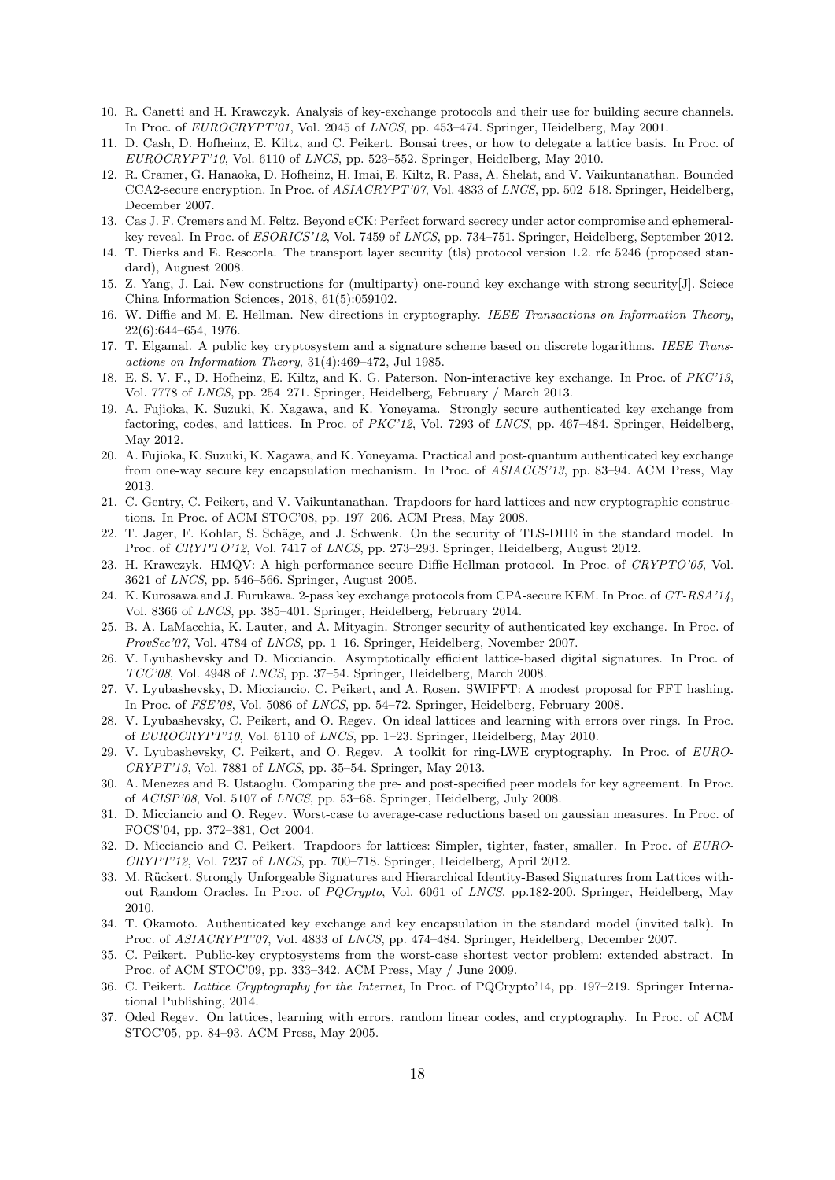10. R. Canetti and H. Krawczyk. Analysis of key-exchange protocols and their use for building secure channels. In Proc. of *EUROCRYPT'01*, Vol. 2045 of *LNCS*, pp. 453–474. Springer, Heidelberg, May 2001.
11. D. Cash, D. Hofheinz, E. Kiltz, and C. Peikert. Bonsai trees, or how to delegate a lattice basis. In Proc. of *EUROCRYPT'10*, Vol. 6110 of *LNCS*, pp. 523–552. Springer, Heidelberg, May 2010.
12. R. Cramer, G. Hanaoka, D. Hofheinz, H. Imai, E. Kiltz, R. Pass, A. Shelat, and V. Vaikuntanathan. Bounded CCA2-secure encryption. In Proc. of *ASIACRYPT'07*, Vol. 4833 of *LNCS*, pp. 502–518. Springer, Heidelberg, December 2007.
13. Cas J. F. Cremers and M. Feltz. Beyond eCK: Perfect forward secrecy under actor compromise and ephemeral-key reveal. In Proc. of *ESORICS'12*, Vol. 7459 of *LNCS*, pp. 734–751. Springer, Heidelberg, September 2012.
14. T. Dierks and E. Rescorla. The transport layer security (tls) protocol version 1.2. rfc 5246 (proposed standard), Auguest 2008.
15. Z. Yang, J. Lai. New constructions for (multiparty) one-round key exchange with strong security[J]. Sciece China Information Sciences, 2018, 61(5):059102.
16. W. Diffie and M. E. Hellman. New directions in cryptography. *IEEE Transactions on Information Theory*, 22(6):644–654, 1976.
17. T. Elgamal. A public key cryptosystem and a signature scheme based on discrete logarithms. *IEEE Transactions on Information Theory*, 31(4):469–472, Jul 1985.
18. E. S. V. F., D. Hofheinz, E. Kiltz, and K. G. Paterson. Non-interactive key exchange. In Proc. of *PKC'13*, Vol. 7778 of *LNCS*, pp. 254–271. Springer, Heidelberg, February / March 2013.
19. A. Fujioka, K. Suzuki, K. Xagawa, and K. Yoneyama. Strongly secure authenticated key exchange from factoring, codes, and lattices. In Proc. of *PKC'12*, Vol. 7293 of *LNCS*, pp. 467–484. Springer, Heidelberg, May 2012.
20. A. Fujioka, K. Suzuki, K. Xagawa, and K. Yoneyama. Practical and post-quantum authenticated key exchange from one-way secure key encapsulation mechanism. In Proc. of *ASIACCS'13*, pp. 83–94. ACM Press, May 2013.
21. C. Gentry, C. Peikert, and V. Vaikuntanathan. Trapdoors for hard lattices and new cryptographic constructions. In Proc. of ACM STOC'08, pp. 197–206. ACM Press, May 2008.
22. T. Jager, F. Kohlar, S. Schäge, and J. Schwenk. On the security of TLS-DHE in the standard model. In Proc. of *CRYPTO'12*, Vol. 7417 of *LNCS*, pp. 273–293. Springer, Heidelberg, August 2012.
23. H. Krawczyk. HMQV: A high-performance secure Diffie-Hellman protocol. In Proc. of *CRYPTO'05*, Vol. 3621 of *LNCS*, pp. 546–566. Springer, August 2005.
24. K. Kurosawa and J. Furukawa. 2-pass key exchange protocols from CPA-secure KEM. In Proc. of *CT-RSA'14*, Vol. 8366 of *LNCS*, pp. 385–401. Springer, Heidelberg, February 2014.
25. B. A. LaMacchia, K. Lauter, and A. Mityagin. Stronger security of authenticated key exchange. In Proc. of *ProvSec'07*, Vol. 4784 of *LNCS*, pp. 1–16. Springer, Heidelberg, November 2007.
26. V. Lyubashevsky and D. Micciancio. Asymptotically efficient lattice-based digital signatures. In Proc. of *TCC'08*, Vol. 4948 of *LNCS*, pp. 37–54. Springer, Heidelberg, March 2008.
27. V. Lyubashevsky, D. Micciancio, C. Peikert, and A. Rosen. SWIFFT: A modest proposal for FFT hashing. In Proc. of *FSE'08*, Vol. 5086 of *LNCS*, pp. 54–72. Springer, Heidelberg, February 2008.
28. V. Lyubashevsky, C. Peikert, and O. Regev. On ideal lattices and learning with errors over rings. In Proc. of *EUROCRYPT'10*, Vol. 6110 of *LNCS*, pp. 1–23. Springer, Heidelberg, May 2010.
29. V. Lyubashevsky, C. Peikert, and O. Regev. A toolkit for ring-LWE cryptography. In Proc. of *EUROCRYPT'13*, Vol. 7881 of *LNCS*, pp. 35–54. Springer, May 2013.
30. A. Menezes and B. Ustaoglu. Comparing the pre- and post-specified peer models for key agreement. In Proc. of *ACISP'08*, Vol. 5107 of *LNCS*, pp. 53–68. Springer, Heidelberg, July 2008.
31. D. Micciancio and O. Regev. Worst-case to average-case reductions based on gaussian measures. In Proc. of FOCS'04, pp. 372–381, Oct 2004.
32. D. Micciancio and C. Peikert. Trapdoors for lattices: Simpler, tighter, faster, smaller. In Proc. of *EUROCRYPT'12*, Vol. 7237 of *LNCS*, pp. 700–718. Springer, Heidelberg, April 2012.
33. M. Rückert. Strongly Unforgeable Signatures and Hierarchical Identity-Based Signatures from Lattices without Random Oracles. In Proc. of *PQCrypto*, Vol. 6061 of *LNCS*, pp.182-200. Springer, Heidelberg, May 2010.
34. T. Okamoto. Authenticated key exchange and key encapsulation in the standard model (invited talk). In Proc. of *ASIACRYPT'07*, Vol. 4833 of *LNCS*, pp. 474–484. Springer, Heidelberg, December 2007.
35. C. Peikert. Public-key cryptosystems from the worst-case shortest vector problem: extended abstract. In Proc. of ACM STOC'09, pp. 333–342. ACM Press, May / June 2009.
36. C. Peikert. *Lattice Cryptography for the Internet*, In Proc. of PQCrypto'14, pp. 197–219. Springer International Publishing, 2014.
37. Oded Regev. On lattices, learning with errors, random linear codes, and cryptography. In Proc. of ACM STOC'05, pp. 84–93. ACM Press, May 2005.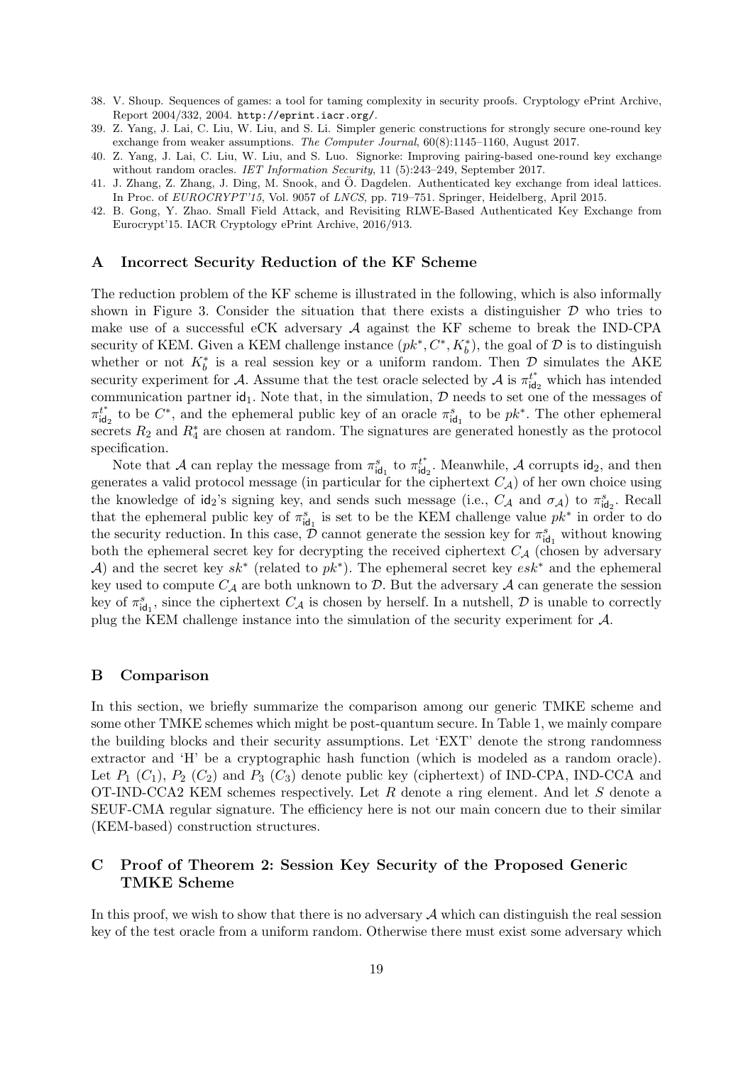38. V. Shoup. Sequences of games: a tool for taming complexity in security proofs. Cryptology ePrint Archive, Report 2004/332, 2004. http://eprint.iacr.org/.
39. Z. Yang, J. Lai, C. Liu, W. Liu, and S. Li. Simpler generic constructions for strongly secure one-round key exchange from weaker assumptions. *The Computer Journal*, 60(8):1145–1160, August 2017.
40. Z. Yang, J. Lai, C. Liu, W. Liu, and S. Luo. Signorke: Improving pairing-based one-round key exchange without random oracles. *IET Information Security*, 11 (5):243–249, September 2017.
41. J. Zhang, Z. Zhang, J. Ding, M. Snook, and Ö. Dagdelen. Authenticated key exchange from ideal lattices. In Proc. of *EUROCRYPT'15*, Vol. 9057 of *LNCS*, pp. 719–751. Springer, Heidelberg, April 2015.
42. B. Gong, Y. Zhao. Small Field Attack, and Revisiting RLWE-Based Authenticated Key Exchange from Eurocrypt'15. IACR Cryptology ePrint Archive, 2016/913.

## A Incorrect Security Reduction of the KF Scheme

The reduction problem of the KF scheme is illustrated in the following, which is also informally shown in Figure 3. Consider the situation that there exists a distinguisher $\mathcal{D}$ who tries to make use of a successful eCK adversary $\mathcal{A}$ against the KF scheme to break the IND-CPA security of KEM. Given a KEM challenge instance $(pk^*, C^*, K_b^*)$, the goal of $\mathcal{D}$ is to distinguish whether or not $K_b^*$ is a real session key or a uniform random. Then $\mathcal{D}$ simulates the AKE security experiment for $\mathcal{A}$. Assume that the test oracle selected by $\mathcal{A}$ is $\pi_{\mathsf{id}_2}^{t^*}$ which has intended communication partner $\mathsf{id}_1$. Note that, in the simulation, $\mathcal{D}$ needs to set one of the messages of $\pi_{\mathsf{id}_2}^{t^*}$ to be $C^*$, and the ephemeral public key of an oracle $\pi_{\mathsf{id}_1}^{s}$ to be $pk^*$. The other ephemeral secrets $R_2$ and $R_4^*$ are chosen at random. The signatures are generated honestly as the protocol specification.

Note that $\mathcal{A}$ can replay the message from $\pi_{\mathsf{id}_1}^{s}$ to $\pi_{\mathsf{id}_2}^{t^*}$. Meanwhile, $\mathcal{A}$ corrupts $\mathsf{id}_2$, and then generates a valid protocol message (in particular for the ciphertext $C_{\mathcal{A}}$) of her own choice using the knowledge of $\mathsf{id}_2$'s signing key, and sends such message (i.e., $C_{\mathcal{A}}$ and $\sigma_{\mathcal{A}}$) to $\pi_{\mathsf{id}_2}^{s}$. Recall that the ephemeral public key of $\pi_{\mathsf{id}_1}^{s}$ is set to be the KEM challenge value $pk^*$ in order to do the security reduction. In this case, $\mathcal{D}$ cannot generate the session key for $\pi_{\mathsf{id}_1}^{s}$ without knowing both the ephemeral secret key for decrypting the received ciphertext $C_{\mathcal{A}}$ (chosen by adversary $\mathcal{A}$) and the secret key $sk^*$ (related to $pk^*$). The ephemeral secret key $esk^*$ and the ephemeral key used to compute $C_{\mathcal{A}}$ are both unknown to $\mathcal{D}$. But the adversary $\mathcal{A}$ can generate the session key of $\pi_{\mathsf{id}_1}^{s}$, since the ciphertext $C_{\mathcal{A}}$ is chosen by herself. In a nutshell, $\mathcal{D}$ is unable to correctly plug the KEM challenge instance into the simulation of the security experiment for $\mathcal{A}$.

## B Comparison

In this section, we briefly summarize the comparison among our generic TMKE scheme and some other TMKE schemes which might be post-quantum secure. In Table 1, we mainly compare the building blocks and their security assumptions. Let 'EXT' denote the strong randomness extractor and 'H' be a cryptographic hash function (which is modeled as a random oracle). Let $P_1$ ($C_1$), $P_2$ ($C_2$) and $P_3$ ($C_3$) denote public key (ciphertext) of IND-CPA, IND-CCA and OT-IND-CCA2 KEM schemes respectively. Let $R$ denote a ring element. And let $S$ denote a SEUF-CMA regular signature. The efficiency here is not our main concern due to their similar (KEM-based) construction structures.

## C Proof of Theorem 2: Session Key Security of the Proposed Generic TMKE Scheme

In this proof, we wish to show that there is no adversary $\mathcal{A}$ which can distinguish the real session key of the test oracle from a uniform random. Otherwise there must exist some adversary which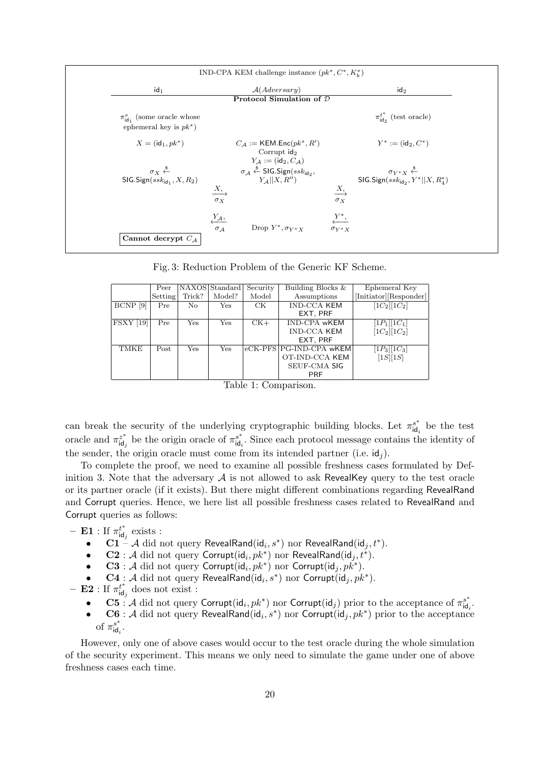IND-CPA KEM challenge instance $(pk^*, C^*, K_b^*)$

| $\mathsf{id}_1$ | $\mathcal{A}(Adversary)$ | $\mathsf{id}_2$ |
|---|---|---|
| | **Protocol Simulation of $\mathcal{D}$** | |
| $\pi^s_{\mathsf{id}_1}$ (some oracle whose ephemeral key is $pk^*$) | | $\pi^{t^*}_{\mathsf{id}_2}$ (test oracle) |
| $X = (\mathsf{id}_1, pk^*)$ | $C_{\mathcal{A}} := \mathsf{KEM.Enc}(pk^*, R')$ Corrupt $\mathsf{id}_2$ $Y_{\mathcal{A}} := (\mathsf{id}_2, C_{\mathcal{A}})$ | $Y^* := (\mathsf{id}_2, C^*)$ |
| $\sigma_X \stackrel{\$}{\leftarrow} \mathsf{SIG.Sign}(ssk_{\mathsf{id}_1}, X, R_2)$ | $\sigma_{\mathcal{A}} \stackrel{\$}{\leftarrow} \mathsf{SIG.Sign}(ssk_{\mathsf{id}_2}, Y_{\mathcal{A}} \| X, R'')$ | $\sigma_{Y^*X} \stackrel{\$}{\leftarrow} \mathsf{SIG.Sign}(ssk_{\mathsf{id}_2}, Y^* \| X, R_4^*)$ |
| $\xrightarrow{X, \sigma_X}$ | | $\xrightarrow{X, \sigma_X}$ |
| $\xleftarrow{Y_{\mathcal{A}}, \sigma_{\mathcal{A}}}$ | Drop $Y^*, \sigma_{Y^*X}$ | $\xleftarrow{Y^*, \sigma_{Y^*X}}$ |
| **Cannot decrypt $C_{\mathcal{A}}$** | | |

Fig. 3: Reduction Problem of the Generic KF Scheme.

| | Peer Setting | NAXOS Trick? | Standard Model? | Security Model | Building Blocks & Assumptions | Ephemeral Key [Initiator][Responder] |
|---|---|---|---|---|---|---|
| BCNP [9] | Pre | No | Yes | CK | IND-CCA KEM EXT, PRF | $[1C_2][1C_2]$ |
| FSXY [19] | Pre | Yes | Yes | CK+ | IND-CPA wKEM IND-CCA KEM EXT, PRF | $[1P_1][1C_1]$ $[1C_2][1C_2]$ |
| TMKE | Post | Yes | Yes | eCK-PFS | PG-IND-CPA wKEM OT-IND-CCA KEM SEUF-CMA SIG PRF | $[1P_3][1C_3]$ $[1S][1S]$ |

Table 1: Comparison.

can break the security of the underlying cryptographic building blocks. Let $\pi^{s^*}_{\mathsf{id}_i}$ be the test oracle and $\pi^{z^*}_{\mathsf{id}_j}$ be the origin oracle of $\pi^{s^*}_{\mathsf{id}_i}$. Since each protocol message contains the identity of the sender, the origin oracle must come from its intended partner (i.e. $\mathsf{id}_j$).

To complete the proof, we need to examine all possible freshness cases formulated by Definition 3. Note that the adversary $\mathcal{A}$ is not allowed to ask RevealKey query to the test oracle or its partner oracle (if it exists). But there might different combinations regarding RevealRand and Corrupt queries. Hence, we here list all possible freshness cases related to RevealRand and Corrupt queries as follows:

- **E1** : If $\pi^{t^*}_{\mathsf{id}_j}$ exists :
  - **C1** – $\mathcal{A}$ did not query RevealRand($\mathsf{id}_i, s^*$) nor RevealRand($\mathsf{id}_j, t^*$).
  - **C2** : $\mathcal{A}$ did not query Corrupt($\mathsf{id}_i, pk^*$) nor RevealRand($\mathsf{id}_j, t^*$).
  - **C3** : $\mathcal{A}$ did not query Corrupt($\mathsf{id}_i, pk^*$) nor Corrupt($\mathsf{id}_j, pk^*$).
  - **C4** : $\mathcal{A}$ did not query RevealRand($\mathsf{id}_i, s^*$) nor Corrupt($\mathsf{id}_j, pk^*$).
- **E2** : If $\pi^{t^*}_{\mathsf{id}_j}$ does not exist :
  - **C5** : $\mathcal{A}$ did not query Corrupt($\mathsf{id}_i, pk^*$) nor Corrupt($\mathsf{id}_j$) prior to the acceptance of $\pi^{s^*}_{\mathsf{id}_i}$.
  - **C6** : $\mathcal{A}$ did not query RevealRand($\mathsf{id}_i, s^*$) nor Corrupt($\mathsf{id}_j, pk^*$) prior to the acceptance of $\pi^{s^*}_{\mathsf{id}_i}$.

However, only one of above cases would occur to the test oracle during the whole simulation of the security experiment. This means we only need to simulate the game under one of above freshness cases each time.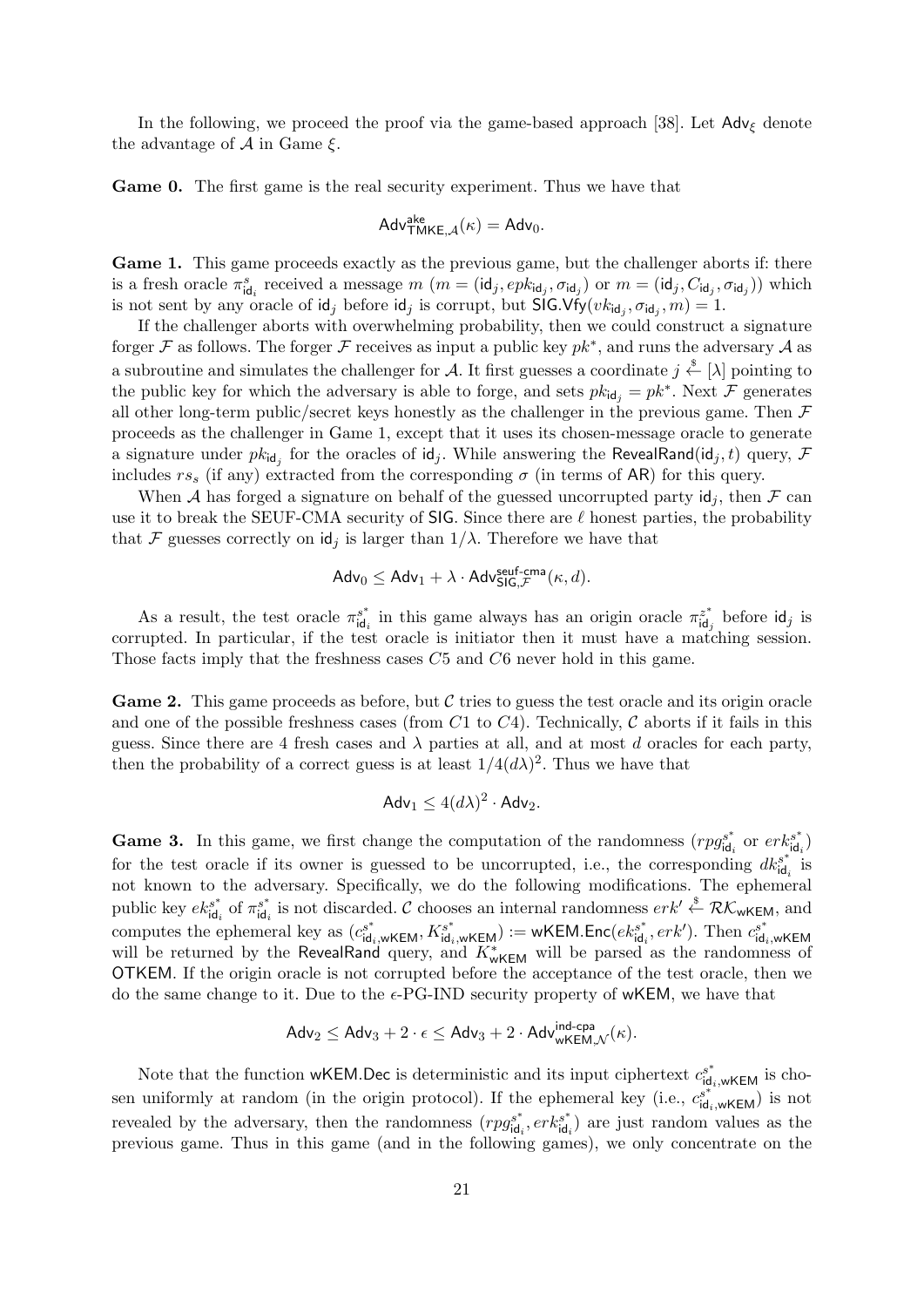In the following, we proceed the proof via the game-based approach [38]. Let $\mathsf{Adv}_\xi$ denote the advantage of $\mathcal{A}$ in Game $\xi$.

**Game 0.** The first game is the real security experiment. Thus we have that

$$\mathsf{Adv}^{\mathsf{ake}}_{\mathsf{TMKE},\mathcal{A}}(\kappa) = \mathsf{Adv}_0.$$

**Game 1.** This game proceeds exactly as the previous game, but the challenger aborts if: there is a fresh oracle $\pi^s_{\mathsf{id}_i}$ received a message $m$ ($m = (\mathsf{id}_j, epk_{\mathsf{id}_j}, \sigma_{\mathsf{id}_j})$ or $m = (\mathsf{id}_j, C_{\mathsf{id}_j}, \sigma_{\mathsf{id}_j})$) which is not sent by any oracle of $\mathsf{id}_j$ before $\mathsf{id}_j$ is corrupt, but $\mathsf{SIG.Vfy}(vk_{\mathsf{id}_j}, \sigma_{\mathsf{id}_j}, m) = 1$.

If the challenger aborts with overwhelming probability, then we could construct a signature forger $\mathcal{F}$ as follows. The forger $\mathcal{F}$ receives as input a public key $pk^*$, and runs the adversary $\mathcal{A}$ as a subroutine and simulates the challenger for $\mathcal{A}$. It first guesses a coordinate $j \xleftarrow{\$} [\lambda]$ pointing to the public key for which the adversary is able to forge, and sets $pk_{\mathsf{id}_j} = pk^*$. Next $\mathcal{F}$ generates all other long-term public/secret keys honestly as the challenger in the previous game. Then $\mathcal{F}$ proceeds as the challenger in Game 1, except that it uses its chosen-message oracle to generate a signature under $pk_{\mathsf{id}_j}$ for the oracles of $\mathsf{id}_j$. While answering the $\mathsf{RevealRand}(\mathsf{id}_j, t)$ query, $\mathcal{F}$ includes $rs_s$ (if any) extracted from the corresponding $\sigma$ (in terms of $\mathsf{AR}$) for this query.

When $\mathcal{A}$ has forged a signature on behalf of the guessed uncorrupted party $\mathsf{id}_j$, then $\mathcal{F}$ can use it to break the SEUF-CMA security of $\mathsf{SIG}$. Since there are $\ell$ honest parties, the probability that $\mathcal{F}$ guesses correctly on $\mathsf{id}_j$ is larger than $1/\lambda$. Therefore we have that

$$\mathsf{Adv}_0 \leq \mathsf{Adv}_1 + \lambda \cdot \mathsf{Adv}^{\mathsf{seuf\text{-}cma}}_{\mathsf{SIG},\mathcal{F}}(\kappa, d).$$

As a result, the test oracle $\pi^{s^*}_{\mathsf{id}_i}$ in this game always has an origin oracle $\pi^{z^*}_{\mathsf{id}_j}$ before $\mathsf{id}_j$ is corrupted. In particular, if the test oracle is initiator then it must have a matching session. Those facts imply that the freshness cases $C5$ and $C6$ never hold in this game.

**Game 2.** This game proceeds as before, but $\mathcal{C}$ tries to guess the test oracle and its origin oracle and one of the possible freshness cases (from $C1$ to $C4$). Technically, $\mathcal{C}$ aborts if it fails in this guess. Since there are 4 fresh cases and $\lambda$ parties at all, and at most $d$ oracles for each party, then the probability of a correct guess is at least $1/4(d\lambda)^2$. Thus we have that

$$\mathsf{Adv}_1 \leq 4(d\lambda)^2 \cdot \mathsf{Adv}_2.$$

**Game 3.** In this game, we first change the computation of the randomness ($rpg^{s^*}_{\mathsf{id}_i}$ or $erk^{s^*}_{\mathsf{id}_i}$) for the test oracle if its owner is guessed to be uncorrupted, i.e., the corresponding $dk^{s^*}_{\mathsf{id}_i}$ is not known to the adversary. Specifically, we do the following modifications. The ephemeral public key $ek^{s^*}_{\mathsf{id}_i}$ of $\pi^{s^*}_{\mathsf{id}_i}$ is not discarded. $\mathcal{C}$ chooses an internal randomness $erk' \xleftarrow{\$} \mathcal{RK}_{\mathsf{wKEM}}$, and computes the ephemeral key as $(c^{s^*}_{\mathsf{id}_i,\mathsf{wKEM}}, K^{s^*}_{\mathsf{id}_i,\mathsf{wKEM}}) := \mathsf{wKEM.Enc}(ek^{s^*}_{\mathsf{id}_i}, erk')$. Then $c^{s^*}_{\mathsf{id}_i,\mathsf{wKEM}}$ will be returned by the $\mathsf{RevealRand}$ query, and $K^*_{\mathsf{wKEM}}$ will be parsed as the randomness of $\mathsf{OTKEM}$. If the origin oracle is not corrupted before the acceptance of the test oracle, then we do the same change to it. Due to the $\epsilon$-PG-IND security property of $\mathsf{wKEM}$, we have that

$$\mathsf{Adv}_2 \leq \mathsf{Adv}_3 + 2 \cdot \epsilon \leq \mathsf{Adv}_3 + 2 \cdot \mathsf{Adv}^{\mathsf{ind\text{-}cpa}}_{\mathsf{wKEM},\mathcal{N}}(\kappa).$$

Note that the function $\mathsf{wKEM.Dec}$ is deterministic and its input ciphertext $c^{s^*}_{\mathsf{id}_i,\mathsf{wKEM}}$ is chosen uniformly at random (in the origin protocol). If the ephemeral key (i.e., $c^{s^*}_{\mathsf{id}_i,\mathsf{wKEM}}$) is not revealed by the adversary, then the randomness $(rpg^{s^*}_{\mathsf{id}_i}, erk^{s^*}_{\mathsf{id}_i})$ are just random values as the previous game. Thus in this game (and in the following games), we only concentrate on the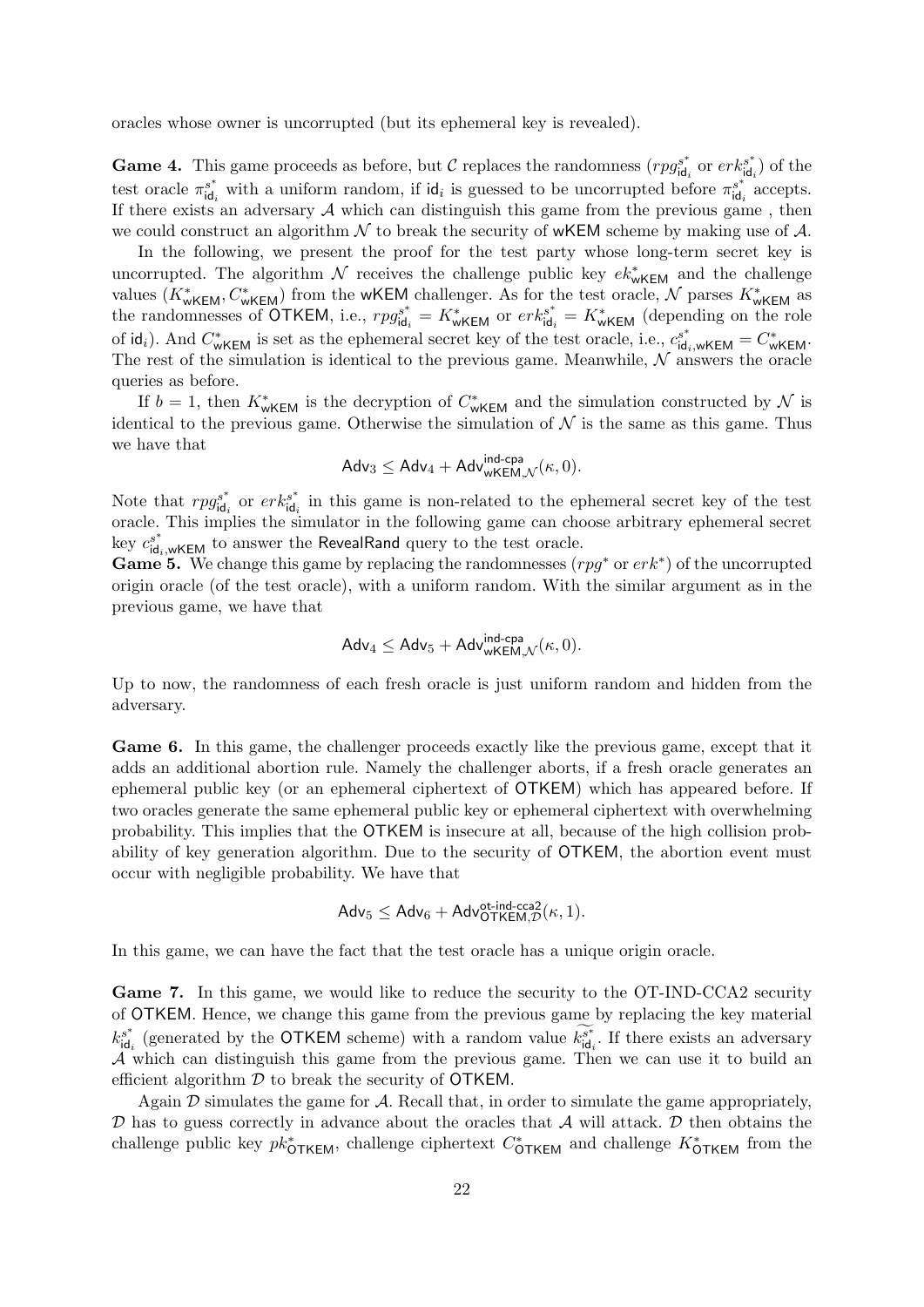oracles whose owner is uncorrupted (but its ephemeral key is revealed).

**Game 4.** This game proceeds as before, but $\mathcal{C}$ replaces the randomness ($rpg^{s^*}_{\mathsf{id}_i}$ or $erk^{s^*}_{\mathsf{id}_i}$) of the test oracle $\pi^{s^*}_{\mathsf{id}_i}$ with a uniform random, if $\mathsf{id}_i$ is guessed to be uncorrupted before $\pi^{s^*}_{\mathsf{id}_i}$ accepts. If there exists an adversary $\mathcal{A}$ which can distinguish this game from the previous game , then we could construct an algorithm $\mathcal{N}$ to break the security of wKEM scheme by making use of $\mathcal{A}$.

In the following, we present the proof for the test party whose long-term secret key is uncorrupted. The algorithm $\mathcal{N}$ receives the challenge public key $ek^*_{\mathsf{wKEM}}$ and the challenge values $(K^*_{\mathsf{wKEM}}, C^*_{\mathsf{wKEM}})$ from the wKEM challenger. As for the test oracle, $\mathcal{N}$ parses $K^*_{\mathsf{wKEM}}$ as the randomnesses of OTKEM, i.e., $rpg^{s^*}_{\mathsf{id}_i} = K^*_{\mathsf{wKEM}}$ or $erk^{s^*}_{\mathsf{id}_i} = K^*_{\mathsf{wKEM}}$ (depending on the role of $\mathsf{id}_i$). And $C^*_{\mathsf{wKEM}}$ is set as the ephemeral secret key of the test oracle, i.e., $c^{s^*}_{\mathsf{id}_i,\mathsf{wKEM}} = C^*_{\mathsf{wKEM}}$. The rest of the simulation is identical to the previous game. Meanwhile, $\mathcal{N}$ answers the oracle queries as before.

If $b = 1$, then $K^*_{\mathsf{wKEM}}$ is the decryption of $C^*_{\mathsf{wKEM}}$ and the simulation constructed by $\mathcal{N}$ is identical to the previous game. Otherwise the simulation of $\mathcal{N}$ is the same as this game. Thus we have that

$$\mathsf{Adv}_3 \leq \mathsf{Adv}_4 + \mathsf{Adv}^{\mathsf{ind\text{-}cpa}}_{\mathsf{wKEM},\mathcal{N}}(\kappa, 0).$$

Note that $rpg^{s^*}_{\mathsf{id}_i}$ or $erk^{s^*}_{\mathsf{id}_i}$ in this game is non-related to the ephemeral secret key of the test oracle. This implies the simulator in the following game can choose arbitrary ephemeral secret key $c^{s^*}_{\mathsf{id}_i,\mathsf{wKEM}}$ to answer the RevealRand query to the test oracle.

**Game 5.** We change this game by replacing the randomnesses ($rpg^*$ or $erk^*$) of the uncorrupted origin oracle (of the test oracle), with a uniform random. With the similar argument as in the previous game, we have that

$$\mathsf{Adv}_4 \leq \mathsf{Adv}_5 + \mathsf{Adv}^{\mathsf{ind\text{-}cpa}}_{\mathsf{wKEM},\mathcal{N}}(\kappa, 0).$$

Up to now, the randomness of each fresh oracle is just uniform random and hidden from the adversary.

**Game 6.** In this game, the challenger proceeds exactly like the previous game, except that it adds an additional abortion rule. Namely the challenger aborts, if a fresh oracle generates an ephemeral public key (or an ephemeral ciphertext of OTKEM) which has appeared before. If two oracles generate the same ephemeral public key or ephemeral ciphertext with overwhelming probability. This implies that the OTKEM is insecure at all, because of the high collision probability of key generation algorithm. Due to the security of OTKEM, the abortion event must occur with negligible probability. We have that

$$\mathsf{Adv}_5 \leq \mathsf{Adv}_6 + \mathsf{Adv}^{\mathsf{ot\text{-}ind\text{-}cca2}}_{\mathsf{OTKEM},\mathcal{D}}(\kappa, 1).$$

In this game, we can have the fact that the test oracle has a unique origin oracle.

**Game 7.** In this game, we would like to reduce the security to the OT-IND-CCA2 security of OTKEM. Hence, we change this game from the previous game by replacing the key material $k^{s^*}_{\mathsf{id}_i}$ (generated by the OTKEM scheme) with a random value $\widetilde{k^{s^*}_{\mathsf{id}_i}}$. If there exists an adversary $\mathcal{A}$ which can distinguish this game from the previous game. Then we can use it to build an efficient algorithm $\mathcal{D}$ to break the security of OTKEM.

Again $\mathcal{D}$ simulates the game for $\mathcal{A}$. Recall that, in order to simulate the game appropriately, $\mathcal{D}$ has to guess correctly in advance about the oracles that $\mathcal{A}$ will attack. $\mathcal{D}$ then obtains the challenge public key $pk^*_{\mathsf{OTKEM}}$, challenge ciphertext $C^*_{\mathsf{OTKEM}}$ and challenge $K^*_{\mathsf{OTKEM}}$ from the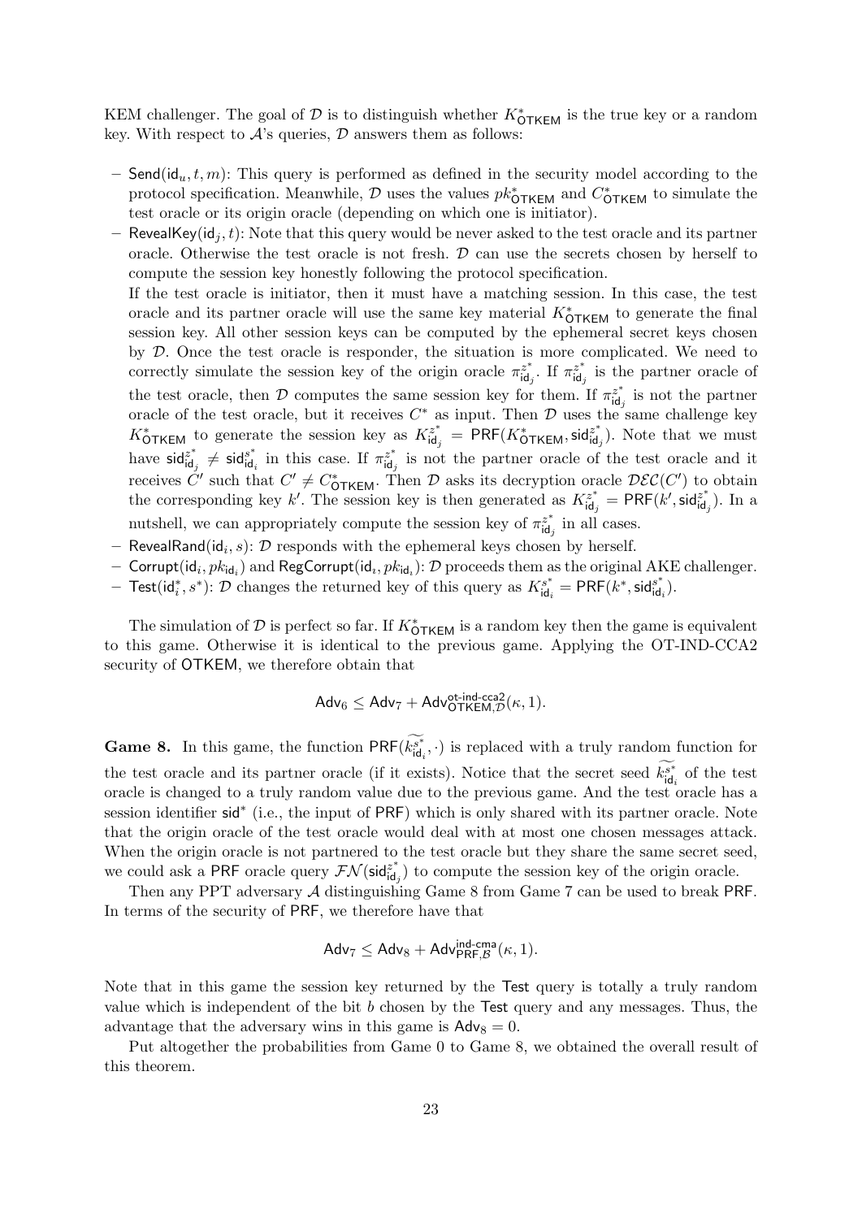KEM challenger. The goal of $\mathcal{D}$ is to distinguish whether $K^*_{\mathsf{OTKEM}}$ is the true key or a random key. With respect to $\mathcal{A}$'s queries, $\mathcal{D}$ answers them as follows:

- $\mathsf{Send}(\mathsf{id}_u, t, m)$: This query is performed as defined in the security model according to the protocol specification. Meanwhile, $\mathcal{D}$ uses the values $pk^*_{\mathsf{OTKEM}}$ and $C^*_{\mathsf{OTKEM}}$ to simulate the test oracle or its origin oracle (depending on which one is initiator).
- $\mathsf{RevealKey}(\mathsf{id}_j, t)$: Note that this query would be never asked to the test oracle and its partner oracle. Otherwise the test oracle is not fresh. $\mathcal{D}$ can use the secrets chosen by herself to compute the session key honestly following the protocol specification.
  If the test oracle is initiator, then it must have a matching session. In this case, the test oracle and its partner oracle will use the same key material $K^*_{\mathsf{OTKEM}}$ to generate the final session key. All other session keys can be computed by the ephemeral secret keys chosen by $\mathcal{D}$. Once the test oracle is responder, the situation is more complicated. We need to correctly simulate the session key of the origin oracle $\pi^{z^*}_{\mathsf{id}_j}$. If $\pi^{z^*}_{\mathsf{id}_j}$ is the partner oracle of the test oracle, then $\mathcal{D}$ computes the same session key for them. If $\pi^{z^*}_{\mathsf{id}_j}$ is not the partner oracle of the test oracle, but it receives $C^*$ as input. Then $\mathcal{D}$ uses the same challenge key $K^*_{\mathsf{OTKEM}}$ to generate the session key as $K^{z^*}_{\mathsf{id}_j} = \mathsf{PRF}(K^*_{\mathsf{OTKEM}}, \mathsf{sid}^{z^*}_{\mathsf{id}_j})$. Note that we must have $\mathsf{sid}^{z^*}_{\mathsf{id}_j} \neq \mathsf{sid}^{s^*}_{\mathsf{id}_i}$ in this case. If $\pi^{z^*}_{\mathsf{id}_j}$ is not the partner oracle of the test oracle and it receives $C'$ such that $C' \neq C^*_{\mathsf{OTKEM}}$. Then $\mathcal{D}$ asks its decryption oracle $\mathcal{DEC}(C')$ to obtain the corresponding key $k'$. The session key is then generated as $K^{z^*}_{\mathsf{id}_j} = \mathsf{PRF}(k', \mathsf{sid}^{z^*}_{\mathsf{id}_j})$. In a nutshell, we can appropriately compute the session key of $\pi^{z^*}_{\mathsf{id}_j}$ in all cases.
- $\mathsf{RevealRand}(\mathsf{id}_i, s)$: $\mathcal{D}$ responds with the ephemeral keys chosen by herself.
- $\mathsf{Corrupt}(\mathsf{id}_i, pk_{\mathsf{id}_i})$ and $\mathsf{RegCorrupt}(\mathsf{id}_i, pk_{\mathsf{id}_i})$: $\mathcal{D}$ proceeds them as the original AKE challenger.
- $\mathsf{Test}(\mathsf{id}^*_i, s^*)$: $\mathcal{D}$ changes the returned key of this query as $K^{s^*}_{\mathsf{id}_i} = \mathsf{PRF}(k^*, \mathsf{sid}^{s^*}_{\mathsf{id}_i})$.

The simulation of $\mathcal{D}$ is perfect so far. If $K^*_{\mathsf{OTKEM}}$ is a random key then the game is equivalent to this game. Otherwise it is identical to the previous game. Applying the OT-IND-CCA2 security of $\mathsf{OTKEM}$, we therefore obtain that

$$\mathsf{Adv}_6 \leq \mathsf{Adv}_7 + \mathsf{Adv}^{\mathsf{ot\text{-}ind\text{-}cca2}}_{\mathsf{OTKEM},\mathcal{D}}(\kappa, 1).$$

**Game 8.** In this game, the function $\mathsf{PRF}(\widetilde{k^{s^*}_{\mathsf{id}_i}}, \cdot)$ is replaced with a truly random function for the test oracle and its partner oracle (if it exists). Notice that the secret seed $\widetilde{k^{s^*}_{\mathsf{id}_i}}$ of the test oracle is changed to a truly random value due to the previous game. And the test oracle has a session identifier $\mathsf{sid}^*$ (i.e., the input of $\mathsf{PRF}$) which is only shared with its partner oracle. Note that the origin oracle of the test oracle would deal with at most one chosen messages attack. When the origin oracle is not partnered to the test oracle but they share the same secret seed, we could ask a $\mathsf{PRF}$ oracle query $\mathcal{FN}(\mathsf{sid}^{z^*}_{\mathsf{id}_j})$ to compute the session key of the origin oracle.

Then any PPT adversary $\mathcal{A}$ distinguishing Game 8 from Game 7 can be used to break $\mathsf{PRF}$. In terms of the security of $\mathsf{PRF}$, we therefore have that

$$\mathsf{Adv}_7 \leq \mathsf{Adv}_8 + \mathsf{Adv}^{\mathsf{ind\text{-}cma}}_{\mathsf{PRF},\mathcal{B}}(\kappa, 1).$$

Note that in this game the session key returned by the $\mathsf{Test}$ query is totally a truly random value which is independent of the bit $b$ chosen by the $\mathsf{Test}$ query and any messages. Thus, the advantage that the adversary wins in this game is $\mathsf{Adv}_8 = 0$.

Put altogether the probabilities from Game 0 to Game 8, we obtained the overall result of this theorem.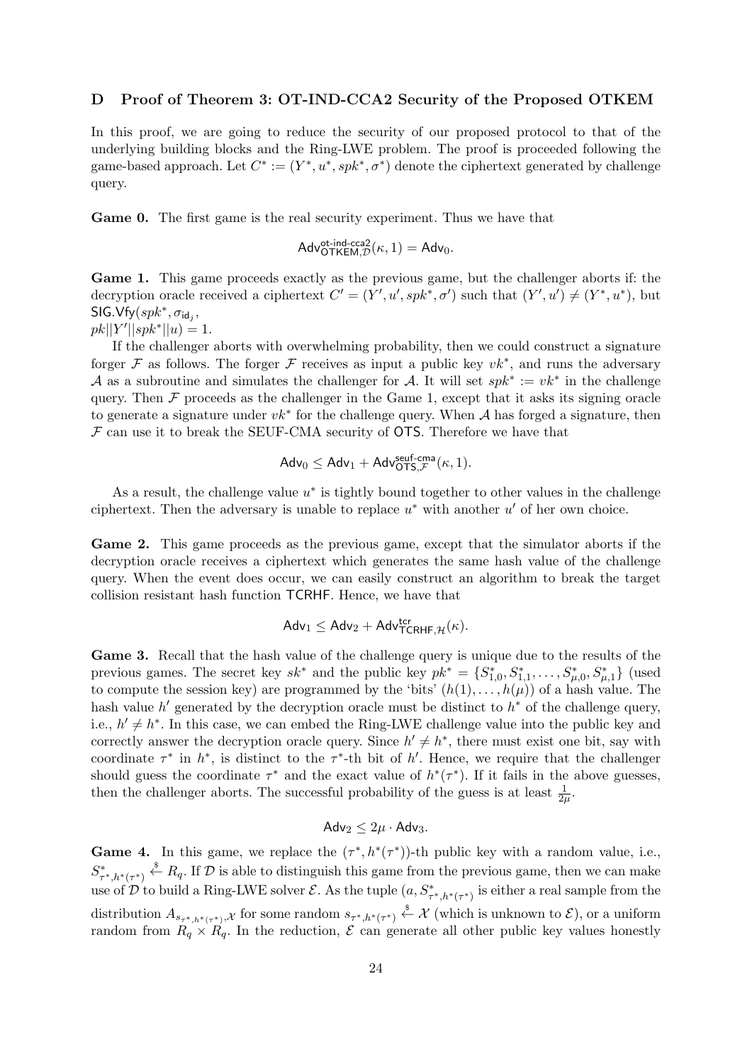## D Proof of Theorem 3: OT-IND-CCA2 Security of the Proposed OTKEM

In this proof, we are going to reduce the security of our proposed protocol to that of the underlying building blocks and the Ring-LWE problem. The proof is proceeded following the game-based approach. Let $C^* := (Y^*, u^*, spk^*, \sigma^*)$ denote the ciphertext generated by challenge query.

**Game 0.** The first game is the real security experiment. Thus we have that

$$\mathsf{Adv}^{\mathsf{ot\text{-}ind\text{-}cca2}}_{\mathsf{OTKEM},\mathcal{D}}(\kappa, 1) = \mathsf{Adv}_0.$$

**Game 1.** This game proceeds exactly as the previous game, but the challenger aborts if: the decryption oracle received a ciphertext $C' = (Y', u', spk^*, \sigma')$ such that $(Y', u') \neq (Y^*, u^*)$, but $\mathsf{SIG.Vfy}(spk^*, \sigma_{\mathsf{id}_j},$
$pk||Y'||spk^*||u) = 1$.

If the challenger aborts with overwhelming probability, then we could construct a signature forger $\mathcal{F}$ as follows. The forger $\mathcal{F}$ receives as input a public key $vk^*$, and runs the adversary $\mathcal{A}$ as a subroutine and simulates the challenger for $\mathcal{A}$. It will set $spk^* := vk^*$ in the challenge query. Then $\mathcal{F}$ proceeds as the challenger in the Game 1, except that it asks its signing oracle to generate a signature under $vk^*$ for the challenge query. When $\mathcal{A}$ has forged a signature, then $\mathcal{F}$ can use it to break the SEUF-CMA security of $\mathsf{OTS}$. Therefore we have that

$$\mathsf{Adv}_0 \leq \mathsf{Adv}_1 + \mathsf{Adv}^{\mathsf{seuf\text{-}cma}}_{\mathsf{OTS},\mathcal{F}}(\kappa, 1).$$

As a result, the challenge value $u^*$ is tightly bound together to other values in the challenge ciphertext. Then the adversary is unable to replace $u^*$ with another $u'$ of her own choice.

**Game 2.** This game proceeds as the previous game, except that the simulator aborts if the decryption oracle receives a ciphertext which generates the same hash value of the challenge query. When the event does occur, we can easily construct an algorithm to break the target collision resistant hash function $\mathsf{TCRHF}$. Hence, we have that

$$\mathsf{Adv}_1 \leq \mathsf{Adv}_2 + \mathsf{Adv}^{\mathsf{tcr}}_{\mathsf{TCRHF},\mathcal{H}}(\kappa).$$

**Game 3.** Recall that the hash value of the challenge query is unique due to the results of the previous games. The secret key $sk^*$ and the public key $pk^* = \{S^*_{1,0}, S^*_{1,1}, \ldots, S^*_{\mu,0}, S^*_{\mu,1}\}$ (used to compute the session key) are programmed by the 'bits' $(h(1), \ldots, h(\mu))$ of a hash value. The hash value $h'$ generated by the decryption oracle must be distinct to $h^*$ of the challenge query, i.e., $h' \neq h^*$. In this case, we can embed the Ring-LWE challenge value into the public key and correctly answer the decryption oracle query. Since $h' \neq h^*$, there must exist one bit, say with coordinate $\tau^*$ in $h^*$, is distinct to the $\tau^*$-th bit of $h'$. Hence, we require that the challenger should guess the coordinate $\tau^*$ and the exact value of $h^*(\tau^*)$. If it fails in the above guesses, then the challenger aborts. The successful probability of the guess is at least $\frac{1}{2\mu}$.

$$\mathsf{Adv}_2 \leq 2\mu \cdot \mathsf{Adv}_3.$$

**Game 4.** In this game, we replace the $(\tau^*, h^*(\tau^*))$-th public key with a random value, i.e., $S^*_{\tau^*,h^*(\tau^*)} \stackrel{\$}{\leftarrow} R_q$. If $\mathcal{D}$ is able to distinguish this game from the previous game, then we can make use of $\mathcal{D}$ to build a Ring-LWE solver $\mathcal{E}$. As the tuple $(a, S^*_{\tau^*,h^*(\tau^*)}$ is either a real sample from the distribution $A_{s_{\tau^*,h^*(\tau^*)},\mathcal{X}}$ for some random $s_{\tau^*,h^*(\tau^*)} \stackrel{\$}{\leftarrow} \mathcal{X}$ (which is unknown to $\mathcal{E}$), or a uniform random from $R_q \times R_q$. In the reduction, $\mathcal{E}$ can generate all other public key values honestly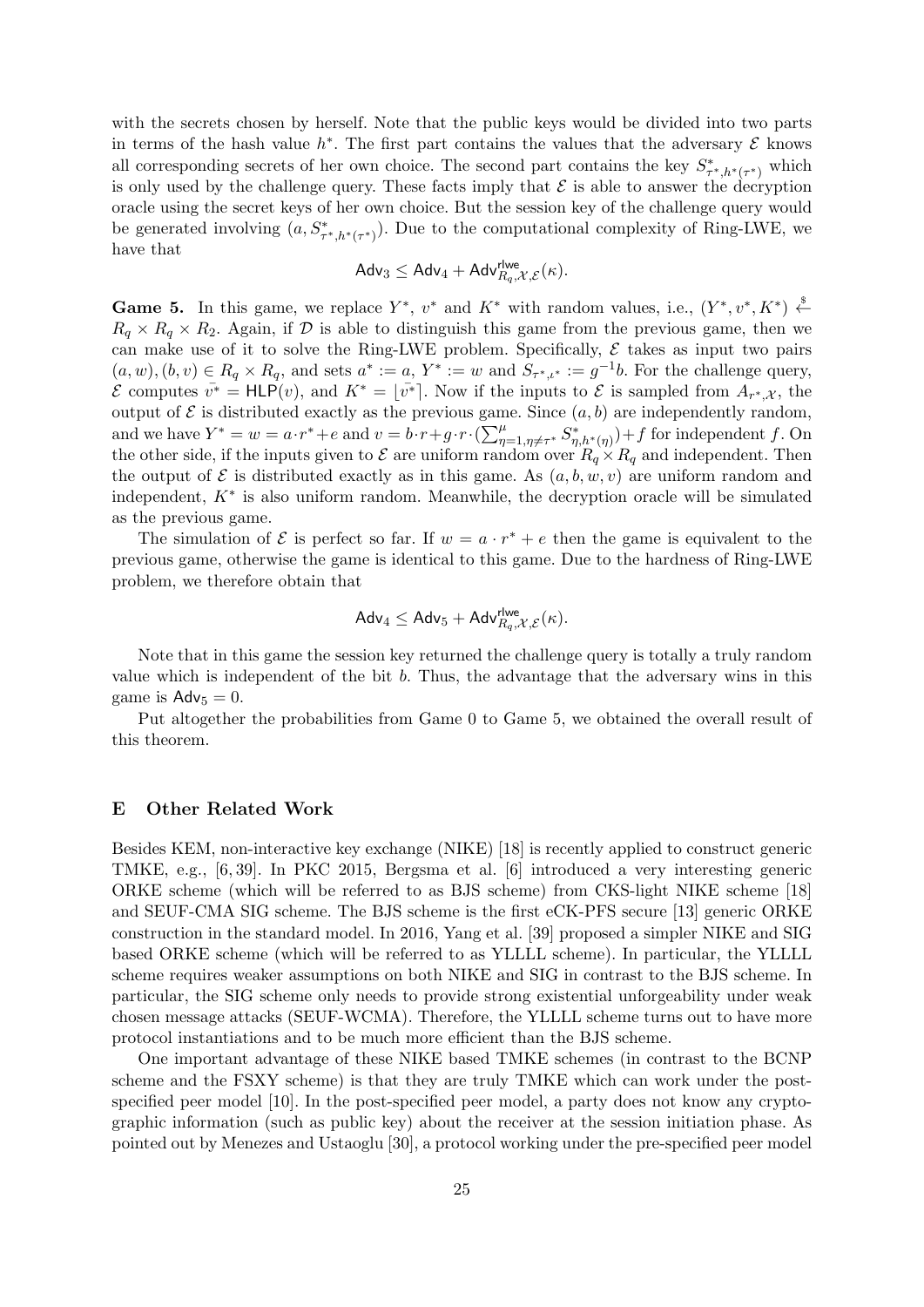with the secrets chosen by herself. Note that the public keys would be divided into two parts in terms of the hash value $h^*$. The first part contains the values that the adversary $\mathcal{E}$ knows all corresponding secrets of her own choice. The second part contains the key $S^*_{\tau^*,h^*(\tau^*)}$ which is only used by the challenge query. These facts imply that $\mathcal{E}$ is able to answer the decryption oracle using the secret keys of her own choice. But the session key of the challenge query would be generated involving $(a, S^*_{\tau^*,h^*(\tau^*)})$. Due to the computational complexity of Ring-LWE, we have that

$$\mathsf{Adv}_3 \leq \mathsf{Adv}_4 + \mathsf{Adv}^{\mathsf{rlwe}}_{R_q,\mathcal{X},\mathcal{E}}(\kappa).$$

**Game 5.** In this game, we replace $Y^*$, $v^*$ and $K^*$ with random values, i.e., $(Y^*, v^*, K^*) \xleftarrow{\$} R_q \times R_q \times R_2$. Again, if $\mathcal{D}$ is able to distinguish this game from the previous game, then we can make use of it to solve the Ring-LWE problem. Specifically, $\mathcal{E}$ takes as input two pairs $(a, w), (b, v) \in R_q \times R_q$, and sets $a^* := a$, $Y^* := w$ and $S_{\tau^*,\iota^*} := g^{-1}b$. For the challenge query, $\mathcal{E}$ computes $\bar{v^*} = \mathsf{HLP}(v)$, and $K^* = \lfloor \bar{v^*} \rceil$. Now if the inputs to $\mathcal{E}$ is sampled from $A_{r^*,\mathcal{X}}$, the output of $\mathcal{E}$ is distributed exactly as the previous game. Since $(a, b)$ are independently random, and we have $Y^* = w = a \cdot r^* + e$ and $v = b \cdot r + g \cdot r \cdot (\sum_{\eta=1,\eta\neq\tau^*}^{\mu} S^*_{\eta,h^*(\eta)}) + f$ for independent $f$. On the other side, if the inputs given to $\mathcal{E}$ are uniform random over $R_q \times R_q$ and independent. Then the output of $\mathcal{E}$ is distributed exactly as in this game. As $(a, b, w, v)$ are uniform random and independent, $K^*$ is also uniform random. Meanwhile, the decryption oracle will be simulated as the previous game.

The simulation of $\mathcal{E}$ is perfect so far. If $w = a \cdot r^* + e$ then the game is equivalent to the previous game, otherwise the game is identical to this game. Due to the hardness of Ring-LWE problem, we therefore obtain that

$$\mathsf{Adv}_4 \leq \mathsf{Adv}_5 + \mathsf{Adv}^{\mathsf{rlwe}}_{R_q,\mathcal{X},\mathcal{E}}(\kappa).$$

Note that in this game the session key returned the challenge query is totally a truly random value which is independent of the bit $b$. Thus, the advantage that the adversary wins in this game is $\mathsf{Adv}_5 = 0$.

Put altogether the probabilities from Game 0 to Game 5, we obtained the overall result of this theorem.

## E Other Related Work

Besides KEM, non-interactive key exchange (NIKE) [18] is recently applied to construct generic TMKE, e.g., [6, 39]. In PKC 2015, Bergsma et al. [6] introduced a very interesting generic ORKE scheme (which will be referred to as BJS scheme) from CKS-light NIKE scheme [18] and SEUF-CMA SIG scheme. The BJS scheme is the first eCK-PFS secure [13] generic ORKE construction in the standard model. In 2016, Yang et al. [39] proposed a simpler NIKE and SIG based ORKE scheme (which will be referred to as YLLLL scheme). In particular, the YLLLL scheme requires weaker assumptions on both NIKE and SIG in contrast to the BJS scheme. In particular, the SIG scheme only needs to provide strong existential unforgeability under weak chosen message attacks (SEUF-WCMA). Therefore, the YLLLL scheme turns out to have more protocol instantiations and to be much more efficient than the BJS scheme.

One important advantage of these NIKE based TMKE schemes (in contrast to the BCNP scheme and the FSXY scheme) is that they are truly TMKE which can work under the post-specified peer model [10]. In the post-specified peer model, a party does not know any cryptographic information (such as public key) about the receiver at the session initiation phase. As pointed out by Menezes and Ustaoglu [30], a protocol working under the pre-specified peer model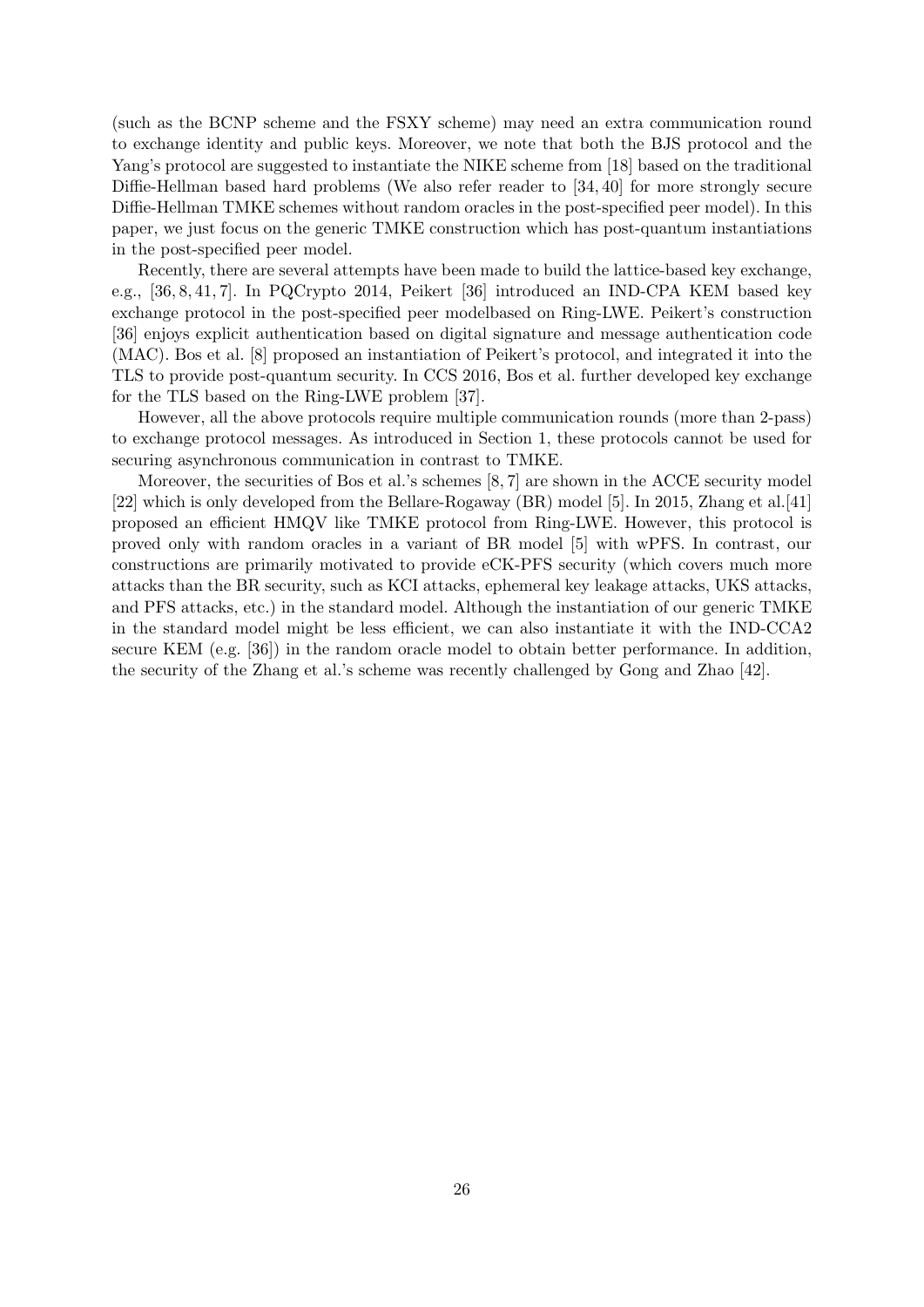(such as the BCNP scheme and the FSXY scheme) may need an extra communication round to exchange identity and public keys. Moreover, we note that both the BJS protocol and the Yang's protocol are suggested to instantiate the NIKE scheme from [18] based on the traditional Diffie-Hellman based hard problems (We also refer reader to [34, 40] for more strongly secure Diffie-Hellman TMKE schemes without random oracles in the post-specified peer model). In this paper, we just focus on the generic TMKE construction which has post-quantum instantiations in the post-specified peer model.

Recently, there are several attempts have been made to build the lattice-based key exchange, e.g., [36, 8, 41, 7]. In PQCrypto 2014, Peikert [36] introduced an IND-CPA KEM based key exchange protocol in the post-specified peer modelbased on Ring-LWE. Peikert's construction [36] enjoys explicit authentication based on digital signature and message authentication code (MAC). Bos et al. [8] proposed an instantiation of Peikert's protocol, and integrated it into the TLS to provide post-quantum security. In CCS 2016, Bos et al. further developed key exchange for the TLS based on the Ring-LWE problem [37].

However, all the above protocols require multiple communication rounds (more than 2-pass) to exchange protocol messages. As introduced in Section 1, these protocols cannot be used for securing asynchronous communication in contrast to TMKE.

Moreover, the securities of Bos et al.'s schemes [8, 7] are shown in the ACCE security model [22] which is only developed from the Bellare-Rogaway (BR) model [5]. In 2015, Zhang et al.[41] proposed an efficient HMQV like TMKE protocol from Ring-LWE. However, this protocol is proved only with random oracles in a variant of BR model [5] with wPFS. In contrast, our constructions are primarily motivated to provide eCK-PFS security (which covers much more attacks than the BR security, such as KCI attacks, ephemeral key leakage attacks, UKS attacks, and PFS attacks, etc.) in the standard model. Although the instantiation of our generic TMKE in the standard model might be less efficient, we can also instantiate it with the IND-CCA2 secure KEM (e.g. [36]) in the random oracle model to obtain better performance. In addition, the security of the Zhang et al.'s scheme was recently challenged by Gong and Zhao [42].